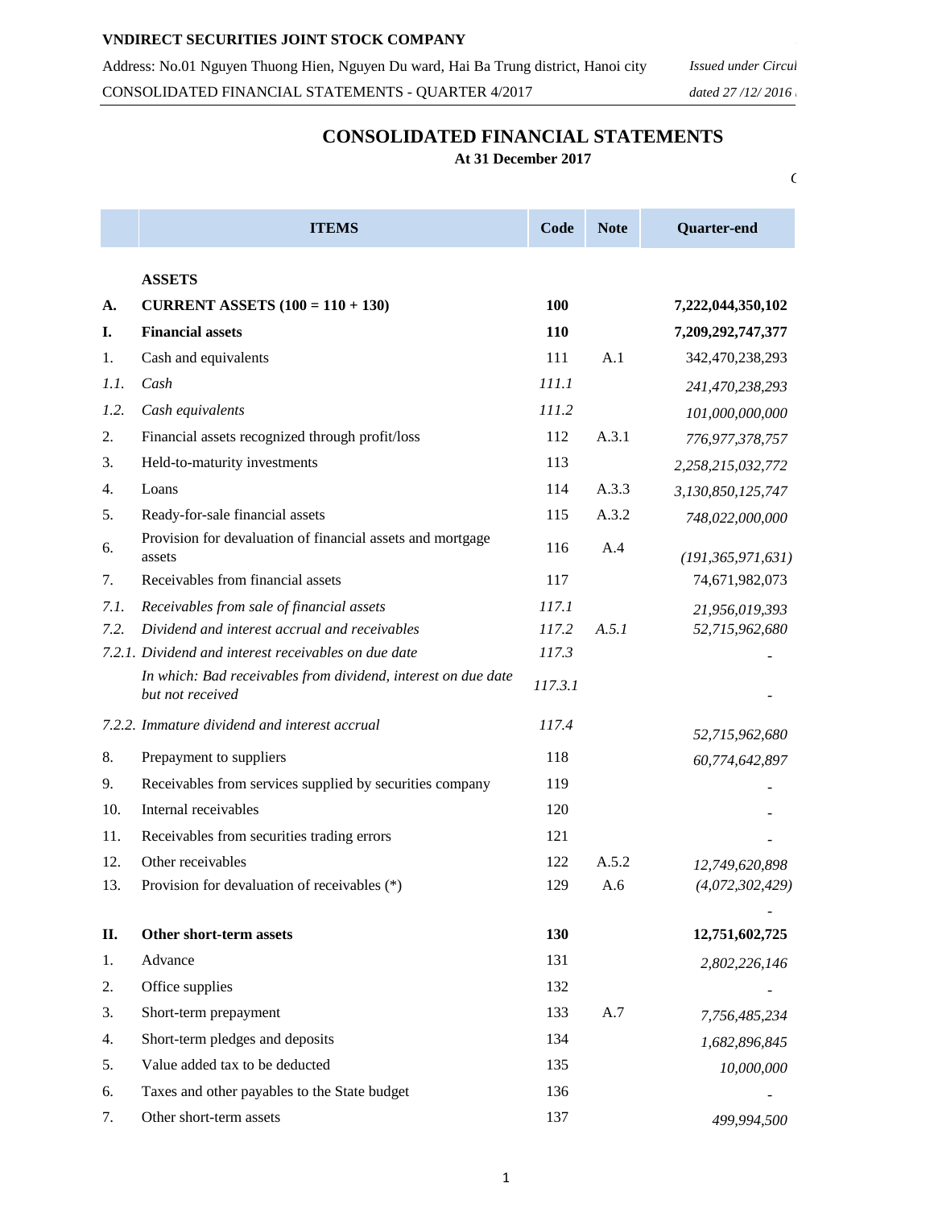**VNDIRECT SECURITIES JOINT STOCK COMPANY**

Address: No.01 Nguyen Thuong Hien, Nguyen Du ward, Hai Ba Trung district, Hanoi city *Issued under Circul*

CONSOLIDATED FINANCIAL STATEMENTS - QUARTER 4/2017 *dated 27 /12/ 2016*

# CONSOLIDATED FINANCIAL STATEMENTS

**At 31 December 2017**

| | ITEMS | Code | Note | Quarter-end |
|---|---|---|---|---|
| | **ASSETS** | | | |
| **A.** | **CURRENT ASSETS (100 = 110 + 130)** | **100** | | **7,222,044,350,102** |
| **I.** | **Financial assets** | **110** | | **7,209,292,747,377** |
| 1. | Cash and equivalents | 111 | A.1 | 342,470,238,293 |
| *1.1.* | *Cash* | *111.1* | | *241,470,238,293* |
| *1.2.* | *Cash equivalents* | *111.2* | | *101,000,000,000* |
| 2. | Financial assets recognized through profit/loss | 112 | A.3.1 | *776,977,378,757* |
| 3. | Held-to-maturity investments | 113 | | *2,258,215,032,772* |
| 4. | Loans | 114 | A.3.3 | *3,130,850,125,747* |
| 5. | Ready-for-sale financial assets | 115 | A.3.2 | *748,022,000,000* |
| 6. | Provision for devaluation of financial assets and mortgage assets | 116 | A.4 | *(191,365,971,631)* |
| 7. | Receivables from financial assets | 117 | | 74,671,982,073 |
| *7.1.* | *Receivables from sale of financial assets* | *117.1* | | *21,956,019,393* |
| *7.2.* | *Dividend and interest accrual and receivables* | *117.2* | *A.5.1* | *52,715,962,680* |
| *7.2.1.* | *Dividend and interest receivables on due date* | *117.3* | | - |
| | *In which: Bad receivables from dividend, interest on due date but not received* | *117.3.1* | | - |
| *7.2.2.* | *Immature dividend and interest accrual* | *117.4* | | *52,715,962,680* |
| 8. | Prepayment to suppliers | 118 | | *60,774,642,897* |
| 9. | Receivables from services supplied by securities company | 119 | | - |
| 10. | Internal receivables | 120 | | - |
| 11. | Receivables from securities trading errors | 121 | | - |
| 12. | Other receivables | 122 | A.5.2 | *12,749,620,898* |
| 13. | Provision for devaluation of receivables (*) | 129 | A.6 | *(4,072,302,429)* |
| | | | | - |
| **II.** | **Other short-term assets** | **130** | | **12,751,602,725** |
| 1. | Advance | 131 | | *2,802,226,146* |
| 2. | Office supplies | 132 | | - |
| 3. | Short-term prepayment | 133 | A.7 | *7,756,485,234* |
| 4. | Short-term pledges and deposits | 134 | | *1,682,896,845* |
| 5. | Value added tax to be deducted | 135 | | *10,000,000* |
| 6. | Taxes and other payables to the State budget | 136 | | - |
| 7. | Other short-term assets | 137 | | *499,994,500* |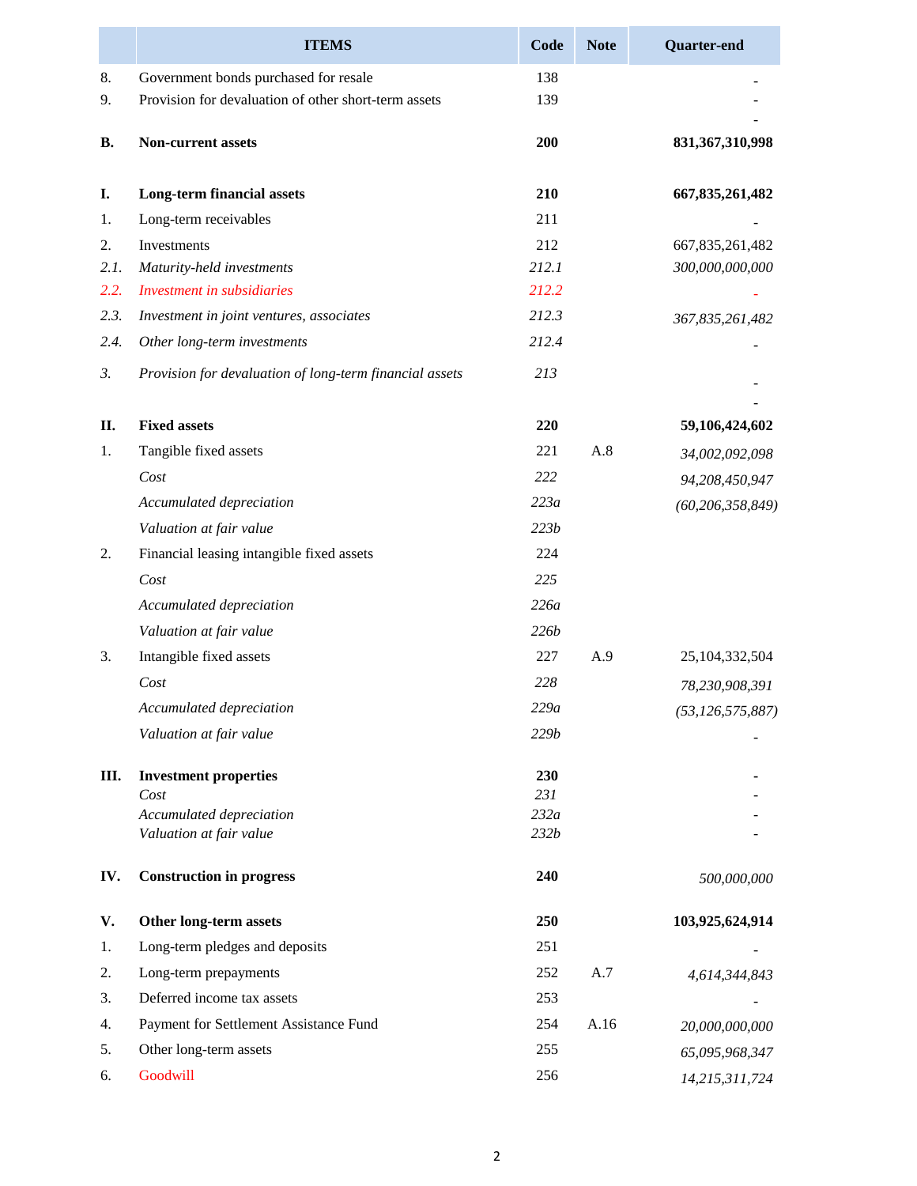| | ITEMS | Code | Note | Quarter-end |
|---|---|---|---|---|
| 8. | Government bonds purchased for resale | 138 | | - |
| 9. | Provision for devaluation of other short-term assets | 139 | | - |
| | | | | - |
| **B.** | **Non-current assets** | **200** | | **831,367,310,998** |
| **I.** | **Long-term financial assets** | **210** | | **667,835,261,482** |
| 1. | Long-term receivables | 211 | | - |
| 2. | Investments | 212 | | 667,835,261,482 |
| *2.1.* | *Maturity-held investments* | *212.1* | | *300,000,000,000* |
| *2.2.* | *Investment in subsidiaries* | *212.2* | | - |
| *2.3.* | *Investment in joint ventures, associates* | *212.3* | | *367,835,261,482* |
| *2.4.* | *Other long-term investments* | *212.4* | | - |
| *3.* | *Provision for devaluation of long-term financial assets* | *213* | | - |
| | | | | - |
| **II.** | **Fixed assets** | **220** | | **59,106,424,602** |
| 1. | Tangible fixed assets | 221 | A.8 | *34,002,092,098* |
| | *Cost* | *222* | | *94,208,450,947* |
| | *Accumulated depreciation* | *223a* | | *(60,206,358,849)* |
| | *Valuation at fair value* | *223b* | | |
| 2. | Financial leasing intangible fixed assets | 224 | | |
| | *Cost* | *225* | | |
| | *Accumulated depreciation* | *226a* | | |
| | *Valuation at fair value* | *226b* | | |
| 3. | Intangible fixed assets | 227 | A.9 | 25,104,332,504 |
| | *Cost* | *228* | | *78,230,908,391* |
| | *Accumulated depreciation* | *229a* | | *(53,126,575,887)* |
| | *Valuation at fair value* | *229b* | | - |
| **III.** | **Investment properties** | **230** | | **-** |
| | *Cost* | *231* | | - |
| | *Accumulated depreciation* | *232a* | | - |
| | *Valuation at fair value* | *232b* | | - |
| **IV.** | **Construction in progress** | **240** | | *500,000,000* |
| **V.** | **Other long-term assets** | **250** | | **103,925,624,914** |
| 1. | Long-term pledges and deposits | 251 | | - |
| 2. | Long-term prepayments | 252 | A.7 | *4,614,344,843* |
| 3. | Deferred income tax assets | 253 | | - |
| 4. | Payment for Settlement Assistance Fund | 254 | A.16 | *20,000,000,000* |
| 5. | Other long-term assets | 255 | | *65,095,968,347* |
| 6. | Goodwill | 256 | | *14,215,311,724* |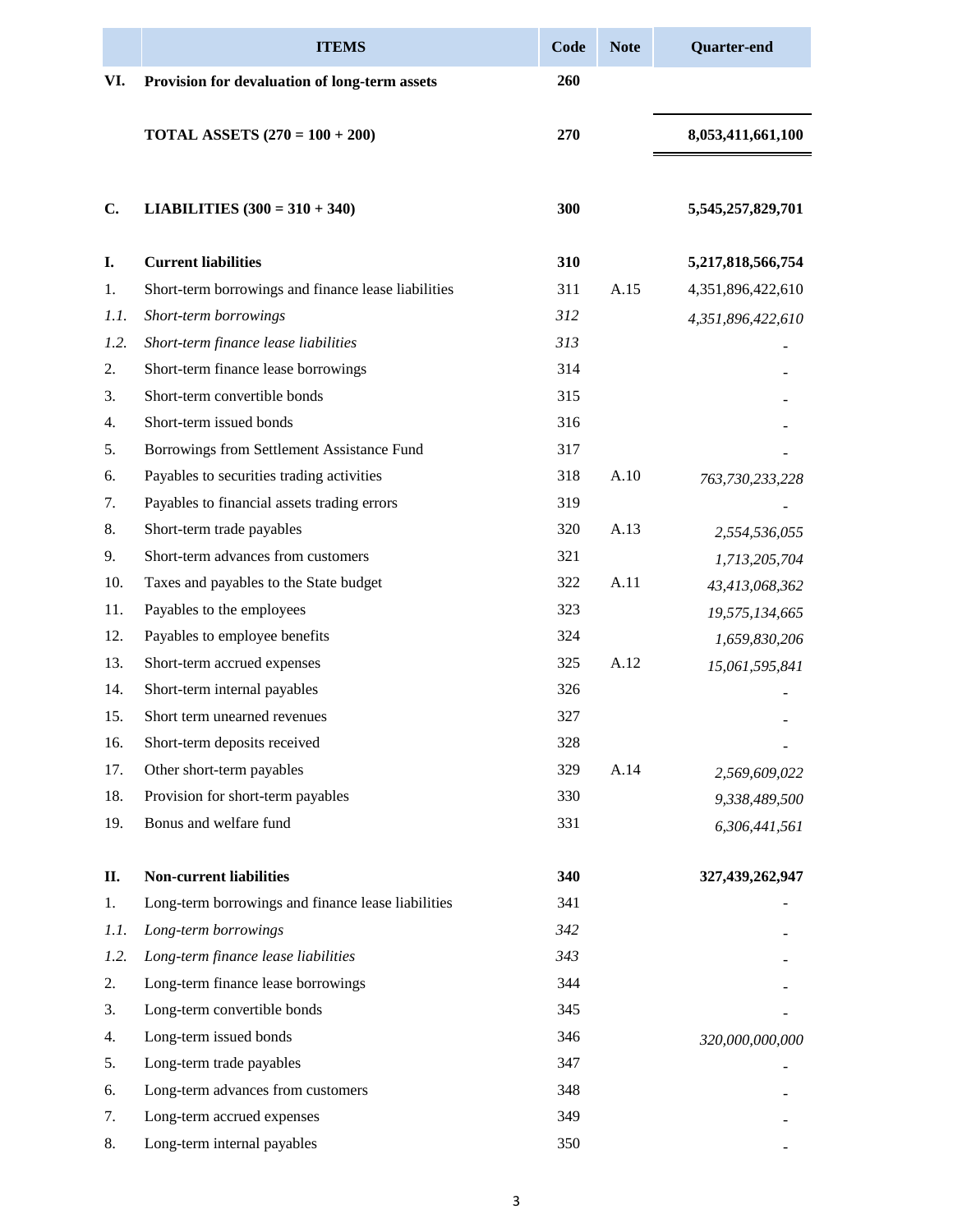|  | ITEMS | Code | Note | Quarter-end |
|---|---|---|---|---|
| **VI.** | **Provision for devaluation of long-term assets** | **260** |  |  |
|  | **TOTAL ASSETS (270 = 100 + 200)** | **270** |  | **8,053,411,661,100** |
| **C.** | **LIABILITIES (300 = 310 + 340)** | **300** |  | **5,545,257,829,701** |
| **I.** | **Current liabilities** | **310** |  | **5,217,818,566,754** |
| 1. | Short-term borrowings and finance lease liabilities | 311 | A.15 | 4,351,896,422,610 |
| *1.1.* | *Short-term borrowings* | *312* |  | *4,351,896,422,610* |
| *1.2.* | *Short-term finance lease liabilities* | *313* |  | - |
| 2. | Short-term finance lease borrowings | 314 |  | - |
| 3. | Short-term convertible bonds | 315 |  | - |
| 4. | Short-term issued bonds | 316 |  | - |
| 5. | Borrowings from Settlement Assistance Fund | 317 |  | - |
| 6. | Payables to securities trading activities | 318 | A.10 | *763,730,233,228* |
| 7. | Payables to financial assets trading errors | 319 |  | - |
| 8. | Short-term trade payables | 320 | A.13 | *2,554,536,055* |
| 9. | Short-term advances from customers | 321 |  | *1,713,205,704* |
| 10. | Taxes and payables to the State budget | 322 | A.11 | *43,413,068,362* |
| 11. | Payables to the employees | 323 |  | *19,575,134,665* |
| 12. | Payables to employee benefits | 324 |  | *1,659,830,206* |
| 13. | Short-term accrued expenses | 325 | A.12 | *15,061,595,841* |
| 14. | Short-term internal payables | 326 |  | - |
| 15. | Short term unearned revenues | 327 |  | - |
| 16. | Short-term deposits received | 328 |  | - |
| 17. | Other short-term payables | 329 | A.14 | *2,569,609,022* |
| 18. | Provision for short-term payables | 330 |  | *9,338,489,500* |
| 19. | Bonus and welfare fund | 331 |  | *6,306,441,561* |
| **II.** | **Non-current liabilities** | **340** |  | **327,439,262,947** |
| 1. | Long-term borrowings and finance lease liabilities | 341 |  | - |
| *1.1.* | *Long-term borrowings* | *342* |  | - |
| *1.2.* | *Long-term finance lease liabilities* | *343* |  | - |
| 2. | Long-term finance lease borrowings | 344 |  | - |
| 3. | Long-term convertible bonds | 345 |  | - |
| 4. | Long-term issued bonds | 346 |  | *320,000,000,000* |
| 5. | Long-term trade payables | 347 |  | - |
| 6. | Long-term advances from customers | 348 |  | - |
| 7. | Long-term accrued expenses | 349 |  | - |
| 8. | Long-term internal payables | 350 |  | - |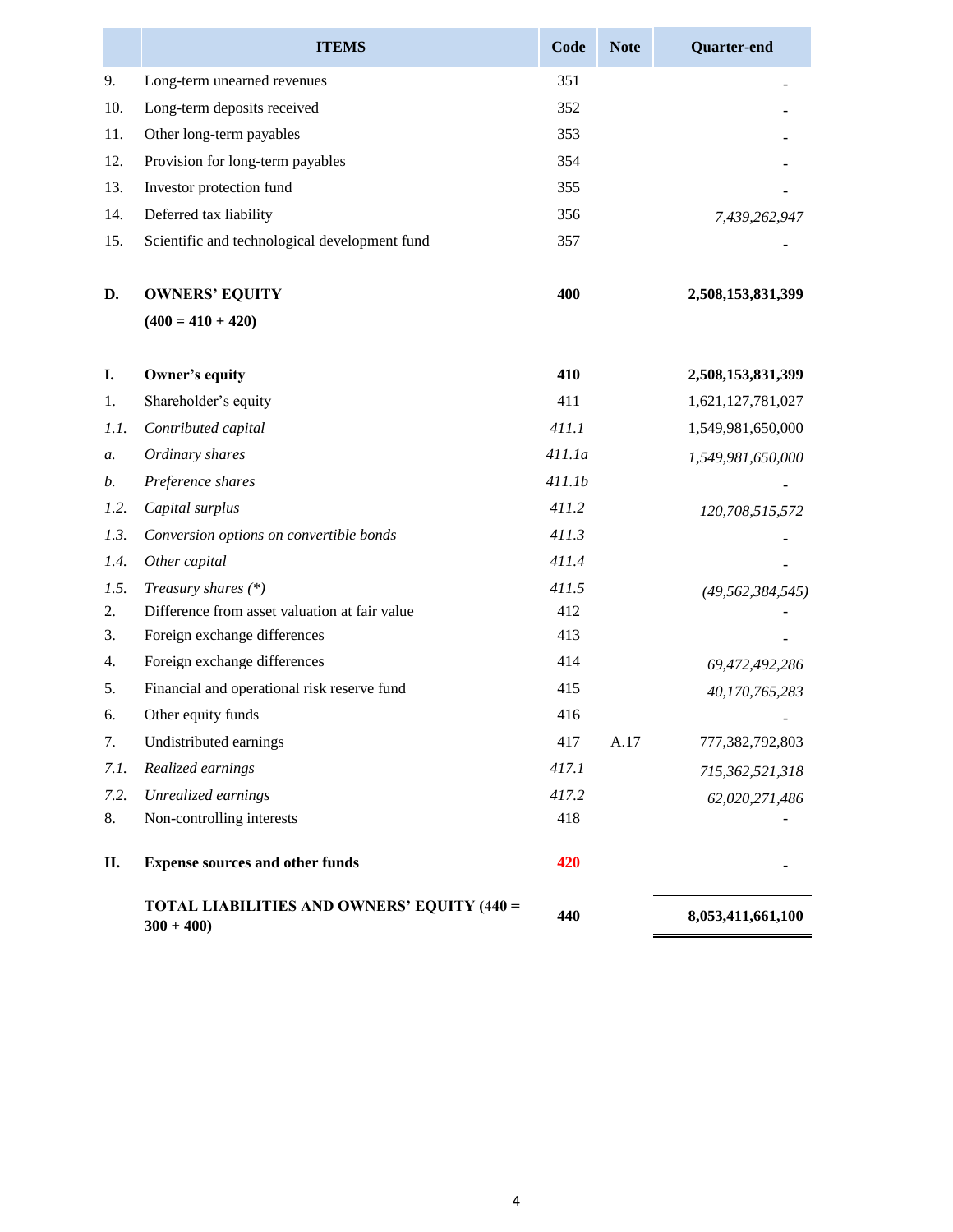| | ITEMS | Code | Note | Quarter-end |
|---|---|---|---|---|
| 9. | Long-term unearned revenues | 351 | | - |
| 10. | Long-term deposits received | 352 | | - |
| 11. | Other long-term payables | 353 | | - |
| 12. | Provision for long-term payables | 354 | | - |
| 13. | Investor protection fund | 355 | | - |
| 14. | Deferred tax liability | 356 | | *7,439,262,947* |
| 15. | Scientific and technological development fund | 357 | | - |
| **D.** | **OWNERS' EQUITY (400 = 410 + 420)** | **400** | | **2,508,153,831,399** |
| **I.** | **Owner's equity** | **410** | | **2,508,153,831,399** |
| 1. | Shareholder's equity | 411 | | 1,621,127,781,027 |
| *1.1.* | *Contributed capital* | *411.1* | | 1,549,981,650,000 |
| *a.* | *Ordinary shares* | *411.1a* | | *1,549,981,650,000* |
| *b.* | *Preference shares* | *411.1b* | | - |
| *1.2.* | *Capital surplus* | *411.2* | | *120,708,515,572* |
| *1.3.* | *Conversion options on convertible bonds* | *411.3* | | - |
| *1.4.* | *Other capital* | *411.4* | | - |
| *1.5.* | *Treasury shares (*)* | *411.5* | | *(49,562,384,545)* |
| 2. | Difference from asset valuation at fair value | 412 | | - |
| 3. | Foreign exchange differences | 413 | | - |
| 4. | Foreign exchange differences | 414 | | *69,472,492,286* |
| 5. | Financial and operational risk reserve fund | 415 | | *40,170,765,283* |
| 6. | Other equity funds | 416 | | - |
| 7. | Undistributed earnings | 417 | A.17 | 777,382,792,803 |
| *7.1.* | *Realized earnings* | *417.1* | | *715,362,521,318* |
| *7.2.* | *Unrealized earnings* | *417.2* | | *62,020,271,486* |
| 8. | Non-controlling interests | 418 | | - |
| **II.** | **Expense sources and other funds** | **420** | | - |
| | **TOTAL LIABILITIES AND OWNERS' EQUITY (440 = 300 + 400)** | **440** | | **8,053,411,661,100** |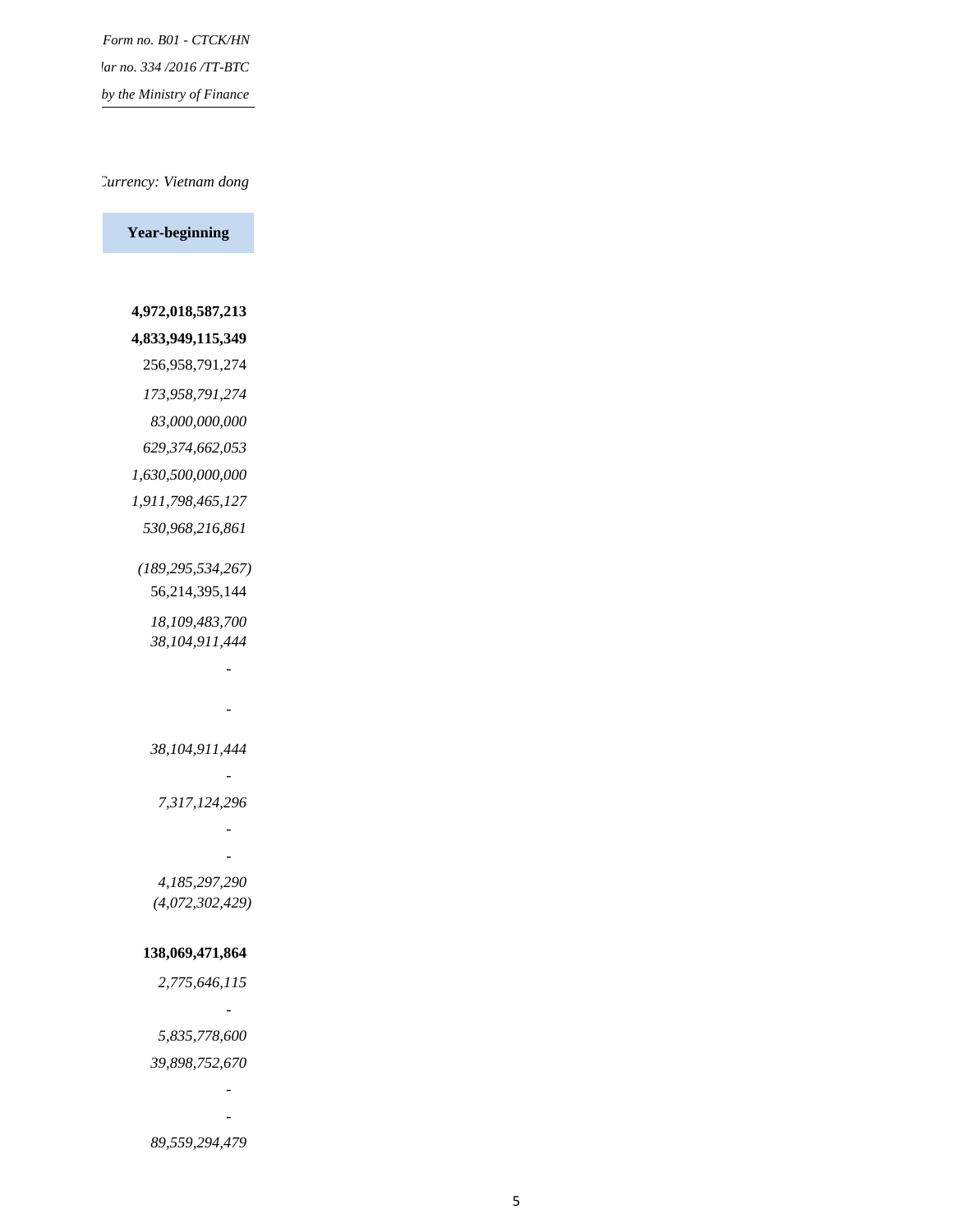*Form no. B01 - CTCK/HN*

*lar no. 334 /2016 /TT-BTC*

*by the Ministry of Finance*

*Currency: Vietnam dong*

| Year-beginning |
|---:|
| |
| **4,972,018,587,213** |
| **4,833,949,115,349** |
| 256,958,791,274 |
| *173,958,791,274* |
| *83,000,000,000* |
| *629,374,662,053* |
| *1,630,500,000,000* |
| *1,911,798,465,127* |
| *530,968,216,861* |
| *(189,295,534,267)* |
| 56,214,395,144 |
| *18,109,483,700* |
| *38,104,911,444* |
| - |
| - |
| *38,104,911,444* |
| - |
| *7,317,124,296* |
| - |
| - |
| *4,185,297,290* |
| *(4,072,302,429)* |
| |
| **138,069,471,864** |
| *2,775,646,115* |
| - |
| *5,835,778,600* |
| *39,898,752,670* |
| - |
| - |
| *89,559,294,479* |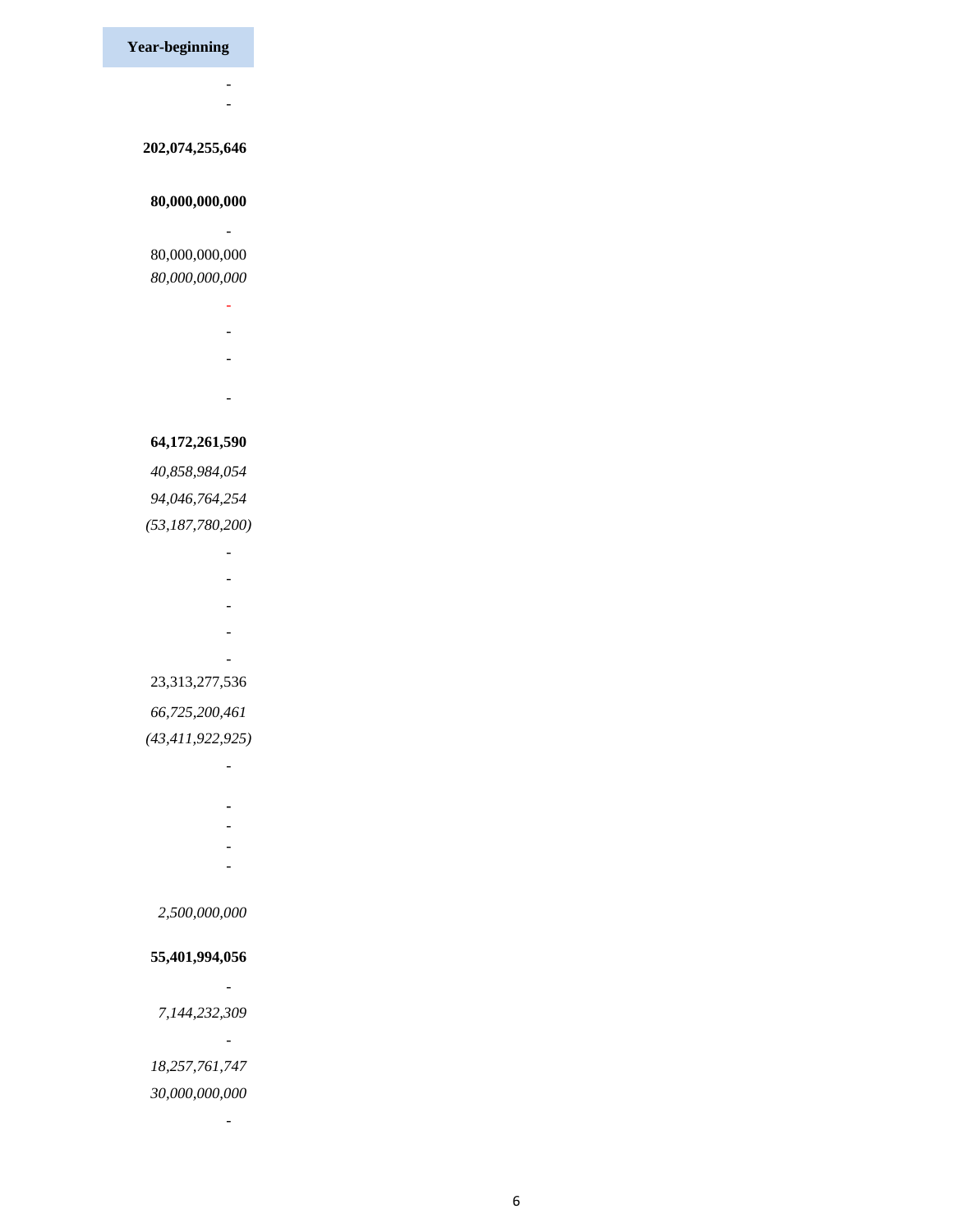| Year-beginning |
|---:|
| - |
| - |
| **202,074,255,646** |
| **80,000,000,000** |
| - |
| 80,000,000,000 |
| *80,000,000,000* |
| - |
| - |
| - |
| - |
| **64,172,261,590** |
| *40,858,984,054* |
| *94,046,764,254* |
| *(53,187,780,200)* |
| - |
| - |
| - |
| - |
| - |
| 23,313,277,536 |
| *66,725,200,461* |
| *(43,411,922,925)* |
| - |
| - |
| - |
| - |
| - |
| *2,500,000,000* |
| **55,401,994,056** |
| - |
| *7,144,232,309* |
| - |
| *18,257,761,747* |
| *30,000,000,000* |
| - |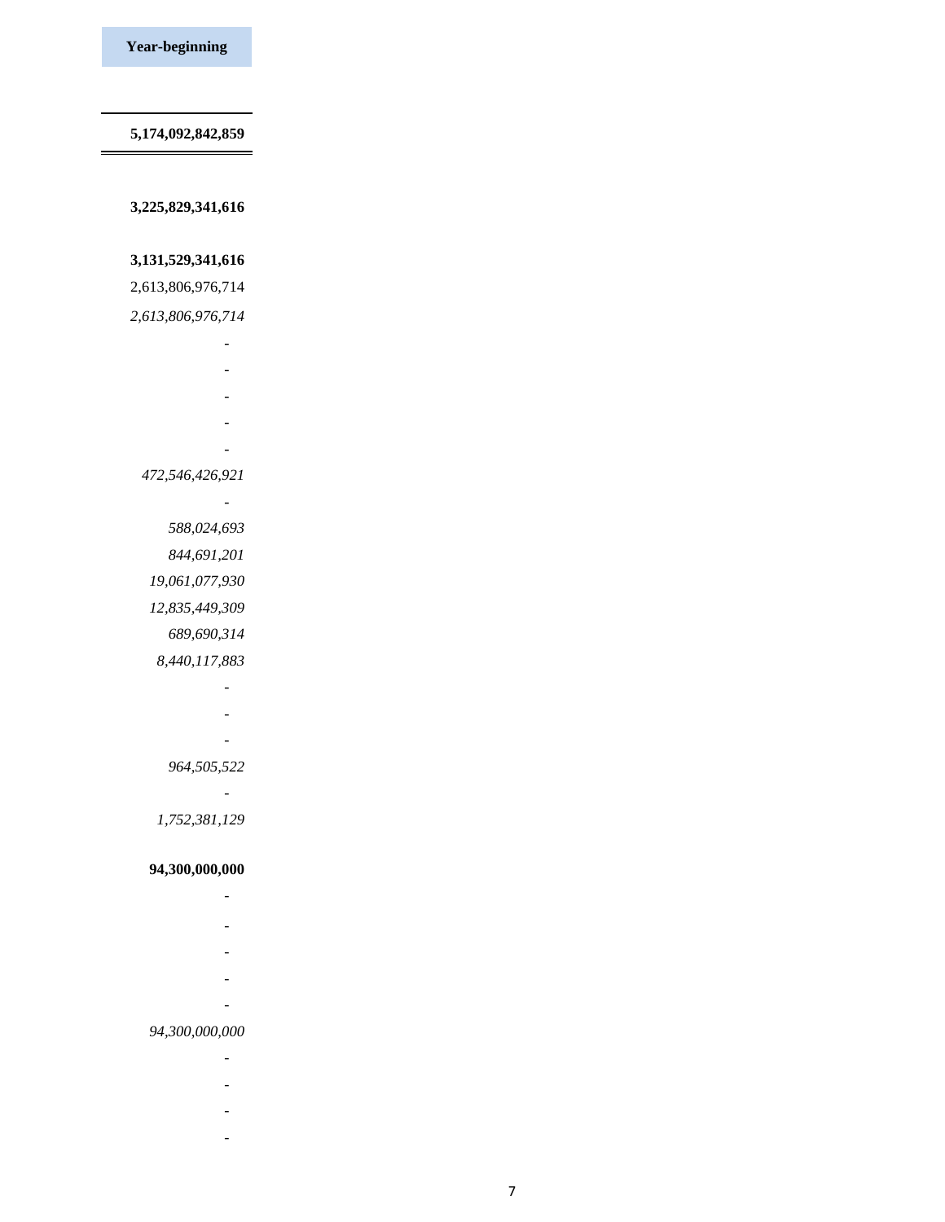| Year-beginning |
|---|
| **5,174,092,842,859** |
| **3,225,829,341,616** |
| **3,131,529,341,616** |
| 2,613,806,976,714 |
| *2,613,806,976,714* |
| - |
| - |
| - |
| - |
| - |
| *472,546,426,921* |
| - |
| *588,024,693* |
| *844,691,201* |
| *19,061,077,930* |
| *12,835,449,309* |
| *689,690,314* |
| *8,440,117,883* |
| - |
| - |
| - |
| *964,505,522* |
| - |
| *1,752,381,129* |
| **94,300,000,000** |
| - |
| - |
| - |
| - |
| - |
| *94,300,000,000* |
| - |
| - |
| - |
| - |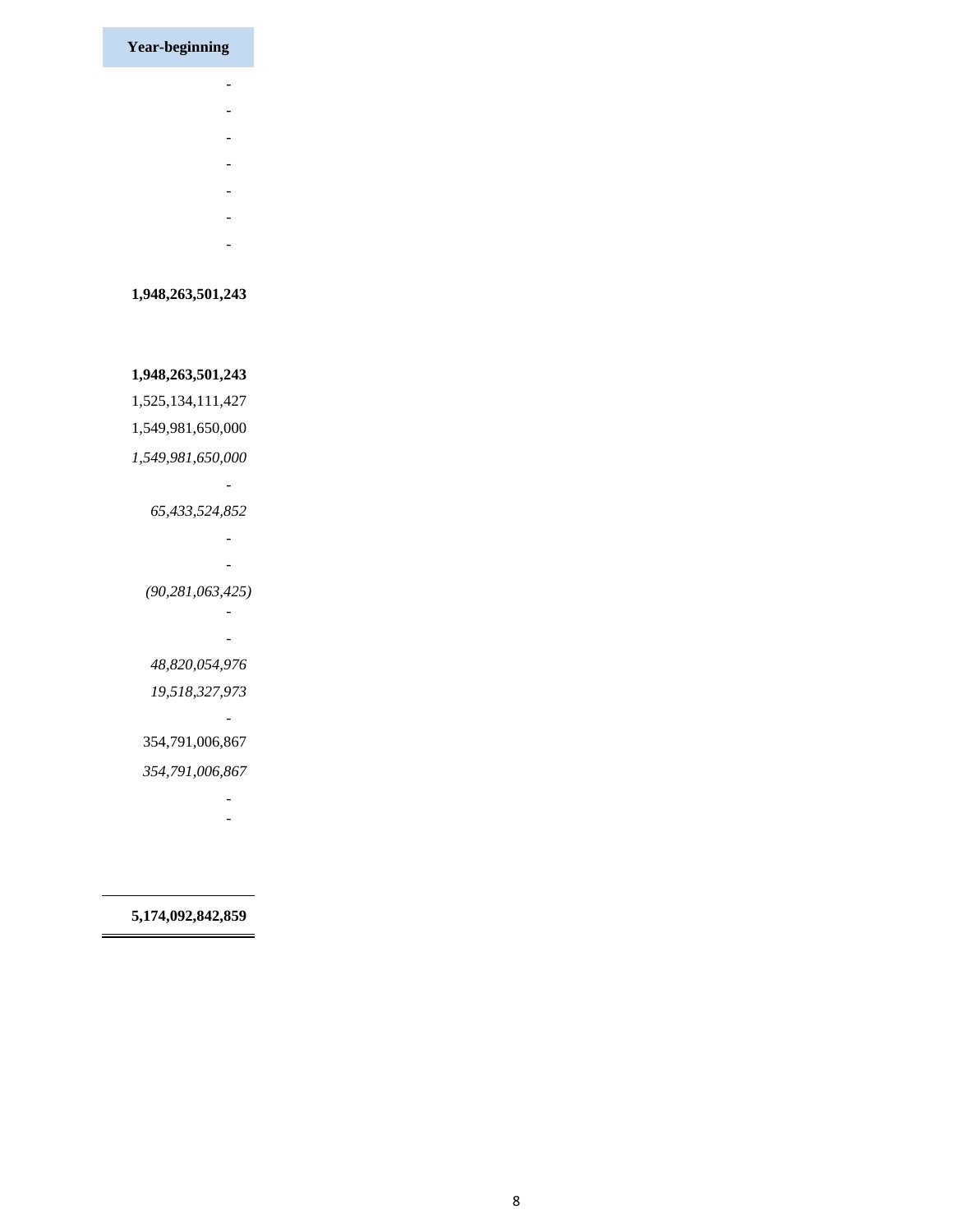| **Year-beginning** |
| ---: |
| - |
| - |
| - |
| - |
| - |
| - |
| - |
| |
| **1,948,263,501,243** |
| |
| |
| **1,948,263,501,243** |
| 1,525,134,111,427 |
| 1,549,981,650,000 |
| *1,549,981,650,000* |
| - |
| *65,433,524,852* |
| - |
| - |
| *(90,281,063,425)* |
| - |
| - |
| *48,820,054,976* |
| *19,518,327,973* |
| - |
| 354,791,006,867 |
| *354,791,006,867* |
| - |
| - |
| |
| |
| **5,174,092,842,859** |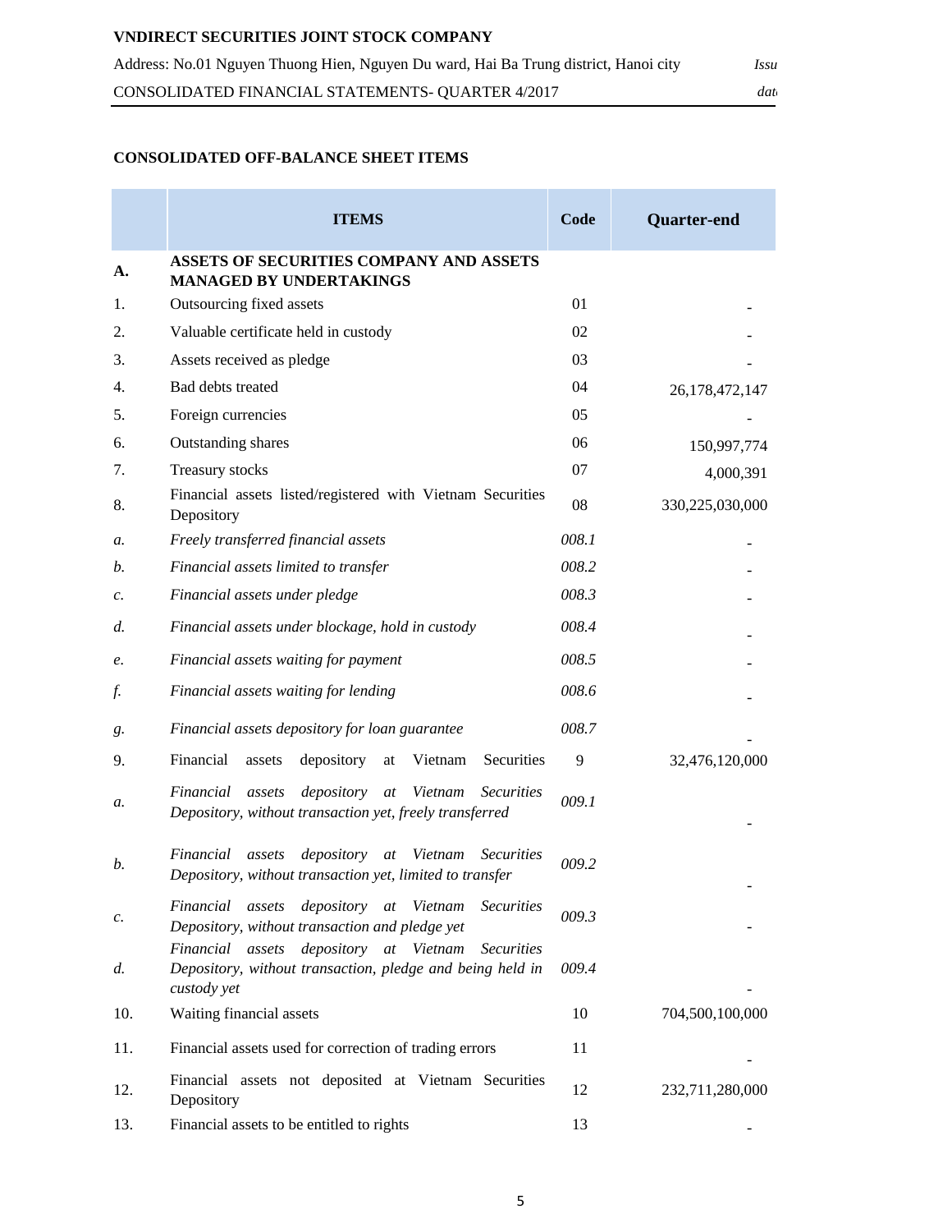**VNDIRECT SECURITIES JOINT STOCK COMPANY**

Address: No.01 Nguyen Thuong Hien, Nguyen Du ward, Hai Ba Trung district, Hanoi city

CONSOLIDATED FINANCIAL STATEMENTS- QUARTER 4/2017

## CONSOLIDATED OFF-BALANCE SHEET ITEMS

| | ITEMS | Code | Quarter-end |
|---|---|---|---|
| **A.** | **ASSETS OF SECURITIES COMPANY AND ASSETS MANAGED BY UNDERTAKINGS** | | |
| 1. | Outsourcing fixed assets | 01 | - |
| 2. | Valuable certificate held in custody | 02 | - |
| 3. | Assets received as pledge | 03 | - |
| 4. | Bad debts treated | 04 | 26,178,472,147 |
| 5. | Foreign currencies | 05 | - |
| 6. | Outstanding shares | 06 | 150,997,774 |
| 7. | Treasury stocks | 07 | 4,000,391 |
| 8. | Financial assets listed/registered with Vietnam Securities Depository | 08 | 330,225,030,000 |
| *a.* | *Freely transferred financial assets* | *008.1* | - |
| *b.* | *Financial assets limited to transfer* | *008.2* | - |
| *c.* | *Financial assets under pledge* | *008.3* | - |
| *d.* | *Financial assets under blockage, hold in custody* | *008.4* | - |
| *e.* | *Financial assets waiting for payment* | *008.5* | - |
| *f.* | *Financial assets waiting for lending* | *008.6* | - |
| *g.* | *Financial assets depository for loan guarantee* | *008.7* | - |
| 9. | Financial assets depository at Vietnam Securities | 9 | 32,476,120,000 |
| *a.* | *Financial assets depository at Vietnam Securities Depository, without transaction yet, freely transferred* | *009.1* | - |
| *b.* | *Financial assets depository at Vietnam Securities Depository, without transaction yet, limited to transfer* | *009.2* | - |
| *c.* | *Financial assets depository at Vietnam Securities Depository, without transaction and pledge yet* | *009.3* | - |
| *d.* | *Financial assets depository at Vietnam Securities Depository, without transaction, pledge and being held in custody yet* | *009.4* | - |
| 10. | Waiting financial assets | 10 | 704,500,100,000 |
| 11. | Financial assets used for correction of trading errors | 11 | - |
| 12. | Financial assets not deposited at Vietnam Securities Depository | 12 | 232,711,280,000 |
| 13. | Financial assets to be entitled to rights | 13 | - |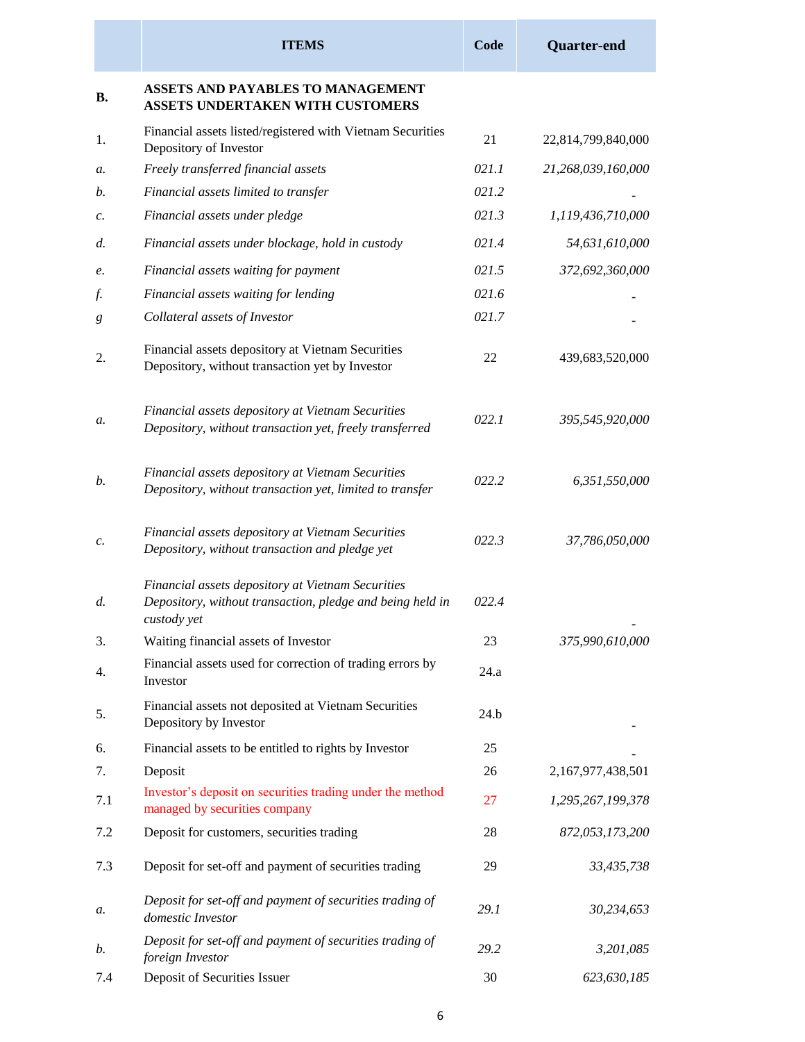| | ITEMS | Code | Quarter-end |
|---|---|---|---|
| **B.** | **ASSETS AND PAYABLES TO MANAGEMENT ASSETS UNDERTAKEN WITH CUSTOMERS** | | |
| 1. | Financial assets listed/registered with Vietnam Securities Depository of Investor | 21 | 22,814,799,840,000 |
| *a.* | *Freely transferred financial assets* | *021.1* | *21,268,039,160,000* |
| *b.* | *Financial assets limited to transfer* | *021.2* | - |
| *c.* | *Financial assets under pledge* | *021.3* | *1,119,436,710,000* |
| *d.* | *Financial assets under blockage, hold in custody* | *021.4* | *54,631,610,000* |
| *e.* | *Financial assets waiting for payment* | *021.5* | *372,692,360,000* |
| *f.* | *Financial assets waiting for lending* | *021.6* | - |
| *g* | *Collateral assets of Investor* | *021.7* | - |
| 2. | Financial assets depository at Vietnam Securities Depository, without transaction yet by Investor | 22 | 439,683,520,000 |
| *a.* | *Financial assets depository at Vietnam Securities Depository, without transaction yet, freely transferred* | *022.1* | *395,545,920,000* |
| *b.* | *Financial assets depository at Vietnam Securities Depository, without transaction yet, limited to transfer* | *022.2* | *6,351,550,000* |
| *c.* | *Financial assets depository at Vietnam Securities Depository, without transaction and pledge yet* | *022.3* | *37,786,050,000* |
| *d.* | *Financial assets depository at Vietnam Securities Depository, without transaction, pledge and being held in custody yet* | *022.4* | - |
| 3. | Waiting financial assets of Investor | 23 | *375,990,610,000* |
| 4. | Financial assets used for correction of trading errors by Investor | 24.a | |
| 5. | Financial assets not deposited at Vietnam Securities Depository by Investor | 24.b | - |
| 6. | Financial assets to be entitled to rights by Investor | 25 | - |
| 7. | Deposit | 26 | 2,167,977,438,501 |
| 7.1 | Investor's deposit on securities trading under the method managed by securities company | 27 | *1,295,267,199,378* |
| 7.2 | Deposit for customers, securities trading | 28 | *872,053,173,200* |
| 7.3 | Deposit for set-off and payment of securities trading | 29 | *33,435,738* |
| *a.* | *Deposit for set-off and payment of securities trading of domestic Investor* | *29.1* | *30,234,653* |
| *b.* | *Deposit for set-off and payment of securities trading of foreign Investor* | *29.2* | *3,201,085* |
| 7.4 | Deposit of Securities Issuer | 30 | *623,630,185* |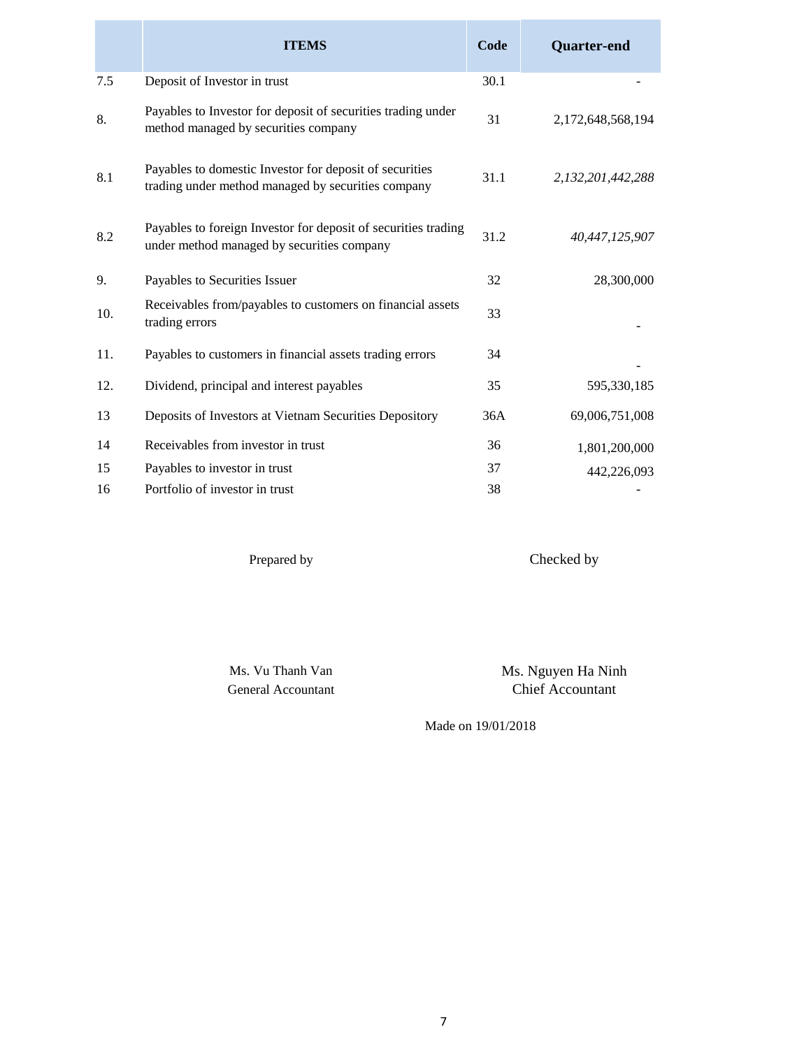| | ITEMS | Code | Quarter-end |
|---|---|---|---|
| 7.5 | Deposit of Investor in trust | 30.1 | - |
| 8. | Payables to Investor for deposit of securities trading under method managed by securities company | 31 | 2,172,648,568,194 |
| 8.1 | Payables to domestic Investor for deposit of securities trading under method managed by securities company | 31.1 | *2,132,201,442,288* |
| 8.2 | Payables to foreign Investor for deposit of securities trading under method managed by securities company | 31.2 | *40,447,125,907* |
| 9. | Payables to Securities Issuer | 32 | 28,300,000 |
| 10. | Receivables from/payables to customers on financial assets trading errors | 33 | - |
| 11. | Payables to customers in financial assets trading errors | 34 | - |
| 12. | Dividend, principal and interest payables | 35 | 595,330,185 |
| 13 | Deposits of Investors at Vietnam Securities Depository | 36A | 69,006,751,008 |
| 14 | Receivables from investor in trust | 36 | 1,801,200,000 |
| 15 | Payables to investor in trust | 37 | 442,226,093 |
| 16 | Portfolio of investor in trust | 38 | - |

| Prepared by | Checked by |
|---|---|
| Ms. Vu Thanh Van | Ms. Nguyen Ha Ninh |
| General Accountant | Chief Accountant |

Made on 19/01/2018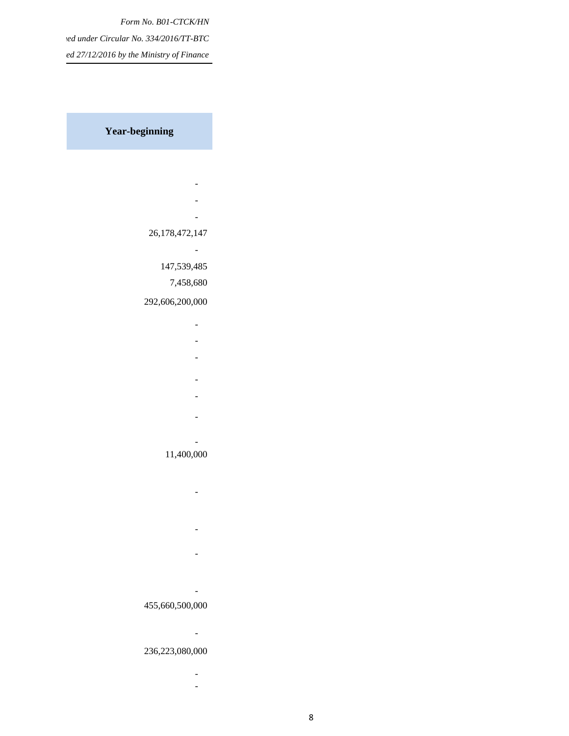*Form No. B01-CTCK/HN*

*ed under Circular No. 334/2016/TT-BTC*

*ed 27/12/2016 by the Ministry of Finance*

| Year-beginning |
|---:|
| - |
| - |
| - |
| 26,178,472,147 |
| - |
| 147,539,485 |
| 7,458,680 |
| 292,606,200,000 |
| - |
| - |
| - |
| - |
| - |
| - |
| - |
| 11,400,000 |
| - |
| - |
| - |
| - |
| 455,660,500,000 |
| - |
| 236,223,080,000 |
| - |
| - |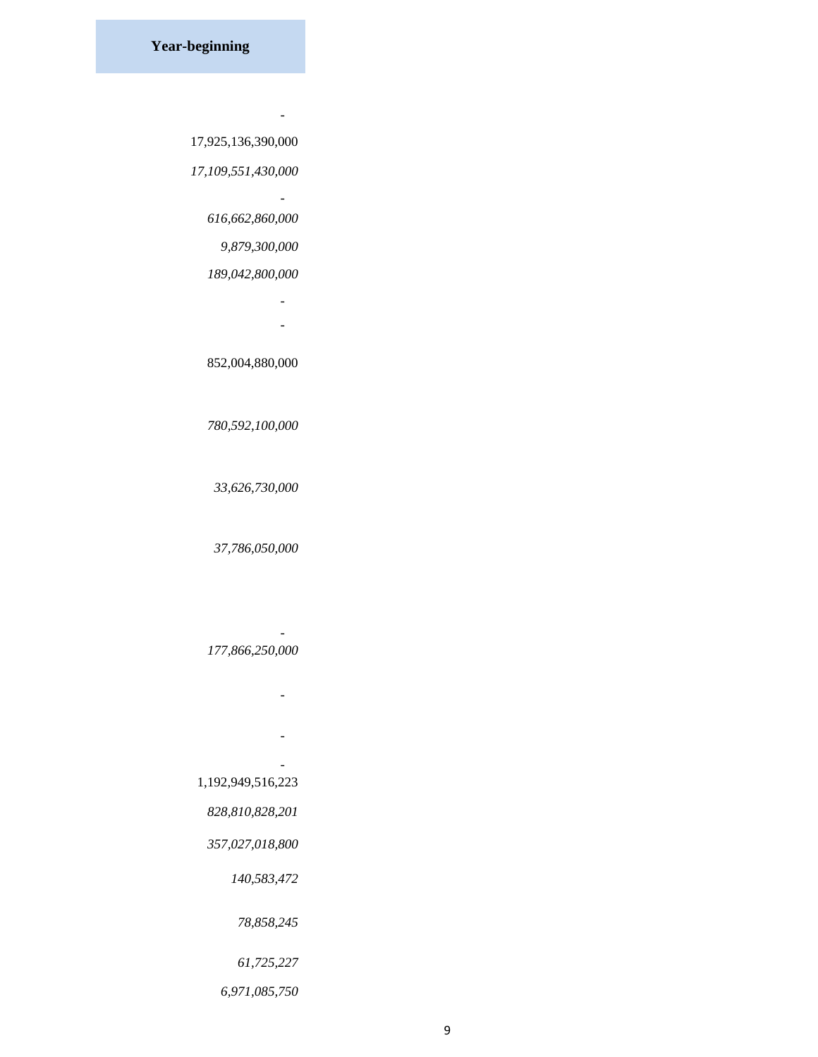| Year-beginning |
|---|
| - |
| 17,925,136,390,000 |
| *17,109,551,430,000* |
| - |
| *616,662,860,000* |
| *9,879,300,000* |
| *189,042,800,000* |
| - |
| - |
| 852,004,880,000 |
| *780,592,100,000* |
| *33,626,730,000* |
| *37,786,050,000* |
| - |
| *177,866,250,000* |
| - |
| - |
| - |
| 1,192,949,516,223 |
| *828,810,828,201* |
| *357,027,018,800* |
| *140,583,472* |
| *78,858,245* |
| *61,725,227* |
| *6,971,085,750* |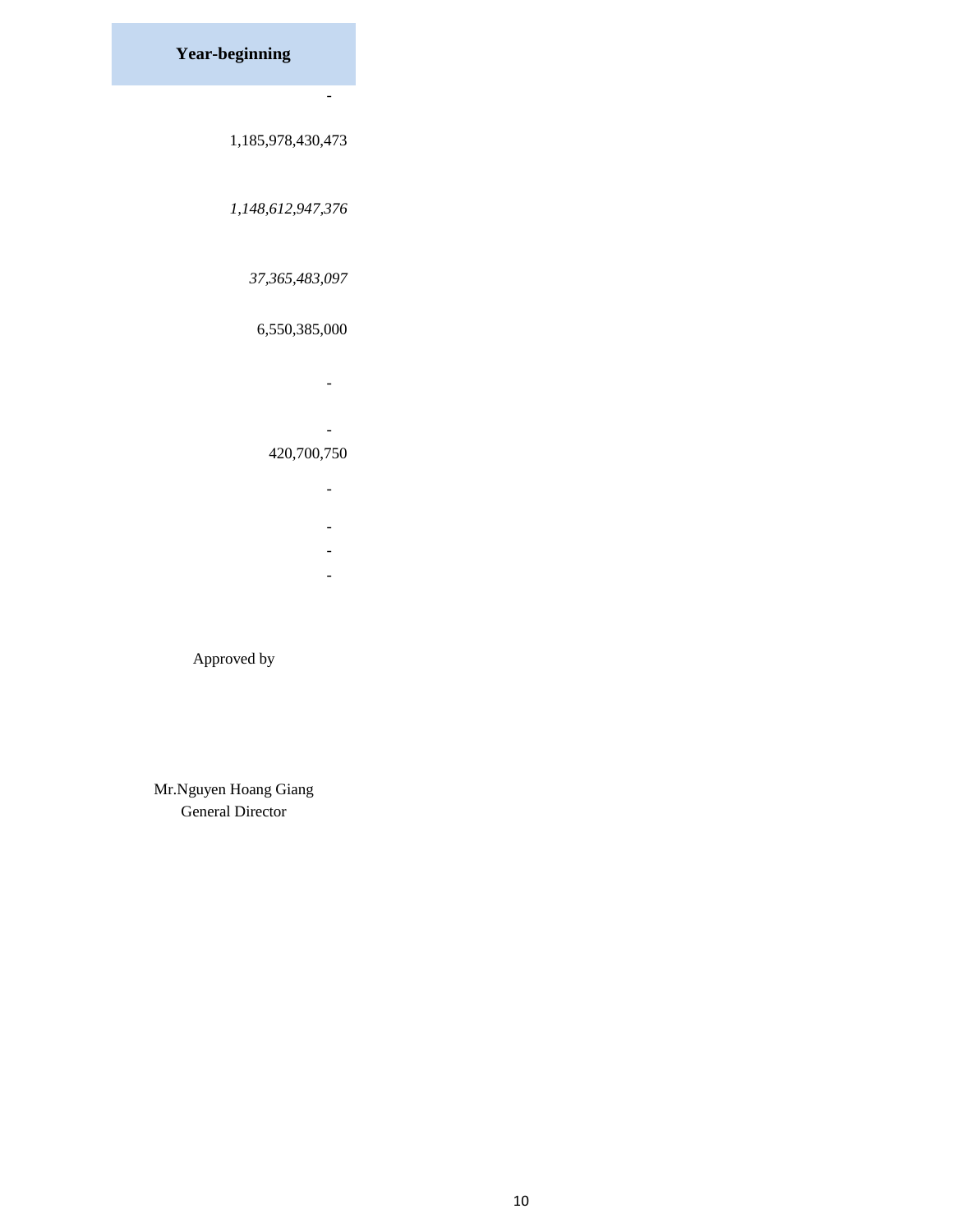| Year-beginning |
|---:|
| - |
| 1,185,978,430,473 |
| *1,148,612,947,376* |
| *37,365,483,097* |
| 6,550,385,000 |
| - |
| - |
| 420,700,750 |
| - |
| - |
| - |
| - |

Approved by

Mr.Nguyen Hoang Giang
General Director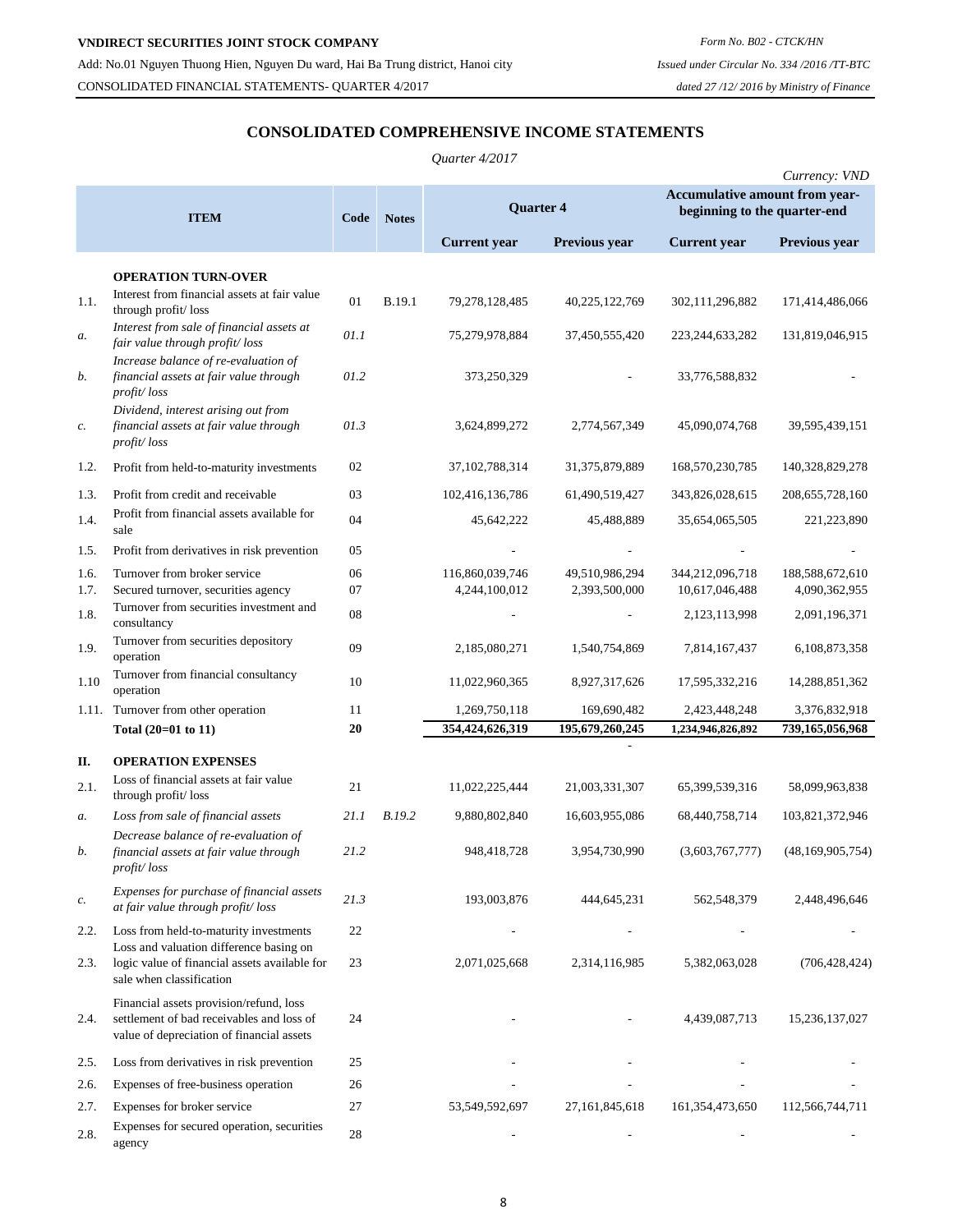**VNDIRECT SECURITIES JOINT STOCK COMPANY**

Add: No.01 Nguyen Thuong Hien, Nguyen Du ward, Hai Ba Trung district, Hanoi city

CONSOLIDATED FINANCIAL STATEMENTS- QUARTER 4/2017

*Form No. B02 - CTCK/HN*

*Issued under Circular No. 334 /2016 /TT-BTC*

*dated 27 /12/ 2016 by Ministry of Finance*

## CONSOLIDATED COMPREHENSIVE INCOME STATEMENTS

*Quarter 4/2017*

*Currency: VND*

| | ITEM | Code | Notes | Quarter 4 | | Accumulative amount from year-beginning to the quarter-end | |
|---|---|---|---|---|---|---|---|
| | | | | **Current year** | **Previous year** | **Current year** | **Previous year** |
| | **OPERATION TURN-OVER** | | | | | | |
| 1.1. | Interest from financial assets at fair value through profit/ loss | 01 | B.19.1 | 79,278,128,485 | 40,225,122,769 | 302,111,296,882 | 171,414,486,066 |
| *a.* | *Interest from sale of financial assets at fair value through profit/ loss* | *01.1* | | 75,279,978,884 | 37,450,555,420 | 223,244,633,282 | 131,819,046,915 |
| *b.* | *Increase balance of re-evaluation of financial assets at fair value through profit/ loss* | *01.2* | | 373,250,329 | - | 33,776,588,832 | - |
| *c.* | *Dividend, interest arising out from financial assets at fair value through profit/ loss* | *01.3* | | 3,624,899,272 | 2,774,567,349 | 45,090,074,768 | 39,595,439,151 |
| 1.2. | Profit from held-to-maturity investments | 02 | | 37,102,788,314 | 31,375,879,889 | 168,570,230,785 | 140,328,829,278 |
| 1.3. | Profit from credit and receivable | 03 | | 102,416,136,786 | 61,490,519,427 | 343,826,028,615 | 208,655,728,160 |
| 1.4. | Profit from financial assets available for sale | 04 | | 45,642,222 | 45,488,889 | 35,654,065,505 | 221,223,890 |
| 1.5. | Profit from derivatives in risk prevention | 05 | | - | - | - | - |
| 1.6. | Turnover from broker service | 06 | | 116,860,039,746 | 49,510,986,294 | 344,212,096,718 | 188,588,672,610 |
| 1.7. | Secured turnover, securities agency | 07 | | 4,244,100,012 | 2,393,500,000 | 10,617,046,488 | 4,090,362,955 |
| 1.8. | Turnover from securities investment and consultancy | 08 | | - | - | 2,123,113,998 | 2,091,196,371 |
| 1.9. | Turnover from securities depository operation | 09 | | 2,185,080,271 | 1,540,754,869 | 7,814,167,437 | 6,108,873,358 |
| 1.10 | Turnover from financial consultancy operation | 10 | | 11,022,960,365 | 8,927,317,626 | 17,595,332,216 | 14,288,851,362 |
| 1.11. | Turnover from other operation | 11 | | 1,269,750,118 | 169,690,482 | 2,423,448,248 | 3,376,832,918 |
| | **Total (20=01 to 11)** | **20** | | **354,424,626,319** | **195,679,260,245** | **1,234,946,826,892** | **739,165,056,968** |
| **II.** | **OPERATION EXPENSES** | | | | | | |
| 2.1. | Loss of financial assets at fair value through profit/ loss | 21 | | 11,022,225,444 | 21,003,331,307 | 65,399,539,316 | 58,099,963,838 |
| *a.* | *Loss from sale of financial assets* | *21.1* | *B.19.2* | 9,880,802,840 | 16,603,955,086 | 68,440,758,714 | 103,821,372,946 |
| *b.* | *Decrease balance of re-evaluation of financial assets at fair value through profit/ loss* | *21.2* | | 948,418,728 | 3,954,730,990 | (3,603,767,777) | (48,169,905,754) |
| *c.* | *Expenses for purchase of financial assets at fair value through profit/ loss* | *21.3* | | 193,003,876 | 444,645,231 | 562,548,379 | 2,448,496,646 |
| 2.2. | Loss from held-to-maturity investments | 22 | | - | - | - | - |
| 2.3. | Loss and valuation difference basing on logic value of financial assets available for sale when classification | 23 | | 2,071,025,668 | 2,314,116,985 | 5,382,063,028 | (706,428,424) |
| 2.4. | Financial assets provision/refund, loss settlement of bad receivables and loss of value of depreciation of financial assets | 24 | | - | - | 4,439,087,713 | 15,236,137,027 |
| 2.5. | Loss from derivatives in risk prevention | 25 | | - | - | - | - |
| 2.6. | Expenses of free-business operation | 26 | | - | - | - | - |
| 2.7. | Expenses for broker service | 27 | | 53,549,592,697 | 27,161,845,618 | 161,354,473,650 | 112,566,744,711 |
| 2.8. | Expenses for secured operation, securities agency | 28 | | - | - | - | - |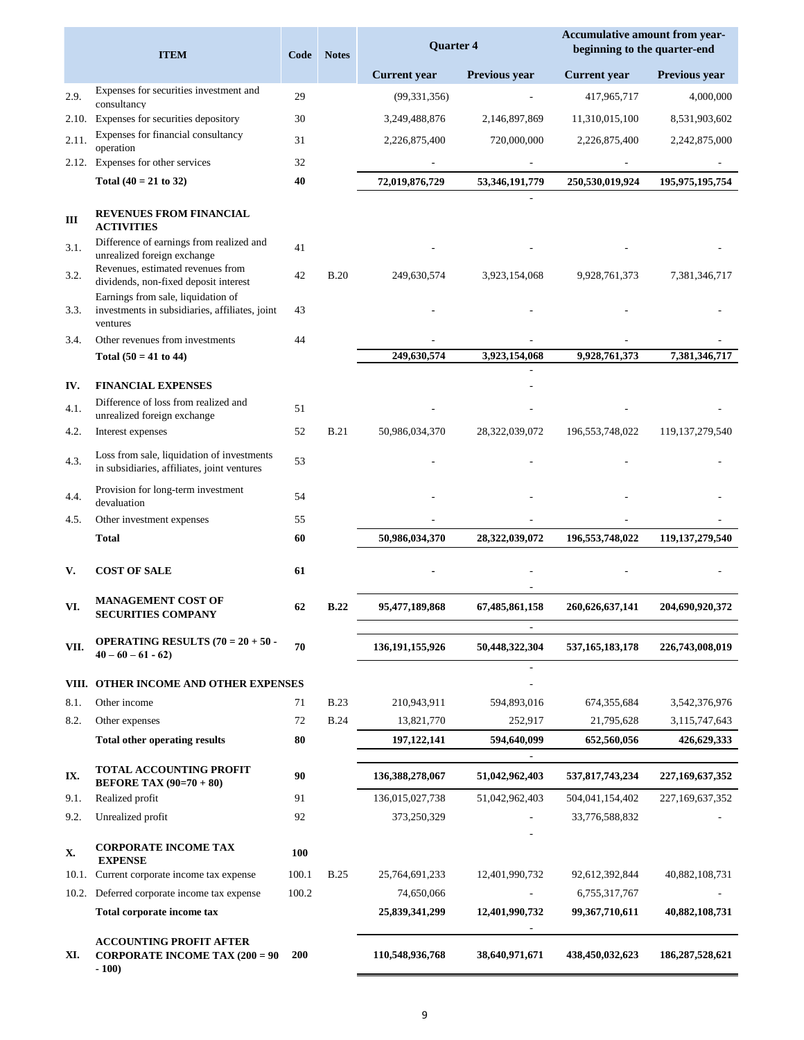| | ITEM | Code | Notes | Quarter 4 | | Accumulative amount from year-beginning to the quarter-end | |
|---|---|---|---|---|---|---|---|
| | | | | Current year | Previous year | Current year | Previous year |
| 2.9. | Expenses for securities investment and consultancy | 29 | | (99,331,356) | - | 417,965,717 | 4,000,000 |
| 2.10. | Expenses for securities depository | 30 | | 3,249,488,876 | 2,146,897,869 | 11,310,015,100 | 8,531,903,602 |
| 2.11. | Expenses for financial consultancy operation | 31 | | 2,226,875,400 | 720,000,000 | 2,226,875,400 | 2,242,875,000 |
| 2.12. | Expenses for other services | 32 | | - | - | - | - |
| | **Total (40 = 21 to 32)** | **40** | | **72,019,876,729** | **53,346,191,779** | **250,530,019,924** | **195,975,195,754** |
| **III** | **REVENUES FROM FINANCIAL ACTIVITIES** | | | | | | |
| 3.1. | Difference of earnings from realized and unrealized foreign exchange | 41 | | - | - | - | - |
| 3.2. | Revenues, estimated revenues from dividends, non-fixed deposit interest | 42 | B.20 | 249,630,574 | 3,923,154,068 | 9,928,761,373 | 7,381,346,717 |
| 3.3. | Earnings from sale, liquidation of investments in subsidiaries, affiliates, joint ventures | 43 | | - | - | - | - |
| 3.4. | Other revenues from investments | 44 | | - | - | - | - |
| | **Total (50 = 41 to 44)** | | | **249,630,574** | **3,923,154,068** | **9,928,761,373** | **7,381,346,717** |
| **IV.** | **FINANCIAL EXPENSES** | | | | | | |
| 4.1. | Difference of loss from realized and unrealized foreign exchange | 51 | | - | - | - | - |
| 4.2. | Interest expenses | 52 | B.21 | 50,986,034,370 | 28,322,039,072 | 196,553,748,022 | 119,137,279,540 |
| 4.3. | Loss from sale, liquidation of investments in subsidiaries, affiliates, joint ventures | 53 | | - | - | - | - |
| 4.4. | Provision for long-term investment devaluation | 54 | | - | - | - | - |
| 4.5. | Other investment expenses | 55 | | - | - | - | - |
| | **Total** | **60** | | **50,986,034,370** | **28,322,039,072** | **196,553,748,022** | **119,137,279,540** |
| **V.** | **COST OF SALE** | **61** | | **-** | - | - | - |
| **VI.** | **MANAGEMENT COST OF SECURITIES COMPANY** | **62** | **B.22** | **95,477,189,868** | **67,485,861,158** | **260,626,637,141** | **204,690,920,372** |
| **VII.** | **OPERATING RESULTS (70 = 20 + 50 - 40 – 60 – 61 - 62)** | **70** | | **136,191,155,926** | **50,448,322,304** | **537,165,183,178** | **226,743,008,019** |
| **VIII.** | **OTHER INCOME AND OTHER EXPENSES** | | | | | | |
| 8.1. | Other income | 71 | B.23 | 210,943,911 | 594,893,016 | 674,355,684 | 3,542,376,976 |
| 8.2. | Other expenses | 72 | B.24 | 13,821,770 | 252,917 | 21,795,628 | 3,115,747,643 |
| | **Total other operating results** | **80** | | **197,122,141** | **594,640,099** | **652,560,056** | **426,629,333** |
| **IX.** | **TOTAL ACCOUNTING PROFIT BEFORE TAX (90=70 + 80)** | **90** | | **136,388,278,067** | **51,042,962,403** | **537,817,743,234** | **227,169,637,352** |
| 9.1. | Realized profit | 91 | | 136,015,027,738 | 51,042,962,403 | 504,041,154,402 | 227,169,637,352 |
| 9.2. | Unrealized profit | 92 | | 373,250,329 | - | 33,776,588,832 | - |
| **X.** | **CORPORATE INCOME TAX EXPENSE** | **100** | | | | | |
| 10.1. | Current corporate income tax expense | 100.1 | B.25 | 25,764,691,233 | 12,401,990,732 | 92,612,392,844 | 40,882,108,731 |
| 10.2. | Deferred corporate income tax expense | 100.2 | | 74,650,066 | - | 6,755,317,767 | - |
| | **Total corporate income tax** | | | **25,839,341,299** | **12,401,990,732** | **99,367,710,611** | **40,882,108,731** |
| **XI.** | **ACCOUNTING PROFIT AFTER CORPORATE INCOME TAX (200 = 90 - 100)** | **200** | | **110,548,936,768** | **38,640,971,671** | **438,450,032,623** | **186,287,528,621** |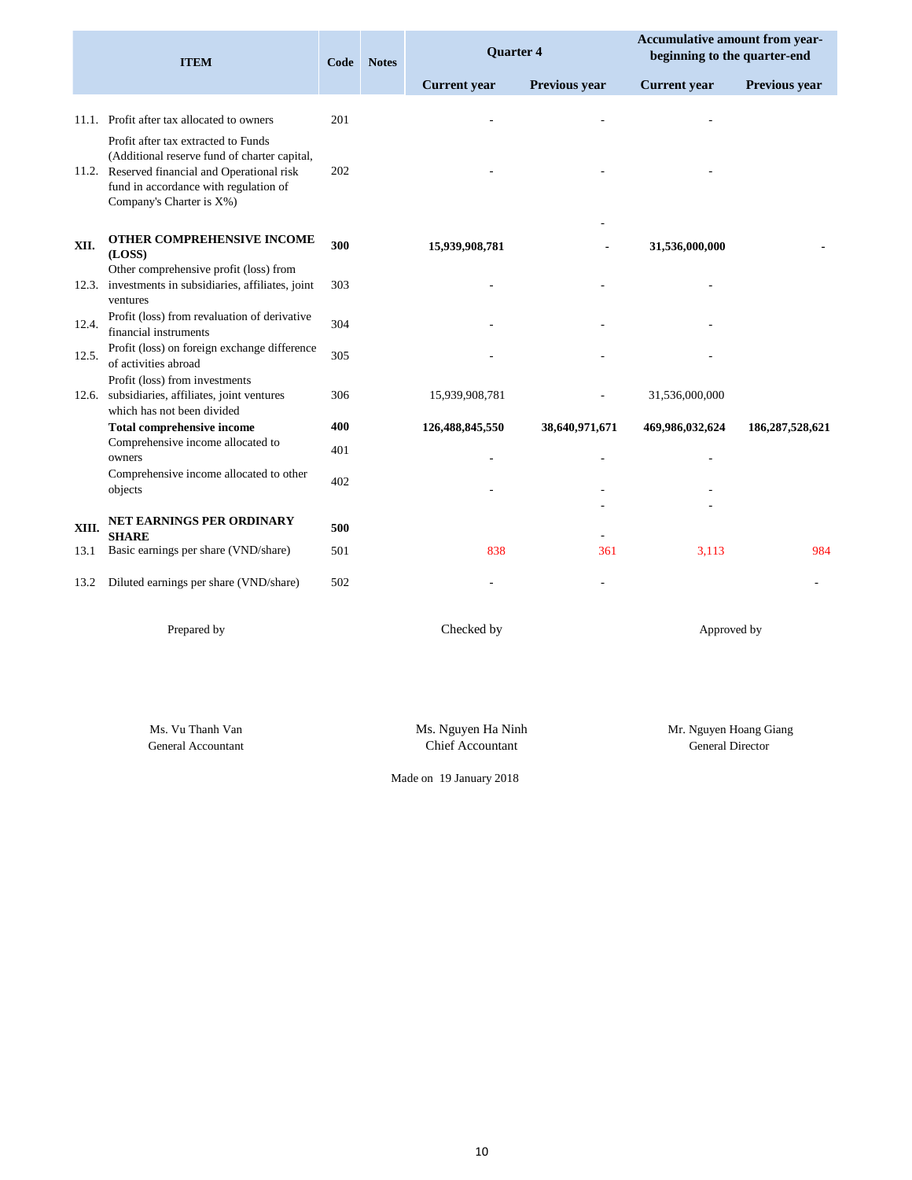| | ITEM | Code | Notes | Quarter 4 | | Accumulative amount from year-beginning to the quarter-end | |
|---|---|---|---|---|---|---|---|
| | | | | Current year | Previous year | Current year | Previous year |
| 11.1. | Profit after tax allocated to owners | 201 | | - | - | - | |
| 11.2. | Profit after tax extracted to Funds (Additional reserve fund of charter capital, Reserved financial and Operational risk fund in accordance with regulation of Company's Charter is X%) | 202 | | - | - | - | |
| | | | | | - | | |
| **XII.** | **OTHER COMPREHENSIVE INCOME (LOSS)** | **300** | | **15,939,908,781** | **-** | **31,536,000,000** | **-** |
| 12.3. | Other comprehensive profit (loss) from investments in subsidiaries, affiliates, joint ventures | 303 | | - | - | - | |
| 12.4. | Profit (loss) from revaluation of derivative financial instruments | 304 | | - | - | - | |
| 12.5. | Profit (loss) on foreign exchange difference of activities abroad | 305 | | - | - | - | |
| 12.6. | Profit (loss) from investments subsidiaries, affiliates, joint ventures which has not been divided | 306 | | 15,939,908,781 | - | 31,536,000,000 | |
| | **Total comprehensive income** | **400** | | **126,488,845,550** | **38,640,971,671** | **469,986,032,624** | **186,287,528,621** |
| | Comprehensive income allocated to owners | 401 | | - | - | - | |
| | Comprehensive income allocated to other objects | 402 | | - | - | - | |
| | | | | | - | - | |
| **XIII.** | **NET EARNINGS PER ORDINARY SHARE** | **500** | | | - | | |
| 13.1 | Basic earnings per share (VND/share) | 501 | | 838 | 361 | 3,113 | 984 |
| 13.2 | Diluted earnings per share (VND/share) | 502 | | - | - | | - |

| Prepared by | Checked by | Approved by |
|---|---|---|
| Ms. Vu Thanh Van<br>General Accountant | Ms. Nguyen Ha Ninh<br>Chief Accountant | Mr. Nguyen Hoang Giang<br>General Director |

Made on 19 January 2018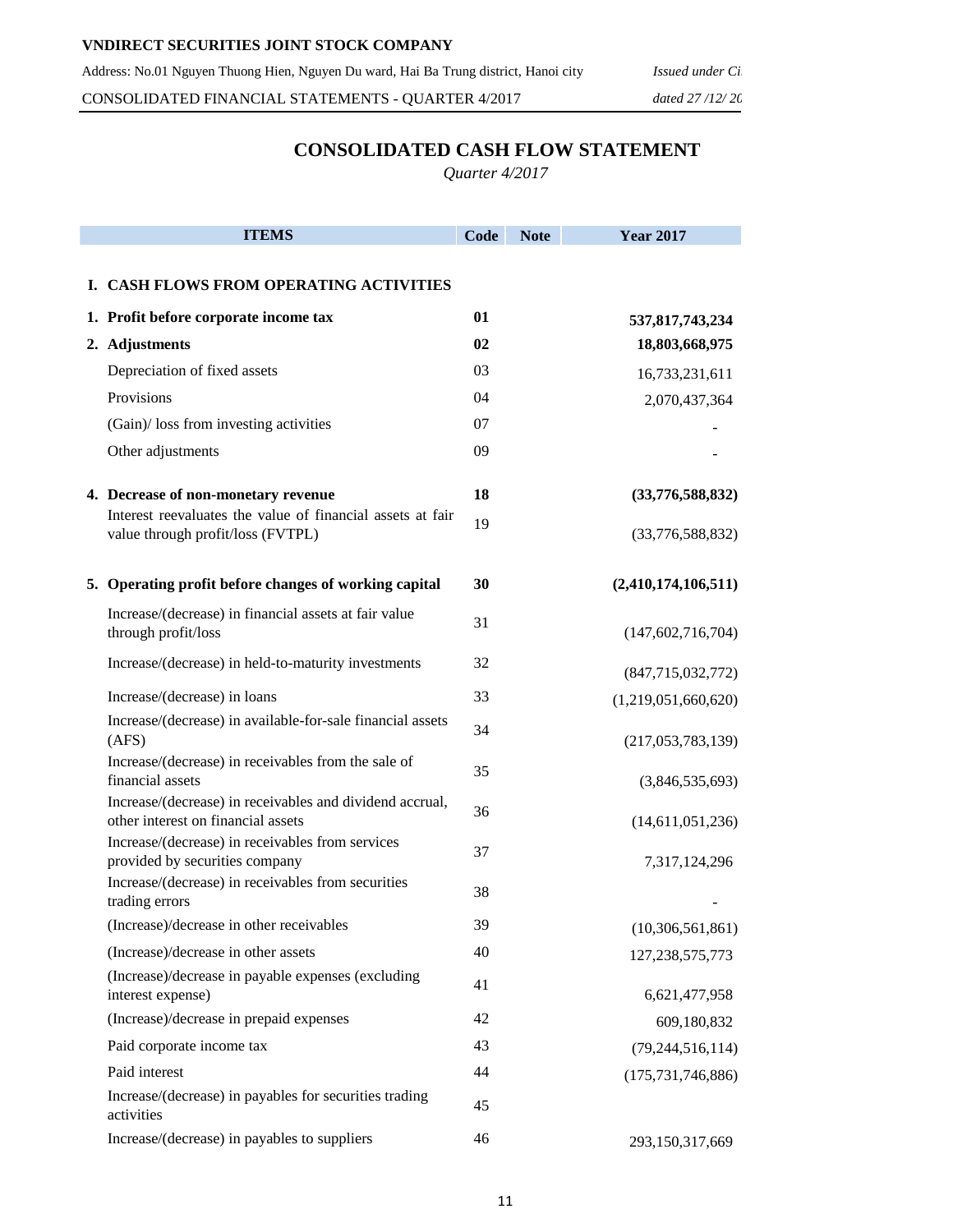**VNDIRECT SECURITIES JOINT STOCK COMPANY**

Address: No.01 Nguyen Thuong Hien, Nguyen Du ward, Hai Ba Trung district, Hanoi city *Issued under Ci*

CONSOLIDATED FINANCIAL STATEMENTS - QUARTER 4/2017 *dated 27 /12/ 20*

## CONSOLIDATED CASH FLOW STATEMENT

*Quarter 4/2017*

| ITEMS | Code | Note | Year 2017 |
|---|---|---|---|
| **I. CASH FLOWS FROM OPERATING ACTIVITIES** | | | |
| **1. Profit before corporate income tax** | **01** | | **537,817,743,234** |
| **2. Adjustments** | **02** | | **18,803,668,975** |
| Depreciation of fixed assets | 03 | | 16,733,231,611 |
| Provisions | 04 | | 2,070,437,364 |
| (Gain)/ loss from investing activities | 07 | | - |
| Other adjustments | 09 | | - |
| **4. Decrease of non-monetary revenue** | **18** | | **(33,776,588,832)** |
| Interest reevaluates the value of financial assets at fair value through profit/loss (FVTPL) | 19 | | (33,776,588,832) |
| **5. Operating profit before changes of working capital** | **30** | | **(2,410,174,106,511)** |
| Increase/(decrease) in financial assets at fair value through profit/loss | 31 | | (147,602,716,704) |
| Increase/(decrease) in held-to-maturity investments | 32 | | (847,715,032,772) |
| Increase/(decrease) in loans | 33 | | (1,219,051,660,620) |
| Increase/(decrease) in available-for-sale financial assets (AFS) | 34 | | (217,053,783,139) |
| Increase/(decrease) in receivables from the sale of financial assets | 35 | | (3,846,535,693) |
| Increase/(decrease) in receivables and dividend accrual, other interest on financial assets | 36 | | (14,611,051,236) |
| Increase/(decrease) in receivables from services provided by securities company | 37 | | 7,317,124,296 |
| Increase/(decrease) in receivables from securities trading errors | 38 | | - |
| (Increase)/decrease in other receivables | 39 | | (10,306,561,861) |
| (Increase)/decrease in other assets | 40 | | 127,238,575,773 |
| (Increase)/decrease in payable expenses (excluding interest expense) | 41 | | 6,621,477,958 |
| (Increase)/decrease in prepaid expenses | 42 | | 609,180,832 |
| Paid corporate income tax | 43 | | (79,244,516,114) |
| Paid interest | 44 | | (175,731,746,886) |
| Increase/(decrease) in payables for securities trading activities | 45 | | |
| Increase/(decrease) in payables to suppliers | 46 | | 293,150,317,669 |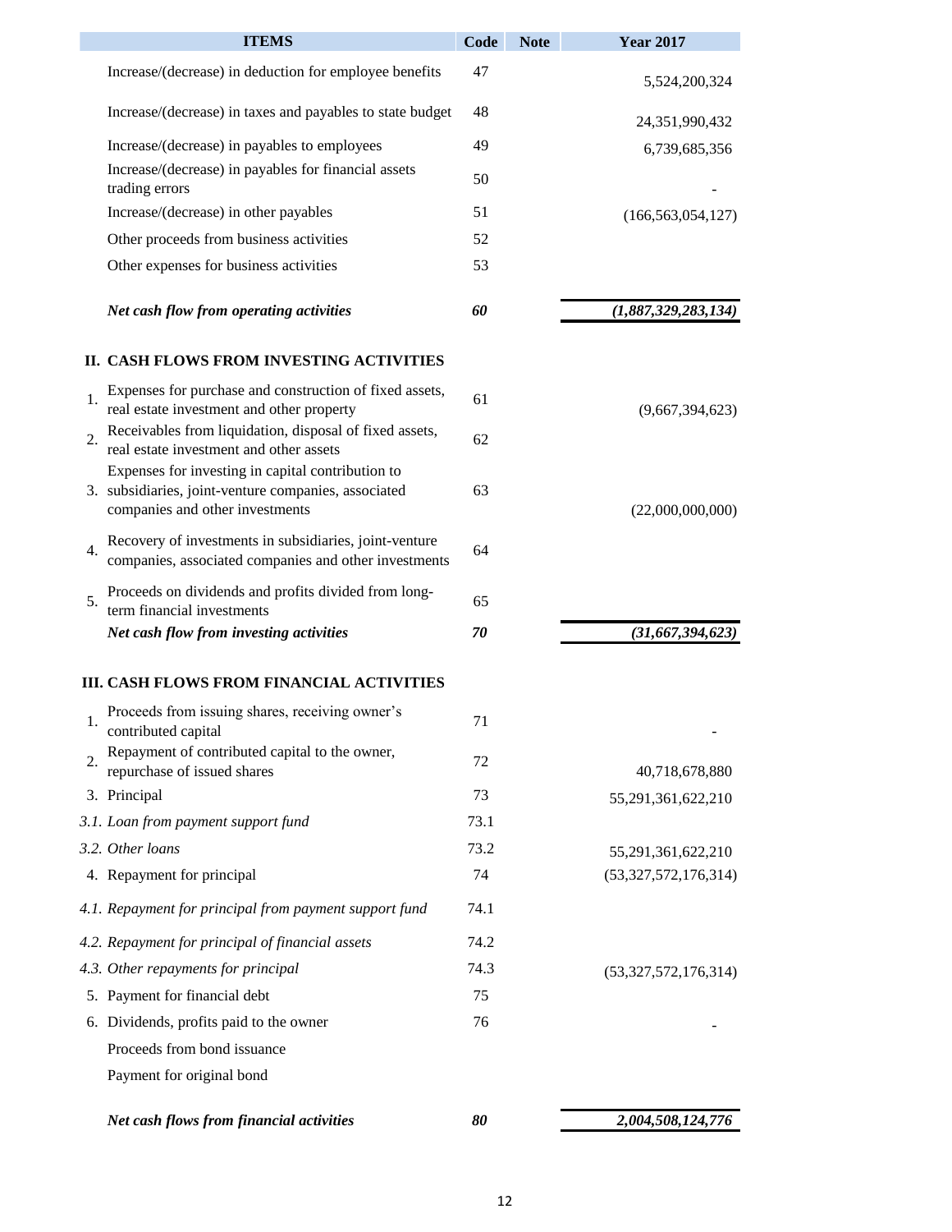| ITEMS | Code | Note | Year 2017 |
|---|---|---|---|
| Increase/(decrease) in deduction for employee benefits | 47 | | 5,524,200,324 |
| Increase/(decrease) in taxes and payables to state budget | 48 | | 24,351,990,432 |
| Increase/(decrease) in payables to employees | 49 | | 6,739,685,356 |
| Increase/(decrease) in payables for financial assets trading errors | 50 | | - |
| Increase/(decrease) in other payables | 51 | | (166,563,054,127) |
| Other proceeds from business activities | 52 | | |
| Other expenses for business activities | 53 | | |
| ***Net cash flow from operating activities*** | ***60*** | | ***(1,887,329,283,134)*** |
| **II. CASH FLOWS FROM INVESTING ACTIVITIES** | | | |
| 1. Expenses for purchase and construction of fixed assets, real estate investment and other property | 61 | | (9,667,394,623) |
| 2. Receivables from liquidation, disposal of fixed assets, real estate investment and other assets | 62 | | |
| 3. Expenses for investing in capital contribution to subsidiaries, joint-venture companies, associated companies and other investments | 63 | | (22,000,000,000) |
| 4. Recovery of investments in subsidiaries, joint-venture companies, associated companies and other investments | 64 | | |
| 5. Proceeds on dividends and profits divided from long-term financial investments | 65 | | |
| ***Net cash flow from investing activities*** | ***70*** | | ***(31,667,394,623)*** |
| **III. CASH FLOWS FROM FINANCIAL ACTIVITIES** | | | |
| 1. Proceeds from issuing shares, receiving owner's contributed capital | 71 | | - |
| 2. Repayment of contributed capital to the owner, repurchase of issued shares | 72 | | 40,718,678,880 |
| 3. Principal | 73 | | 55,291,361,622,210 |
| *3.1. Loan from payment support fund* | 73.1 | | |
| *3.2. Other loans* | 73.2 | | 55,291,361,622,210 |
| 4. Repayment for principal | 74 | | (53,327,572,176,314) |
| *4.1. Repayment for principal from payment support fund* | 74.1 | | |
| *4.2. Repayment for principal of financial assets* | 74.2 | | |
| *4.3. Other repayments for principal* | 74.3 | | (53,327,572,176,314) |
| 5. Payment for financial debt | 75 | | |
| 6. Dividends, profits paid to the owner | 76 | | - |
| Proceeds from bond issuance | | | |
| Payment for original bond | | | |
| ***Net cash flows from financial activities*** | ***80*** | | ***2,004,508,124,776*** |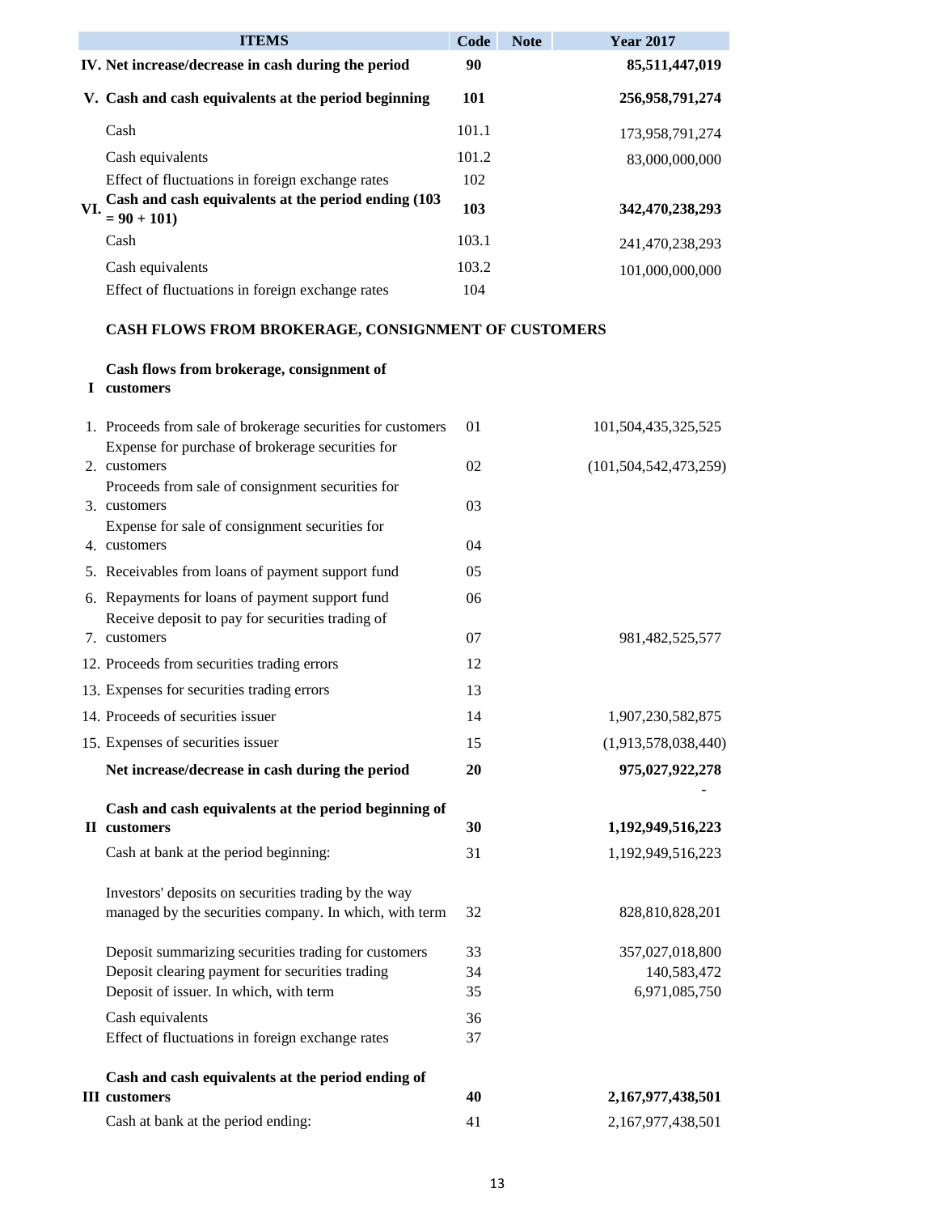| | ITEMS | Code | Note | Year 2017 |
|---|---|---|---|---|
| **IV.** | **Net increase/decrease in cash during the period** | **90** | | **85,511,447,019** |
| **V.** | **Cash and cash equivalents at the period beginning** | **101** | | **256,958,791,274** |
| | Cash | 101.1 | | 173,958,791,274 |
| | Cash equivalents | 101.2 | | 83,000,000,000 |
| | Effect of fluctuations in foreign exchange rates | 102 | | |
| **VI.** | **Cash and cash equivalents at the period ending (103 = 90 + 101)** | **103** | | **342,470,238,293** |
| | Cash | 103.1 | | 241,470,238,293 |
| | Cash equivalents | 103.2 | | 101,000,000,000 |
| | Effect of fluctuations in foreign exchange rates | 104 | | |

**CASH FLOWS FROM BROKERAGE, CONSIGNMENT OF CUSTOMERS**

| | ITEMS | Code | Note | Year 2017 |
|---|---|---|---|---|
| **I** | **Cash flows from brokerage, consignment of customers** | | | |
| 1. | Proceeds from sale of brokerage securities for customers | 01 | | 101,504,435,325,525 |
| 2. | Expense for purchase of brokerage securities for customers | 02 | | (101,504,542,473,259) |
| 3. | Proceeds from sale of consignment securities for customers | 03 | | |
| 4. | Expense for sale of consignment securities for customers | 04 | | |
| 5. | Receivables from loans of payment support fund | 05 | | |
| 6. | Repayments for loans of payment support fund | 06 | | |
| 7. | Receive deposit to pay for securities trading of customers | 07 | | 981,482,525,577 |
| 12. | Proceeds from securities trading errors | 12 | | |
| 13. | Expenses for securities trading errors | 13 | | |
| 14. | Proceeds of securities issuer | 14 | | 1,907,230,582,875 |
| 15. | Expenses of securities issuer | 15 | | (1,913,578,038,440) |
| | **Net increase/decrease in cash during the period** | **20** | | **975,027,922,278** |
| | | | | - |
| **II** | **Cash and cash equivalents at the period beginning of customers** | **30** | | **1,192,949,516,223** |
| | Cash at bank at the period beginning: | 31 | | 1,192,949,516,223 |
| | Investors' deposits on securities trading by the way managed by the securities company. In which, with term | 32 | | 828,810,828,201 |
| | Deposit summarizing securities trading for customers | 33 | | 357,027,018,800 |
| | Deposit clearing payment for securities trading | 34 | | 140,583,472 |
| | Deposit of issuer. In which, with term | 35 | | 6,971,085,750 |
| | Cash equivalents | 36 | | |
| | Effect of fluctuations in foreign exchange rates | 37 | | |
| **III** | **Cash and cash equivalents at the period ending of customers** | **40** | | **2,167,977,438,501** |
| | Cash at bank at the period ending: | 41 | | 2,167,977,438,501 |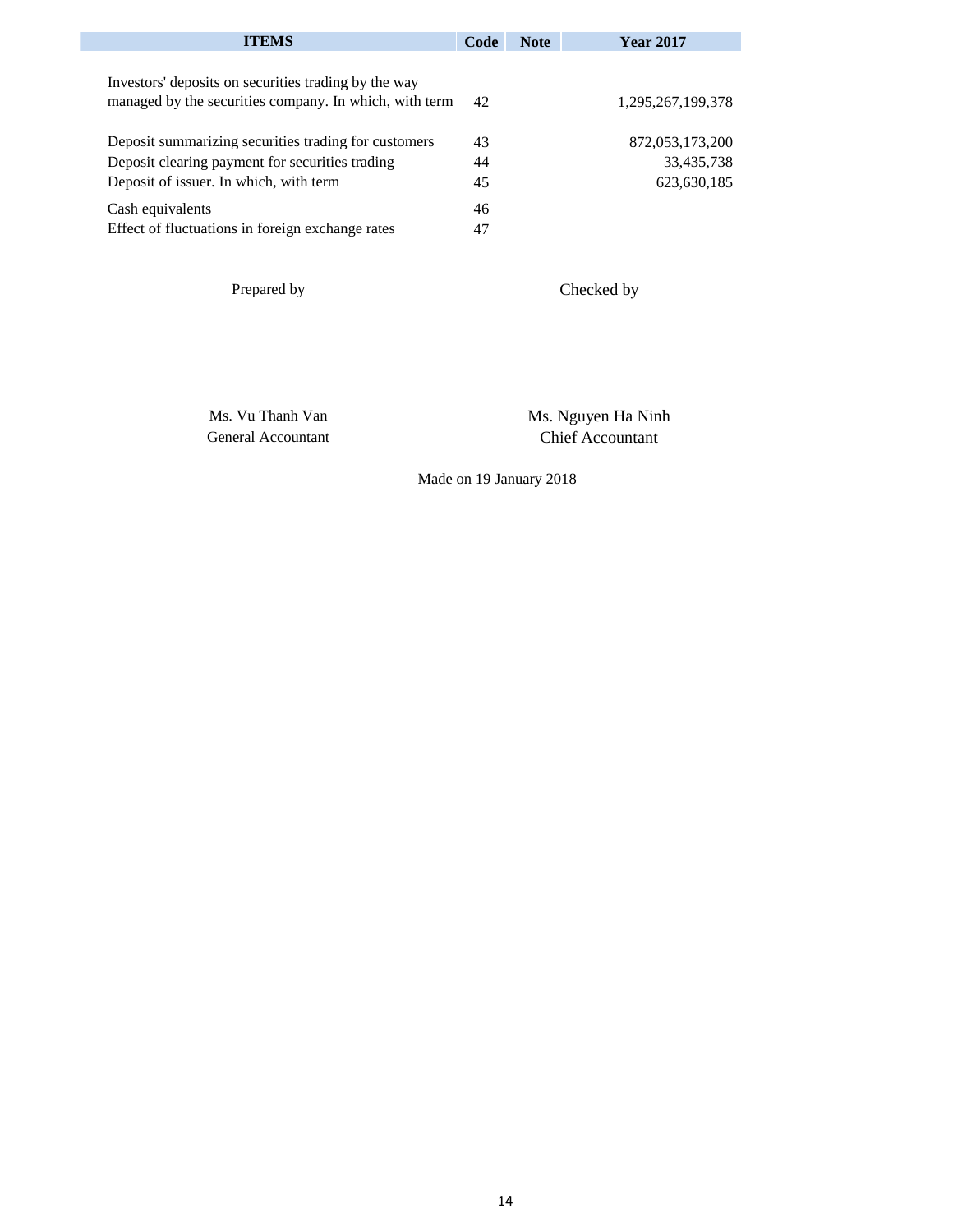| ITEMS | Code | Note | Year 2017 |
|---|---|---|---|
| Investors' deposits on securities trading by the way managed by the securities company. In which, with term | 42 | | 1,295,267,199,378 |
| Deposit summarizing securities trading for customers | 43 | | 872,053,173,200 |
| Deposit clearing payment for securities trading | 44 | | 33,435,738 |
| Deposit of issuer. In which, with term | 45 | | 623,630,185 |
| Cash equivalents | 46 | | |
| Effect of fluctuations in foreign exchange rates | 47 | | |

Prepared by

Ms. Vu Thanh Van
General Accountant

Checked by

Ms. Nguyen Ha Ninh
Chief Accountant

Made on 19 January 2018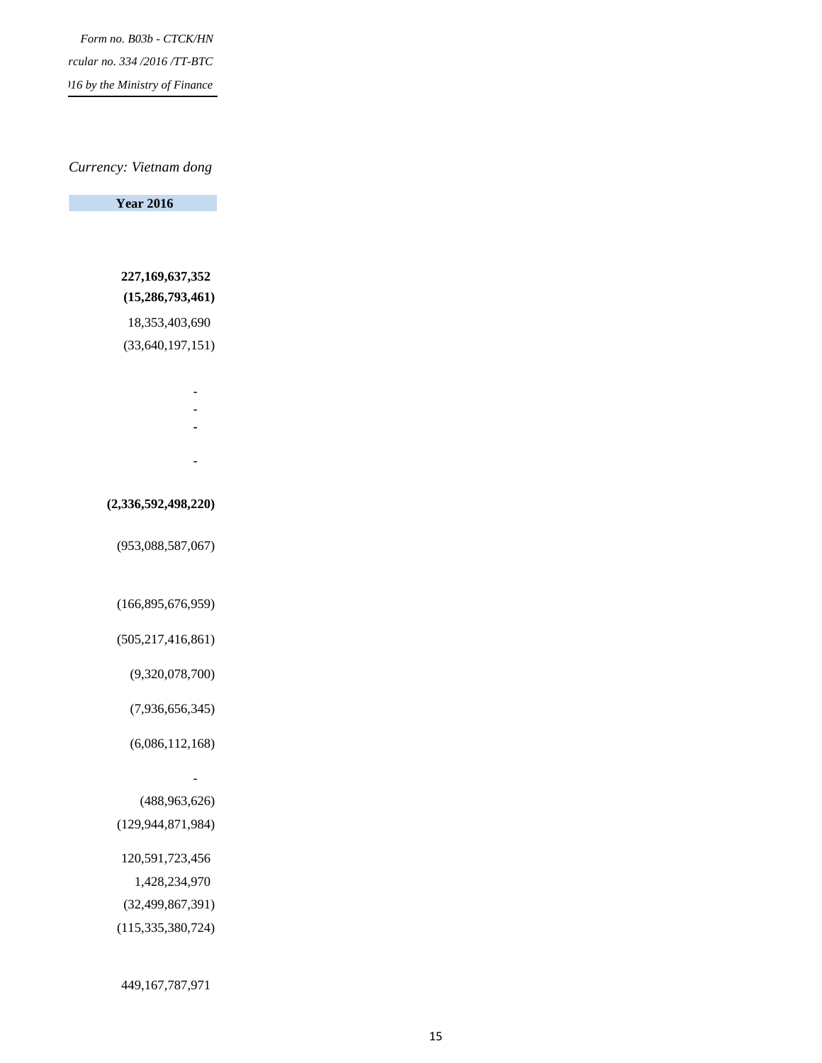*Form no. B03b - CTCK/HN*

*rcular no. 334 /2016 /TT-BTC*

*)16 by the Ministry of Finance*

*Currency: Vietnam dong*

| Year 2016 |
|---|
| |
| **227,169,637,352** |
| **(15,286,793,461)** |
| 18,353,403,690 |
| (33,640,197,151) |
| |
| - |
| - |
| - |
| |
| - |
| |
| **(2,336,592,498,220)** |
| |
| (953,088,587,067) |
| |
| (166,895,676,959) |
| (505,217,416,861) |
| (9,320,078,700) |
| (7,936,656,345) |
| (6,086,112,168) |
| - |
| (488,963,626) |
| (129,944,871,984) |
| 120,591,723,456 |
| 1,428,234,970 |
| (32,499,867,391) |
| (115,335,380,724) |
| |
| 449,167,787,971 |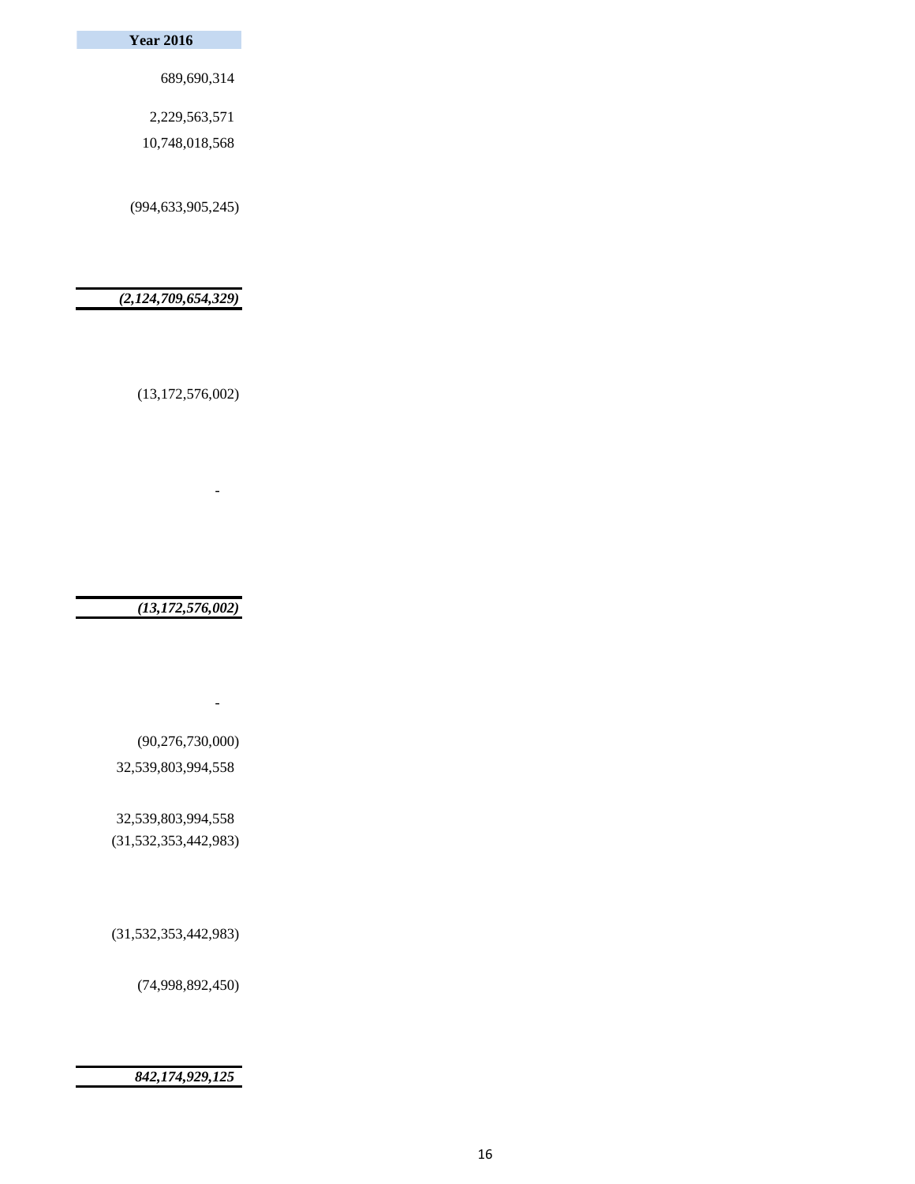| Year 2016 |
| ---: |
| 689,690,314 |
| 2,229,563,571 |
| 10,748,018,568 |
| |
| (994,633,905,245) |
| |
| ***(2,124,709,654,329)*** |
| |
| (13,172,576,002) |
| |
| - |
| |
| ***(13,172,576,002)*** |
| |
| - |
| (90,276,730,000) |
| 32,539,803,994,558 |
| |
| 32,539,803,994,558 |
| (31,532,353,442,983) |
| |
| (31,532,353,442,983) |
| |
| (74,998,892,450) |
| |
| ***842,174,929,125*** |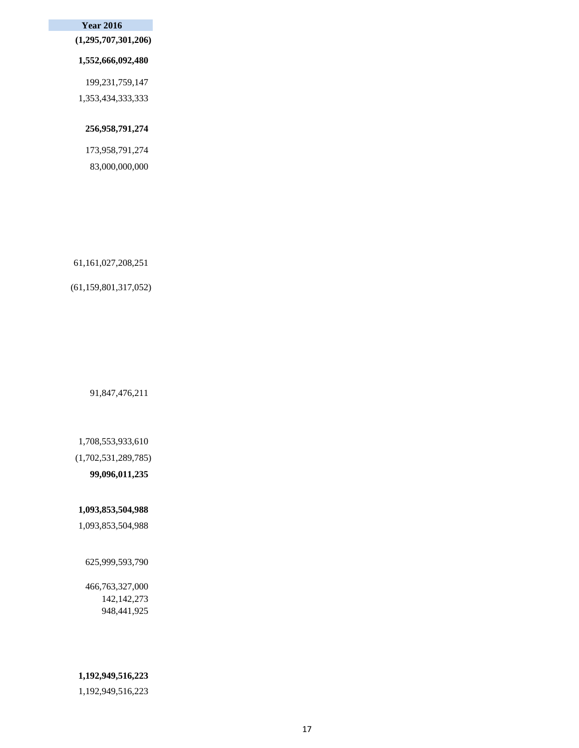| Year 2016 |
|---|
| **(1,295,707,301,206)** |
| **1,552,666,092,480** |
| 199,231,759,147 |
| 1,353,434,333,333 |
| **256,958,791,274** |
| 173,958,791,274 |
| 83,000,000,000 |
| 61,161,027,208,251 |
| (61,159,801,317,052) |
| 91,847,476,211 |
| 1,708,553,933,610 |
| (1,702,531,289,785) |
| **99,096,011,235** |
| **1,093,853,504,988** |
| 1,093,853,504,988 |
| 625,999,593,790 |
| 466,763,327,000 |
| 142,142,273 |
| 948,441,925 |
| **1,192,949,516,223** |
| 1,192,949,516,223 |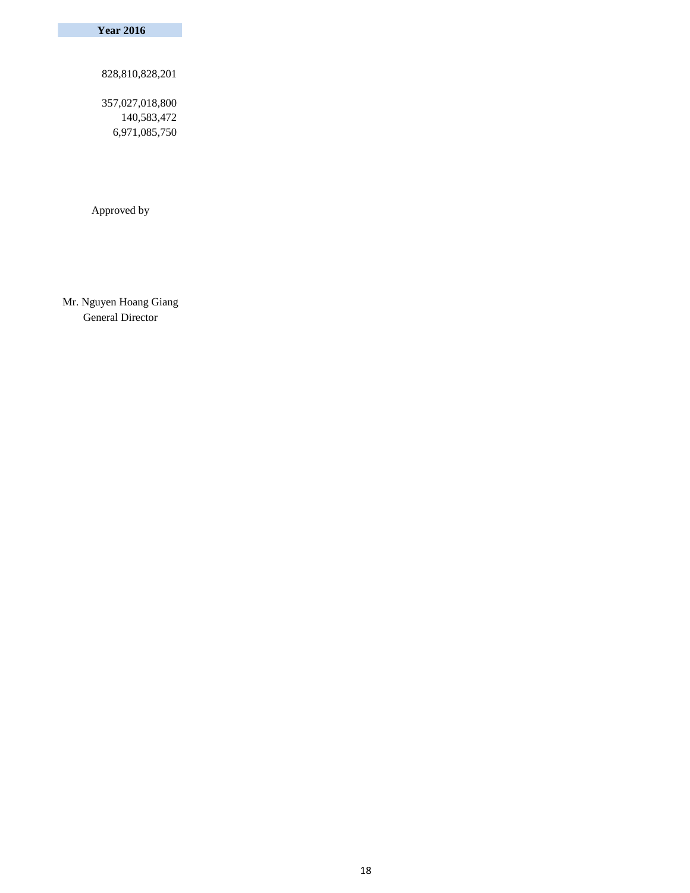| Year 2016 |
| --- |
| |
| 828,810,828,201 |
| |
| 357,027,018,800 |
| 140,583,472 |
| 6,971,085,750 |

Approved by

Mr. Nguyen Hoang Giang
General Director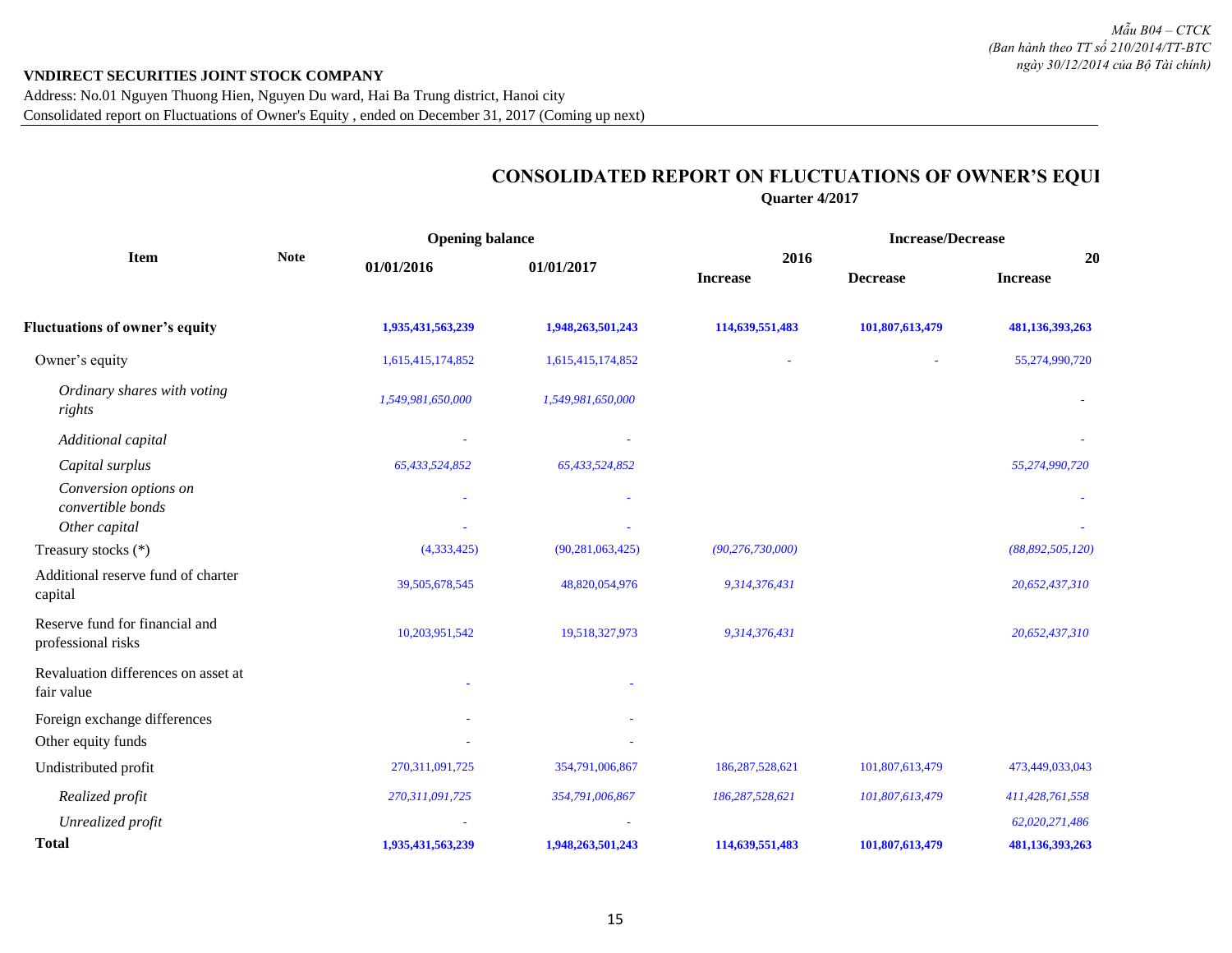*Mẫu B04 – CTCK*
*(Ban hành theo TT số 210/2014/TT-BTC ngày 30/12/2014 của Bộ Tài chính)*

**VNDIRECT SECURITIES JOINT STOCK COMPANY**

Address: No.01 Nguyen Thuong Hien, Nguyen Du ward, Hai Ba Trung district, Hanoi city

Consolidated report on Fluctuations of Owner's Equity , ended on December 31, 2017 (Coming up next)

## CONSOLIDATED REPORT ON FLUCTUATIONS OF OWNER'S EQUI

**Quarter 4/2017**

| Item | Note | Opening balance | | Increase/Decrease | | |
|---|---|---|---|---|---|---|
| | | 01/01/2016 | 01/01/2017 | 2016 | | 20 |
| | | | | Increase | Decrease | Increase |
| **Fluctuations of owner's equity** | | **1,935,431,563,239** | **1,948,263,501,243** | **114,639,551,483** | **101,807,613,479** | **481,136,393,263** |
| Owner's equity | | 1,615,415,174,852 | 1,615,415,174,852 | - | - | 55,274,990,720 |
| *Ordinary shares with voting rights* | | *1,549,981,650,000* | *1,549,981,650,000* | | | - |
| *Additional capital* | | - | - | | | - |
| *Capital surplus* | | *65,433,524,852* | *65,433,524,852* | | | *55,274,990,720* |
| *Conversion options on convertible bonds* | | - | - | | | - |
| *Other capital* | | - | - | | | - |
| Treasury stocks (*) | | (4,333,425) | (90,281,063,425) | *(90,276,730,000)* | | *(88,892,505,120)* |
| Additional reserve fund of charter capital | | 39,505,678,545 | 48,820,054,976 | *9,314,376,431* | | *20,652,437,310* |
| Reserve fund for financial and professional risks | | 10,203,951,542 | 19,518,327,973 | *9,314,376,431* | | *20,652,437,310* |
| Revaluation differences on asset at fair value | | - | - | | | |
| Foreign exchange differences | | - | - | | | |
| Other equity funds | | - | - | | | |
| Undistributed profit | | 270,311,091,725 | 354,791,006,867 | 186,287,528,621 | 101,807,613,479 | 473,449,033,043 |
| *Realized profit* | | *270,311,091,725* | *354,791,006,867* | *186,287,528,621* | *101,807,613,479* | *411,428,761,558* |
| *Unrealized profit* | | - | - | | | *62,020,271,486* |
| **Total** | | **1,935,431,563,239** | **1,948,263,501,243** | **114,639,551,483** | **101,807,613,479** | **481,136,393,263** |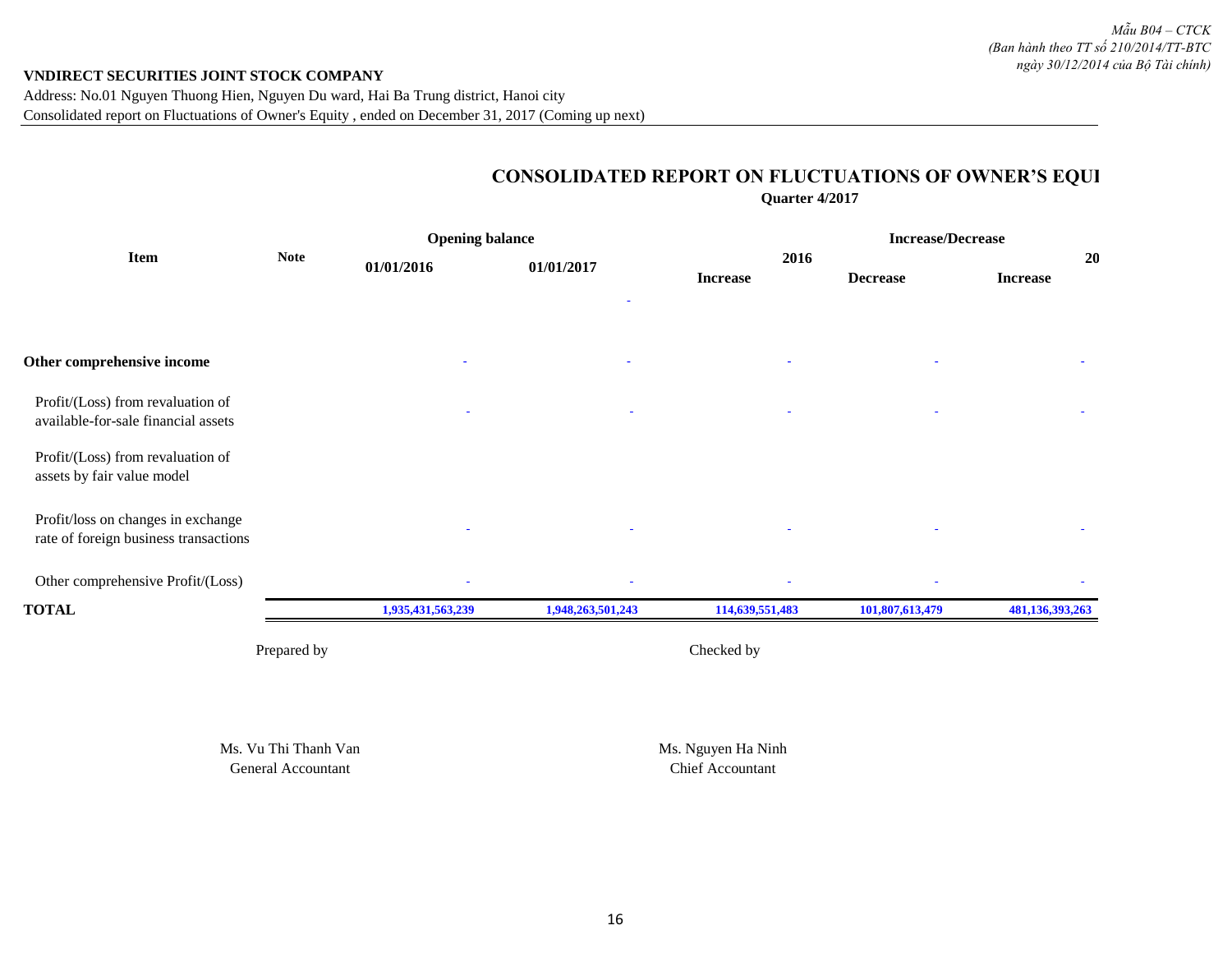*Mẫu B04 – CTCK*
*(Ban hành theo TT số 210/2014/TT-BTC ngày 30/12/2014 của Bộ Tài chính)*

**VNDIRECT SECURITIES JOINT STOCK COMPANY**

Address: No.01 Nguyen Thuong Hien, Nguyen Du ward, Hai Ba Trung district, Hanoi city

Consolidated report on Fluctuations of Owner's Equity , ended on December 31, 2017 (Coming up next)

## CONSOLIDATED REPORT ON FLUCTUATIONS OF OWNER'S EQUI

**Quarter 4/2017**

| Item | Note | Opening balance | | Increase/Decrease | | |
|---|---|---|---|---|---|---|
| | | 01/01/2016 | 01/01/2017 | 2016 | | 20 |
| | | | | Increase | Decrease | Increase |
| | | | - | | | |
| **Other comprehensive income** | | - | - | - | - | - |
| Profit/(Loss) from revaluation of available-for-sale financial assets | | - | - | - | - | - |
| Profit/(Loss) from revaluation of assets by fair value model | | | | | | |
| Profit/loss on changes in exchange rate of foreign business transactions | | - | - | - | - | - |
| Other comprehensive Profit/(Loss) | | - | - | - | - | - |
| **TOTAL** | | **1,935,431,563,239** | **1,948,263,501,243** | **114,639,551,483** | **101,807,613,479** | **481,136,393,263** |

| Prepared by | Checked by |
|---|---|
| Ms. Vu Thi Thanh Van | Ms. Nguyen Ha Ninh |
| General Accountant | Chief Accountant |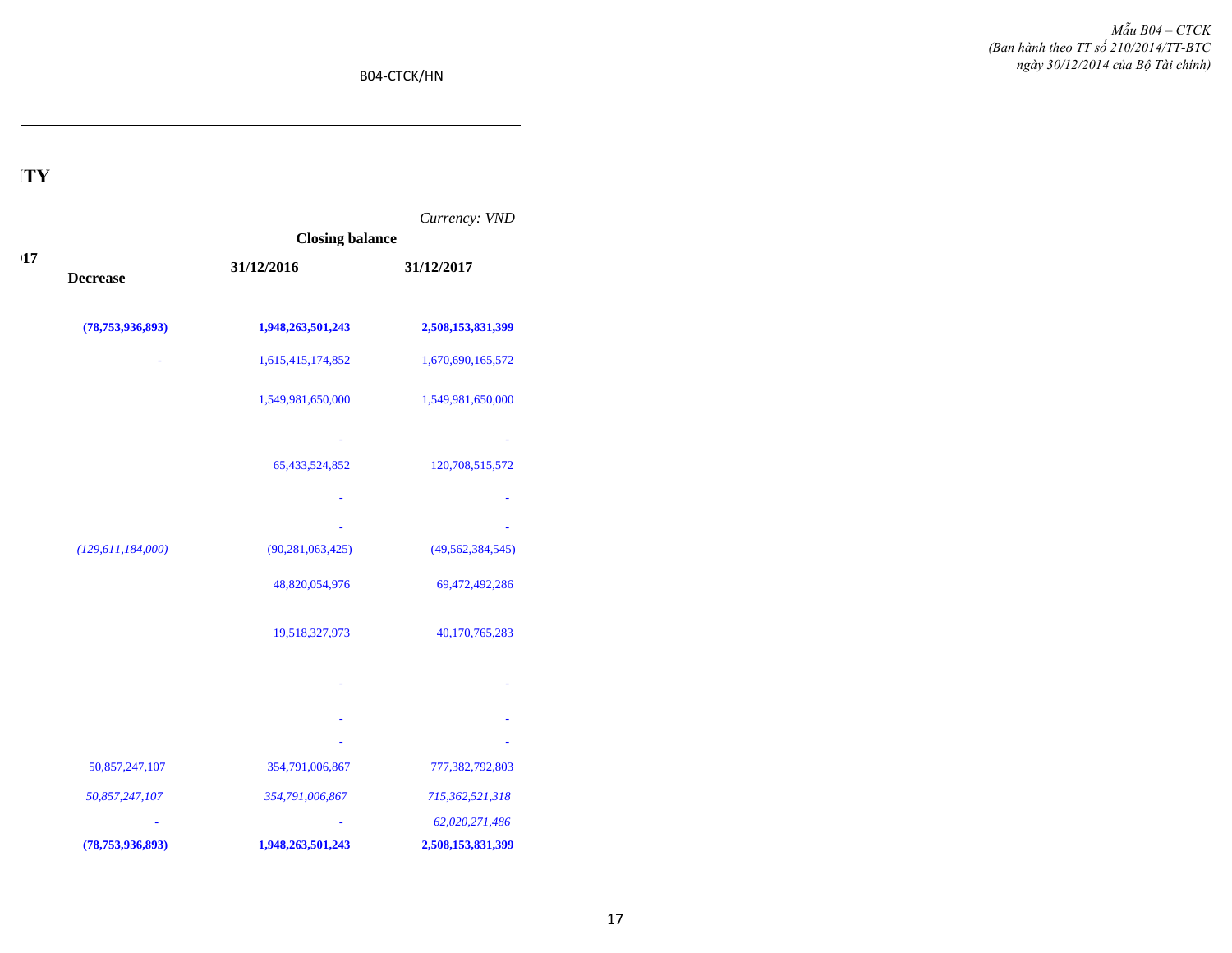Mẫu B04 – CTCK
(Ban hành theo TT số 210/2014/TT-BTC
ngày 30/12/2014 của Bộ Tài chính)

B04-CTCK/HN

**TY**

*Currency: VND*

| 17 | | Closing balance | |
|---|---|---|---|
| | Decrease | 31/12/2016 | 31/12/2017 |
| | **(78,753,936,893)** | **1,948,263,501,243** | **2,508,153,831,399** |
| | - | 1,615,415,174,852 | 1,670,690,165,572 |
| | | 1,549,981,650,000 | 1,549,981,650,000 |
| | | - | - |
| | | 65,433,524,852 | 120,708,515,572 |
| | | - | - |
| | | - | - |
| | *(129,611,184,000)* | (90,281,063,425) | (49,562,384,545) |
| | | 48,820,054,976 | 69,472,492,286 |
| | | 19,518,327,973 | 40,170,765,283 |
| | | - | - |
| | | - | - |
| | | - | - |
| | 50,857,247,107 | 354,791,006,867 | 777,382,792,803 |
| | *50,857,247,107* | *354,791,006,867* | *715,362,521,318* |
| | - | - | *62,020,271,486* |
| | **(78,753,936,893)** | **1,948,263,501,243** | **2,508,153,831,399** |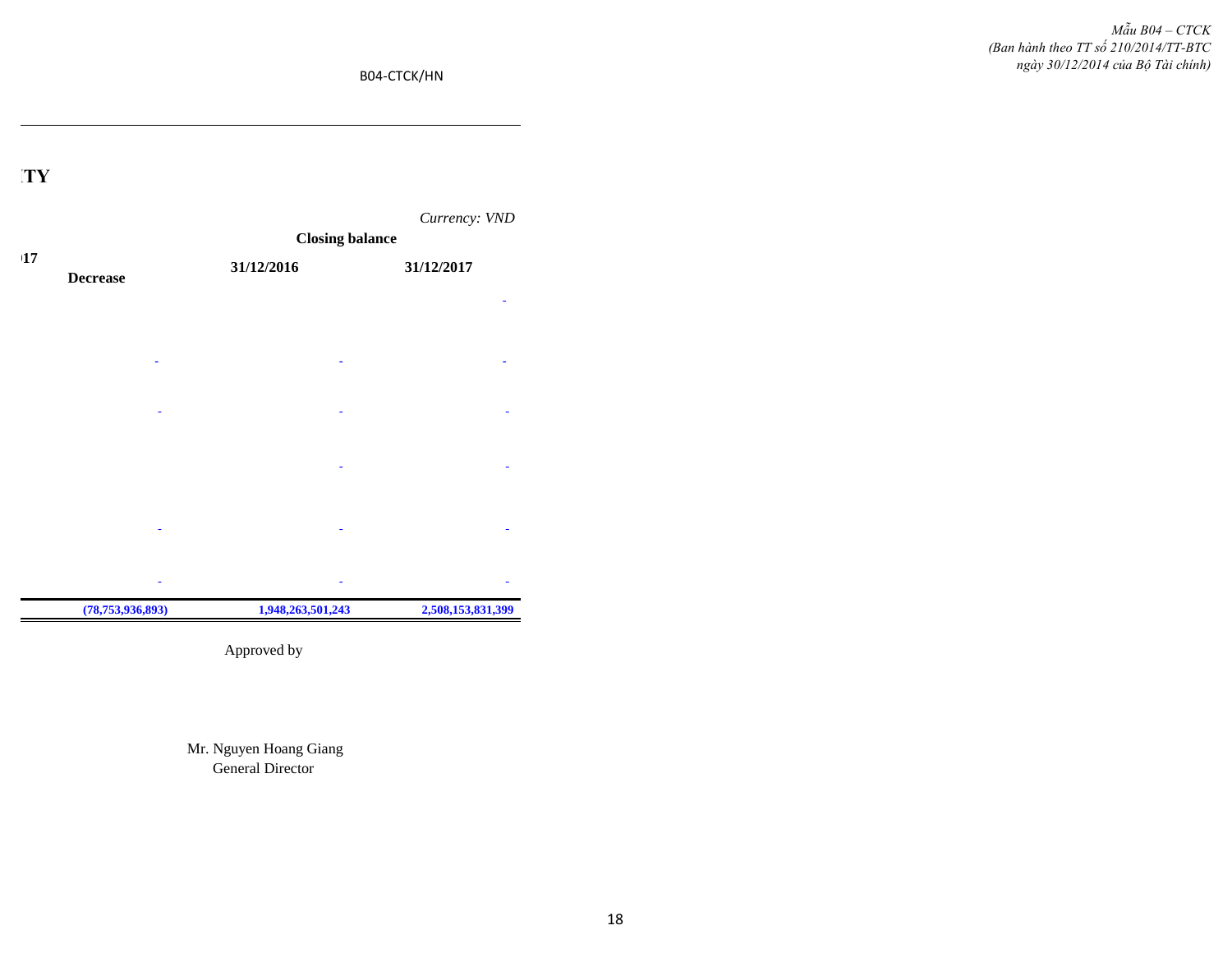*Mẫu B04 – CTCK*
*(Ban hành theo TT số 210/2014/TT-BTC ngày 30/12/2014 của Bộ Tài chính)*

B04-CTCK/HN

**TY**

*Currency: VND*

| 17 | Closing balance | |
|---|---|---|
| **Decrease** | **31/12/2016** | **31/12/2017** |
| | | - |
| - | - | - |
| - | - | - |
| | - | - |
| - | - | - |
| - | - | - |
| **(78,753,936,893)** | **1,948,263,501,243** | **2,508,153,831,399** |

Approved by

Mr. Nguyen Hoang Giang
General Director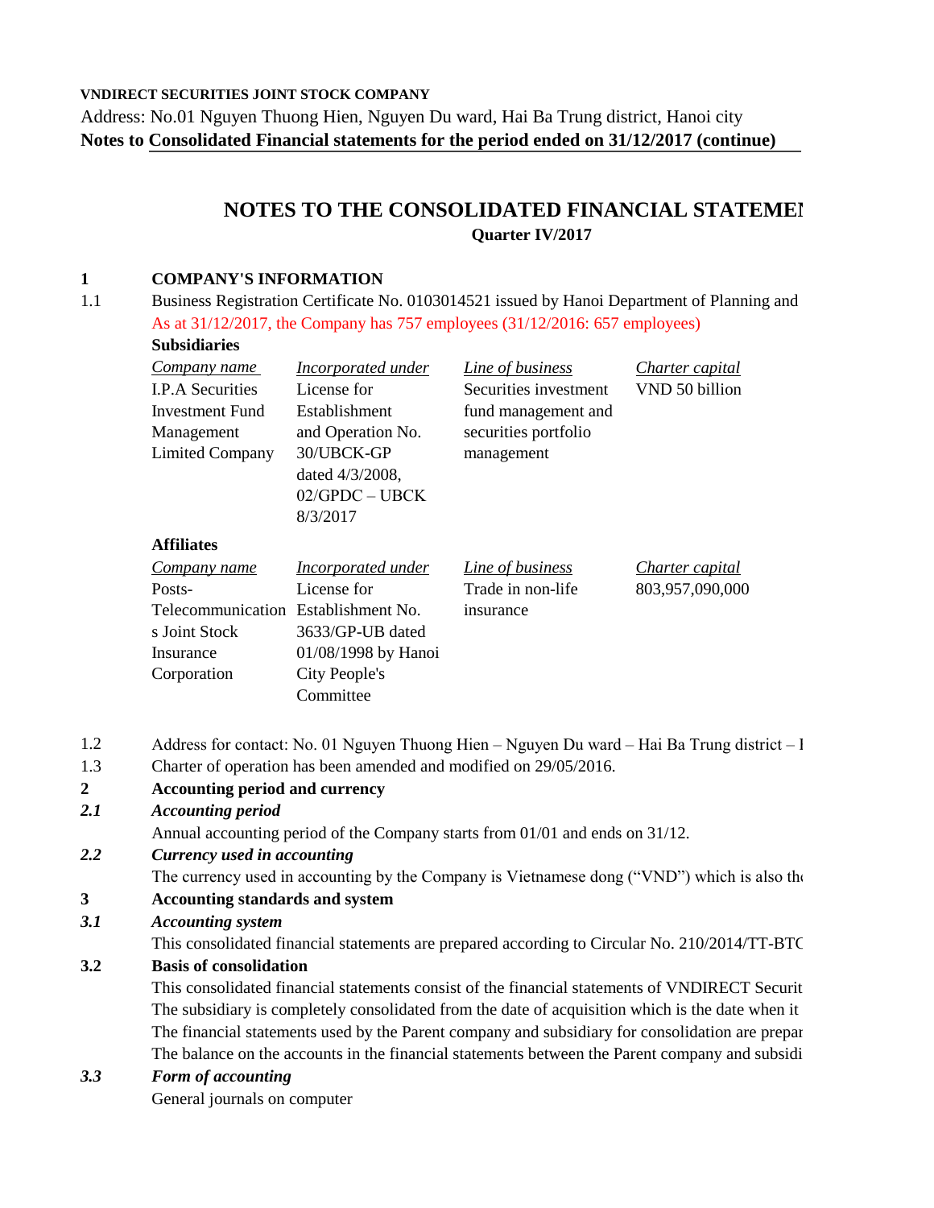**VNDIRECT SECURITIES JOINT STOCK COMPANY**

Address: No.01 Nguyen Thuong Hien, Nguyen Du ward, Hai Ba Trung district, Hanoi city

**Notes to Consolidated Financial statements for the period ended on 31/12/2017 (continue)**

# NOTES TO THE CONSOLIDATED FINANCIAL STATEMEI

**Quarter IV/2017**

## 1 COMPANY'S INFORMATION

1.1 Business Registration Certificate No. 0103014521 issued by Hanoi Department of Planning and

As at 31/12/2017, the Company has 757 employees (31/12/2016: 657 employees)

**Subsidiaries**

| *Company name* | *Incorporated under* | *Line of business* | *Charter capital* |
|---|---|---|---|
| I.P.A Securities Investment Fund Management Limited Company | License for Establishment and Operation No. 30/UBCK-GP dated 4/3/2008, 02/GPDC – UBCK 8/3/2017 | Securities investment fund management and securities portfolio management | VND 50 billion |

**Affiliates**

| *Company name* | *Incorporated under* | *Line of business* | *Charter capital* |
|---|---|---|---|
| Posts-Telecommunications Joint Stock Insurance Corporation | License for Establishment No. 3633/GP-UB dated 01/08/1998 by Hanoi City People's Committee | Trade in non-life insurance | 803,957,090,000 |

1.2 Address for contact: No. 01 Nguyen Thuong Hien – Nguyen Du ward – Hai Ba Trung district – I

1.3 Charter of operation has been amended and modified on 29/05/2016.

## 2 Accounting period and currency

### *2.1 Accounting period*

Annual accounting period of the Company starts from 01/01 and ends on 31/12.

### *2.2 Currency used in accounting*

The currency used in accounting by the Company is Vietnamese dong ("VND") which is also the

## 3 Accounting standards and system

### *3.1 Accounting system*

This consolidated financial statements are prepared according to Circular No. 210/2014/TT-BTC

### 3.2 Basis of consolidation

This consolidated financial statements consist of the financial statements of VNDIRECT Securit

The subsidiary is completely consolidated from the date of acquisition which is the date when it

The financial statements used by the Parent company and subsidiary for consolidation are prepar

The balance on the accounts in the financial statements between the Parent company and subsidi

### *3.3 Form of accounting*

General journals on computer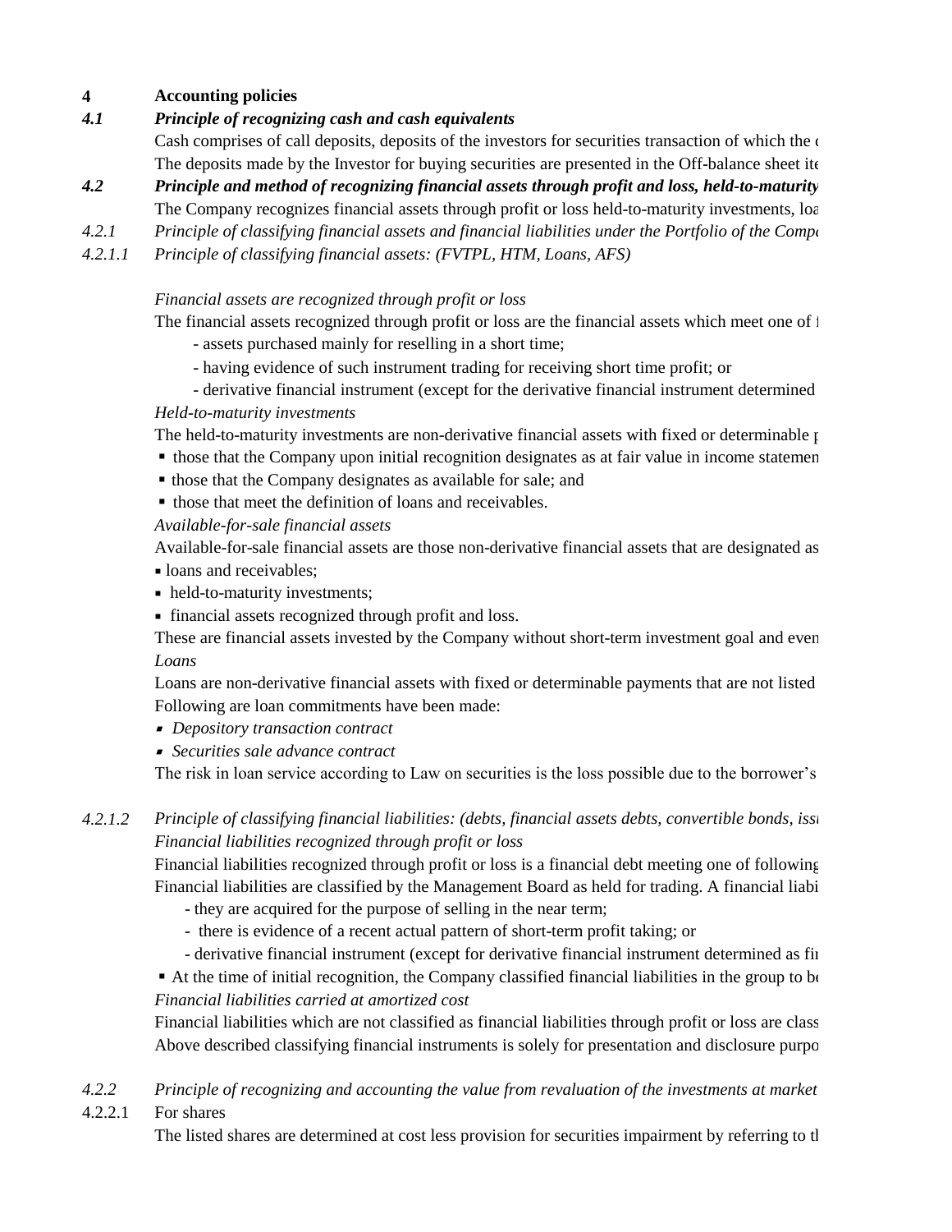## 4 Accounting policies

### *4.1 Principle of recognizing cash and cash equivalents*

Cash comprises of call deposits, deposits of the investors for securities transaction of which the c

The deposits made by the Investor for buying securities are presented in the Off-balance sheet ite

### *4.2 Principle and method of recognizing financial assets through profit and loss, held-to-maturity*

The Company recognizes financial assets through profit or loss held-to-maturity investments, loa

#### *4.2.1 Principle of classifying financial assets and financial liabilities under the Portfolio of the Compa*

##### *4.2.1.1 Principle of classifying financial assets: (FVTPL, HTM, Loans, AFS)*

*Financial assets are recognized through profit or loss*

The financial assets recognized through profit or loss are the financial assets which meet one of f

- assets purchased mainly for reselling in a short time;
- having evidence of such instrument trading for receiving short time profit; or
- derivative financial instrument (except for the derivative financial instrument determined

*Held-to-maturity investments*

The held-to-maturity investments are non-derivative financial assets with fixed or determinable p

- those that the Company upon initial recognition designates as at fair value in income statemen
- those that the Company designates as available for sale; and
- those that meet the definition of loans and receivables.

*Available-for-sale financial assets*

Available-for-sale financial assets are those non-derivative financial assets that are designated as

- loans and receivables;
- held-to-maturity investments;
- financial assets recognized through profit and loss.

These are financial assets invested by the Company without short-term investment goal and even

*Loans*

Loans are non-derivative financial assets with fixed or determinable payments that are not listed

Following are loan commitments have been made:

- *Depository transaction contract*
- *Securities sale advance contract*

The risk in loan service according to Law on securities is the loss possible due to the borrower's

##### *4.2.1.2 Principle of classifying financial liabilities: (debts, financial assets debts, convertible bonds, issu*

*Financial liabilities recognized through profit or loss*

Financial liabilities recognized through profit or loss is a financial debt meeting one of following

Financial liabilities are classified by the Management Board as held for trading. A financial liabi

- they are acquired for the purpose of selling in the near term;
- there is evidence of a recent actual pattern of short-term profit taking; or
- derivative financial instrument (except for derivative financial instrument determined as fin

- At the time of initial recognition, the Company classified financial liabilities in the group to be

*Financial liabilities carried at amortized cost*

Financial liabilities which are not classified as financial liabilities through profit or loss are class

Above described classifying financial instruments is solely for presentation and disclosure purpo

#### *4.2.2 Principle of recognizing and accounting the value from revaluation of the investments at market*

4.2.2.1 For shares

The listed shares are determined at cost less provision for securities impairment by referring to th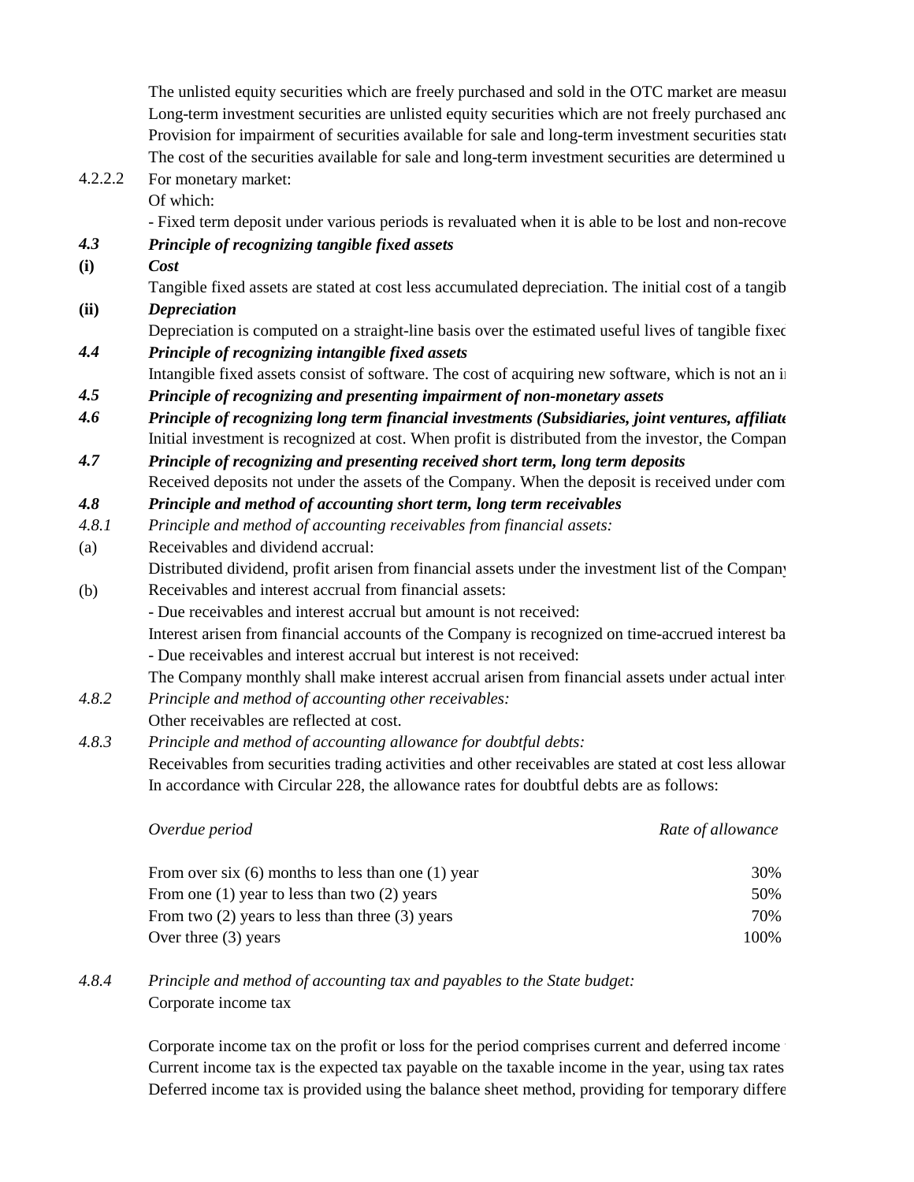The unlisted equity securities which are freely purchased and sold in the OTC market are measu

Long-term investment securities are unlisted equity securities which are not freely purchased and

Provision for impairment of securities available for sale and long-term investment securities state

The cost of the securities available for sale and long-term investment securities are determined u

4.2.2.2 For monetary market:

Of which:

- Fixed term deposit under various periods is revaluated when it is able to be lost and non-recove

***4.3 Principle of recognizing tangible fixed assets***

**(i)** ***Cost***

Tangible fixed assets are stated at cost less accumulated depreciation. The initial cost of a tangib

**(ii)** ***Depreciation***

Depreciation is computed on a straight-line basis over the estimated useful lives of tangible fixed

***4.4 Principle of recognizing intangible fixed assets***

Intangible fixed assets consist of software. The cost of acquiring new software, which is not an i

***4.5 Principle of recognizing and presenting impairment of non-monetary assets***

***4.6 Principle of recognizing long term financial investments (Subsidiaries, joint ventures, affiliate***

Initial investment is recognized at cost. When profit is distributed from the investor, the Compan

***4.7 Principle of recognizing and presenting received short term, long term deposits***

Received deposits not under the assets of the Company. When the deposit is received under com

***4.8 Principle and method of accounting short term, long term receivables***

*4.8.1 Principle and method of accounting receivables from financial assets:*

(a) Receivables and dividend accrual:

Distributed dividend, profit arisen from financial assets under the investment list of the Company

(b) Receivables and interest accrual from financial assets:

- Due receivables and interest accrual but amount is not received:

Interest arisen from financial accounts of the Company is recognized on time-accrued interest ba

- Due receivables and interest accrual but interest is not received:

The Company monthly shall make interest accrual arisen from financial assets under actual inter

*4.8.2 Principle and method of accounting other receivables:*

Other receivables are reflected at cost.

*4.8.3 Principle and method of accounting allowance for doubtful debts:*

Receivables from securities trading activities and other receivables are stated at cost less allowa

In accordance with Circular 228, the allowance rates for doubtful debts are as follows:

| *Overdue period* | *Rate of allowance* |
|---|---|
| From over six (6) months to less than one (1) year | 30% |
| From one (1) year to less than two (2) years | 50% |
| From two (2) years to less than three (3) years | 70% |
| Over three (3) years | 100% |

*4.8.4 Principle and method of accounting tax and payables to the State budget:*

Corporate income tax

Corporate income tax on the profit or loss for the period comprises current and deferred income

Current income tax is the expected tax payable on the taxable income in the year, using tax rates

Deferred income tax is provided using the balance sheet method, providing for temporary differe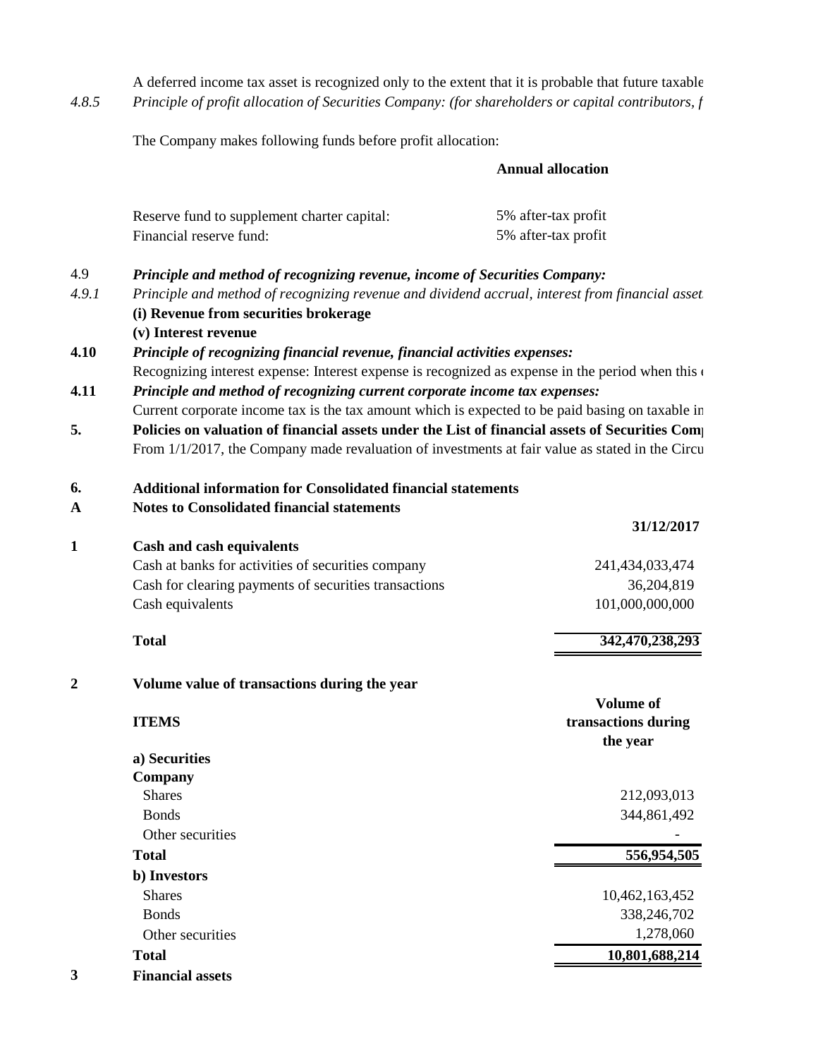A deferred income tax asset is recognized only to the extent that it is probable that future taxable

4.8.5 *Principle of profit allocation of Securities Company: (for shareholders or capital contributors, f*

The Company makes following funds before profit allocation:

| | Annual allocation |
|---|---|
| Reserve fund to supplement charter capital: | 5% after-tax profit |
| Financial reserve fund: | 5% after-tax profit |

4.9 ***Principle and method of recognizing revenue, income of Securities Company:***

4.9.1 *Principle and method of recognizing revenue and dividend accrual, interest from financial asset*

**(i) Revenue from securities brokerage**

**(v) Interest revenue**

**4.10** ***Principle of recognizing financial revenue, financial activities expenses:***

Recognizing interest expense: Interest expense is recognized as expense in the period when this e

**4.11** ***Principle and method of recognizing current corporate income tax expenses:***

Current corporate income tax is the tax amount which is expected to be paid basing on taxable in

**5.** **Policies on valuation of financial assets under the List of financial assets of Securities Comp**

From 1/1/2017, the Company made revaluation of investments at fair value as stated in the Circu

**6.** **Additional information for Consolidated financial statements**

**A** **Notes to Consolidated financial statements**

**1** **Cash and cash equivalents**

| | 31/12/2017 |
|---|---|
| Cash at banks for activities of securities company | 241,434,033,474 |
| Cash for clearing payments of securities transactions | 36,204,819 |
| Cash equivalents | 101,000,000,000 |
| **Total** | **342,470,238,293** |

**2** **Volume value of transactions during the year**

| ITEMS | Volume of transactions during the year |
|---|---|
| **a) Securities** | |
| **Company** | |
| Shares | 212,093,013 |
| Bonds | 344,861,492 |
| Other securities | - |
| **Total** | **556,954,505** |
| **b) Investors** | |
| Shares | 10,462,163,452 |
| Bonds | 338,246,702 |
| Other securities | 1,278,060 |
| **Total** | **10,801,688,214** |

**3** **Financial assets**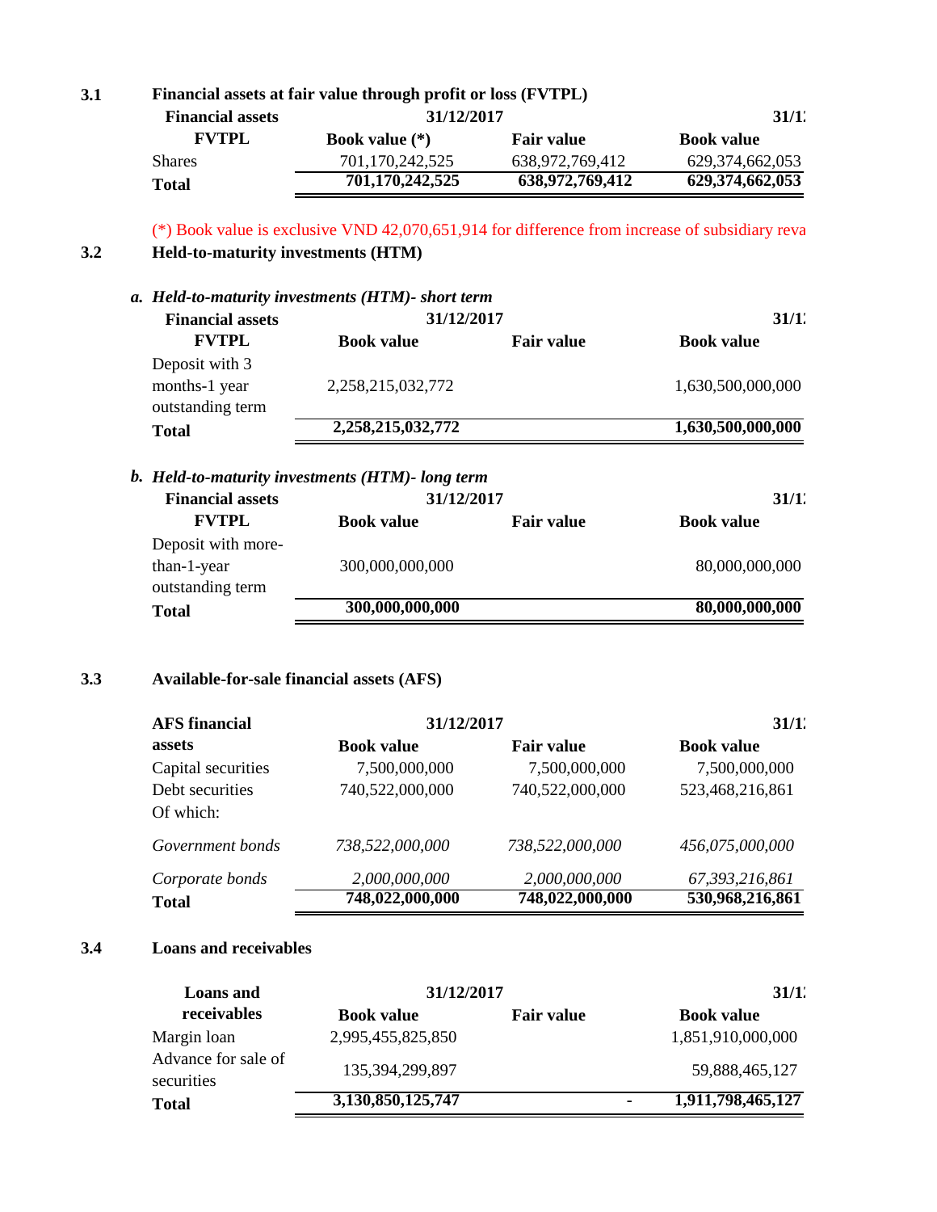### 3.1 Financial assets at fair value through profit or loss (FVTPL)

| Financial assets FVTPL | 31/12/2017 | | 31/1? |
|---|---|---|---|
| | Book value (*) | Fair value | Book value |
| Shares | 701,170,242,525 | 638,972,769,412 | 629,374,662,053 |
| **Total** | **701,170,242,525** | **638,972,769,412** | **629,374,662,053** |

(*) Book value is exclusive VND 42,070,651,914 for difference from increase of subsidiary reva

### 3.2 Held-to-maturity investments (HTM)

#### *a. Held-to-maturity investments (HTM)- short term*

| Financial assets FVTPL | 31/12/2017 | | 31/1? |
|---|---|---|---|
| | Book value | Fair value | Book value |
| Deposit with 3 months-1 year outstanding term | 2,258,215,032,772 | | 1,630,500,000,000 |
| **Total** | **2,258,215,032,772** | | **1,630,500,000,000** |

#### *b. Held-to-maturity investments (HTM)- long term*

| Financial assets FVTPL | 31/12/2017 | | 31/1? |
|---|---|---|---|
| | Book value | Fair value | Book value |
| Deposit with more-than-1-year outstanding term | 300,000,000,000 | | 80,000,000,000 |
| **Total** | **300,000,000,000** | | **80,000,000,000** |

### 3.3 Available-for-sale financial assets (AFS)

| AFS financial assets | 31/12/2017 | | 31/1? |
|---|---|---|---|
| | Book value | Fair value | Book value |
| Capital securities | 7,500,000,000 | 7,500,000,000 | 7,500,000,000 |
| Debt securities | 740,522,000,000 | 740,522,000,000 | 523,468,216,861 |
| Of which: | | | |
| *Government bonds* | *738,522,000,000* | *738,522,000,000* | *456,075,000,000* |
| *Corporate bonds* | *2,000,000,000* | *2,000,000,000* | *67,393,216,861* |
| **Total** | **748,022,000,000** | **748,022,000,000** | **530,968,216,861** |

### 3.4 Loans and receivables

| Loans and receivables | 31/12/2017 | | 31/1? |
|---|---|---|---|
| | Book value | Fair value | Book value |
| Margin loan | 2,995,455,825,850 | | 1,851,910,000,000 |
| Advance for sale of securities | 135,394,299,897 | | 59,888,465,127 |
| **Total** | **3,130,850,125,747** | **-** | **1,911,798,465,127** |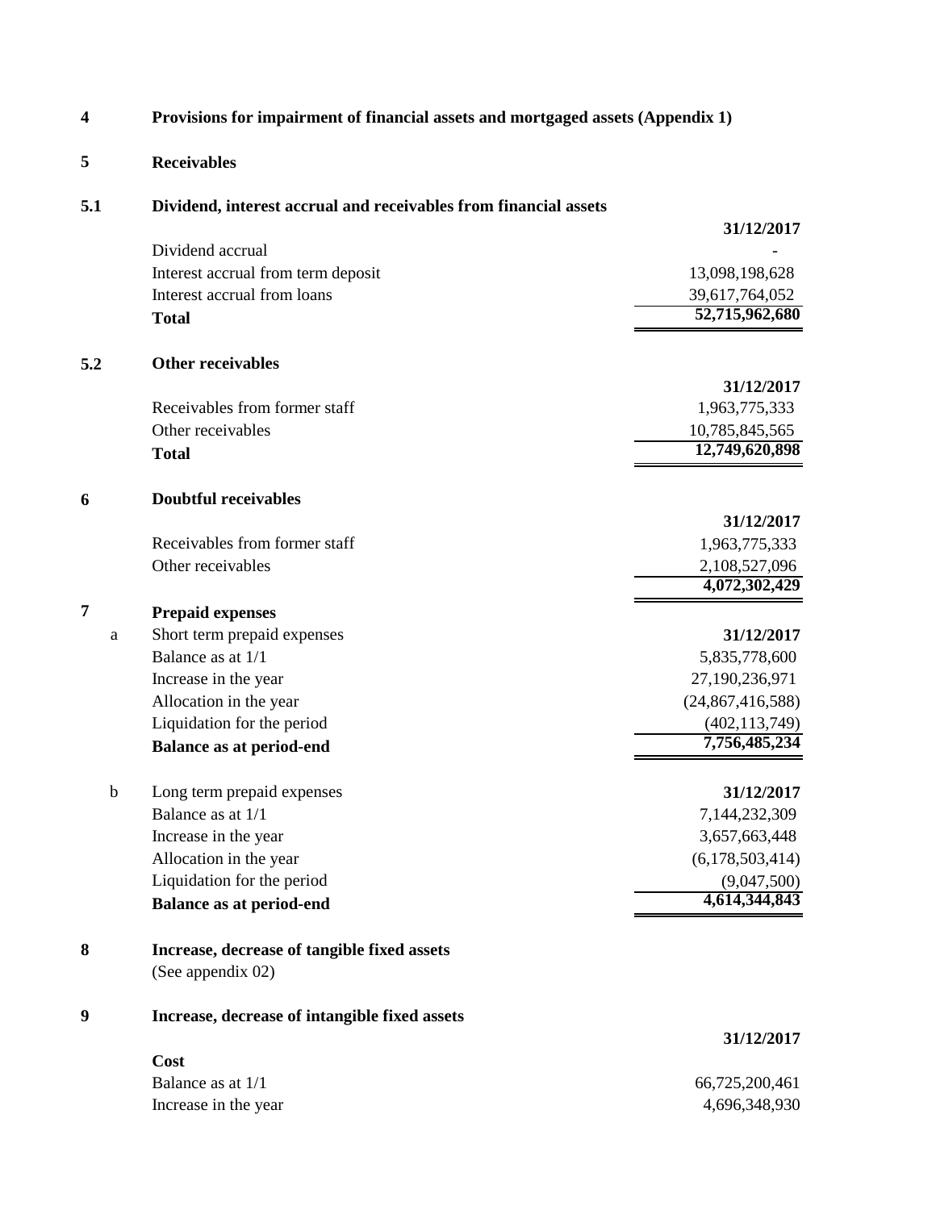## 4 Provisions for impairment of financial assets and mortgaged assets (Appendix 1)

## 5 Receivables

### 5.1 Dividend, interest accrual and receivables from financial assets

| | 31/12/2017 |
|---|---|
| Dividend accrual | - |
| Interest accrual from term deposit | 13,098,198,628 |
| Interest accrual from loans | 39,617,764,052 |
| **Total** | **52,715,962,680** |

### 5.2 Other receivables

| | 31/12/2017 |
|---|---|
| Receivables from former staff | 1,963,775,333 |
| Other receivables | 10,785,845,565 |
| **Total** | **12,749,620,898** |

## 6 Doubtful receivables

| | 31/12/2017 |
|---|---|
| Receivables from former staff | 1,963,775,333 |
| Other receivables | 2,108,527,096 |
| | **4,072,302,429** |

## 7 Prepaid expenses

a

| Short term prepaid expenses | 31/12/2017 |
|---|---|
| Balance as at 1/1 | 5,835,778,600 |
| Increase in the year | 27,190,236,971 |
| Allocation in the year | (24,867,416,588) |
| Liquidation for the period | (402,113,749) |
| **Balance as at period-end** | **7,756,485,234** |

b

| Long term prepaid expenses | 31/12/2017 |
|---|---|
| Balance as at 1/1 | 7,144,232,309 |
| Increase in the year | 3,657,663,448 |
| Allocation in the year | (6,178,503,414) |
| Liquidation for the period | (9,047,500) |
| **Balance as at period-end** | **4,614,344,843** |

## 8 Increase, decrease of tangible fixed assets

(See appendix 02)

## 9 Increase, decrease of intangible fixed assets

| | 31/12/2017 |
|---|---|
| **Cost** | |
| Balance as at 1/1 | 66,725,200,461 |
| Increase in the year | 4,696,348,930 |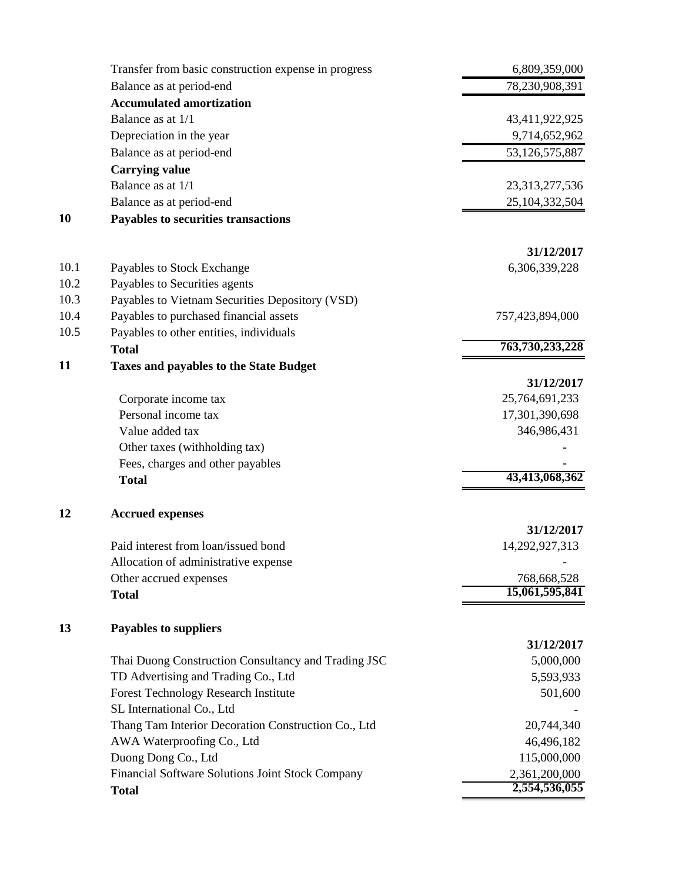| | |
|---|---|
| Transfer from basic construction expense in progress | 6,809,359,000 |
| Balance as at period-end | 78,230,908,391 |
| **Accumulated amortization** | |
| Balance as at 1/1 | 43,411,922,925 |
| Depreciation in the year | 9,714,652,962 |
| Balance as at period-end | 53,126,575,887 |
| **Carrying value** | |
| Balance as at 1/1 | 23,313,277,536 |
| Balance as at period-end | 25,104,332,504 |

## 10 Payables to securities transactions

| | | 31/12/2017 |
|---|---|---|
| 10.1 | Payables to Stock Exchange | 6,306,339,228 |
| 10.2 | Payables to Securities agents | |
| 10.3 | Payables to Vietnam Securities Depository (VSD) | |
| 10.4 | Payables to purchased financial assets | 757,423,894,000 |
| 10.5 | Payables to other entities, individuals | |
| | **Total** | **763,730,233,228** |

## 11 Taxes and payables to the State Budget

| | 31/12/2017 |
|---|---|
| Corporate income tax | 25,764,691,233 |
| Personal income tax | 17,301,390,698 |
| Value added tax | 346,986,431 |
| Other taxes (withholding tax) | - |
| Fees, charges and other payables | - |
| **Total** | **43,413,068,362** |

## 12 Accrued expenses

| | 31/12/2017 |
|---|---|
| Paid interest from loan/issued bond | 14,292,927,313 |
| Allocation of administrative expense | - |
| Other accrued expenses | 768,668,528 |
| **Total** | **15,061,595,841** |

## 13 Payables to suppliers

| | 31/12/2017 |
|---|---|
| Thai Duong Construction Consultancy and Trading JSC | 5,000,000 |
| TD Advertising and Trading Co., Ltd | 5,593,933 |
| Forest Technology Research Institute | 501,600 |
| SL International Co., Ltd | - |
| Thang Tam Interior Decoration Construction Co., Ltd | 20,744,340 |
| AWA Waterproofing Co., Ltd | 46,496,182 |
| Duong Dong Co., Ltd | 115,000,000 |
| Financial Software Solutions Joint Stock Company | 2,361,200,000 |
| **Total** | **2,554,536,055** |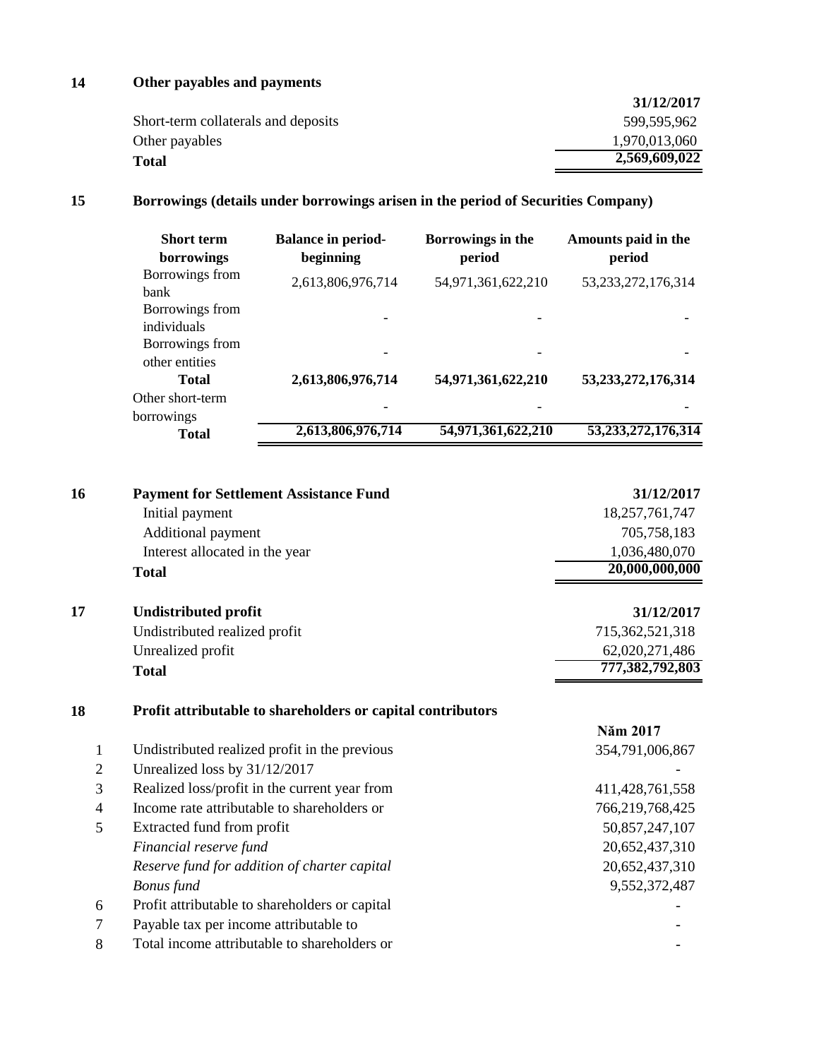## 14 Other payables and payments

| | 31/12/2017 |
|---|---|
| Short-term collaterals and deposits | 599,595,962 |
| Other payables | 1,970,013,060 |
| **Total** | **2,569,609,022** |

## 15 Borrowings (details under borrowings arisen in the period of Securities Company)

| Short term borrowings | Balance in period-beginning | Borrowings in the period | Amounts paid in the period |
|---|---|---|---|
| Borrowings from bank | 2,613,806,976,714 | 54,971,361,622,210 | 53,233,272,176,314 |
| Borrowings from individuals | - | - | - |
| Borrowings from other entities | - | - | - |
| **Total** | **2,613,806,976,714** | **54,971,361,622,210** | **53,233,272,176,314** |
| Other short-term borrowings | - | - | - |
| **Total** | **2,613,806,976,714** | **54,971,361,622,210** | **53,233,272,176,314** |

## 16 Payment for Settlement Assistance Fund

| | 31/12/2017 |
|---|---|
| Initial payment | 18,257,761,747 |
| Additional payment | 705,758,183 |
| Interest allocated in the year | 1,036,480,070 |
| **Total** | **20,000,000,000** |

## 17 Undistributed profit

| | 31/12/2017 |
|---|---|
| Undistributed realized profit | 715,362,521,318 |
| Unrealized profit | 62,020,271,486 |
| **Total** | **777,382,792,803** |

## 18 Profit attributable to shareholders or capital contributors

| | | Năm 2017 |
|---|---|---|
| 1 | Undistributed realized profit in the previous | 354,791,006,867 |
| 2 | Unrealized loss by 31/12/2017 | - |
| 3 | Realized loss/profit in the current year from | 411,428,761,558 |
| 4 | Income rate attributable to shareholders or | 766,219,768,425 |
| 5 | Extracted fund from profit | 50,857,247,107 |
| | *Financial reserve fund* | 20,652,437,310 |
| | *Reserve fund for addition of charter capital* | 20,652,437,310 |
| | *Bonus fund* | 9,552,372,487 |
| 6 | Profit attributable to shareholders or capital | - |
| 7 | Payable tax per income attributable to | - |
| 8 | Total income attributable to shareholders or | - |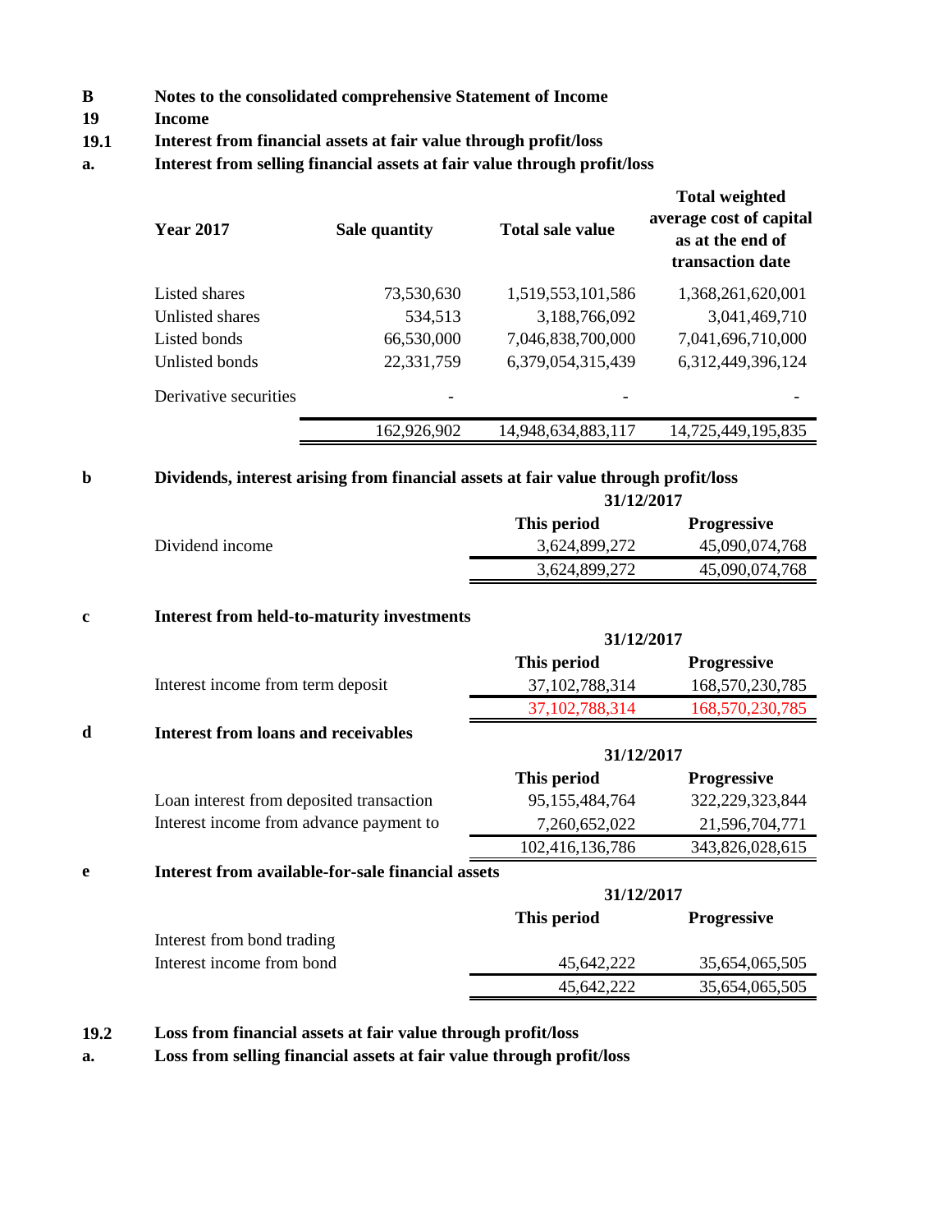**B** **Notes to the consolidated comprehensive Statement of Income**

**19** **Income**

**19.1** **Interest from financial assets at fair value through profit/loss**

**a.** **Interest from selling financial assets at fair value through profit/loss**

| Year 2017 | Sale quantity | Total sale value | Total weighted average cost of capital as at the end of transaction date |
|---|---|---|---|
| Listed shares | 73,530,630 | 1,519,553,101,586 | 1,368,261,620,001 |
| Unlisted shares | 534,513 | 3,188,766,092 | 3,041,469,710 |
| Listed bonds | 66,530,000 | 7,046,838,700,000 | 7,041,696,710,000 |
| Unlisted bonds | 22,331,759 | 6,379,054,315,439 | 6,312,449,396,124 |
| Derivative securities | - | - | - |
| | 162,926,902 | 14,948,634,883,117 | 14,725,449,195,835 |

**b** **Dividends, interest arising from financial assets at fair value through profit/loss**

| | 31/12/2017 | |
|---|---|---|
| | **This period** | **Progressive** |
| Dividend income | 3,624,899,272 | 45,090,074,768 |
| | 3,624,899,272 | 45,090,074,768 |

**c** **Interest from held-to-maturity investments**

| | 31/12/2017 | |
|---|---|---|
| | **This period** | **Progressive** |
| Interest income from term deposit | 37,102,788,314 | 168,570,230,785 |
| | 37,102,788,314 | 168,570,230,785 |

**d** **Interest from loans and receivables**

| | 31/12/2017 | |
|---|---|---|
| | **This period** | **Progressive** |
| Loan interest from deposited transaction | 95,155,484,764 | 322,229,323,844 |
| Interest income from advance payment to | 7,260,652,022 | 21,596,704,771 |
| | 102,416,136,786 | 343,826,028,615 |

**e** **Interest from available-for-sale financial assets**

| | 31/12/2017 | |
|---|---|---|
| | **This period** | **Progressive** |
| Interest from bond trading | | |
| Interest income from bond | 45,642,222 | 35,654,065,505 |
| | 45,642,222 | 35,654,065,505 |

**19.2** **Loss from financial assets at fair value through profit/loss**

**a.** **Loss from selling financial assets at fair value through profit/loss**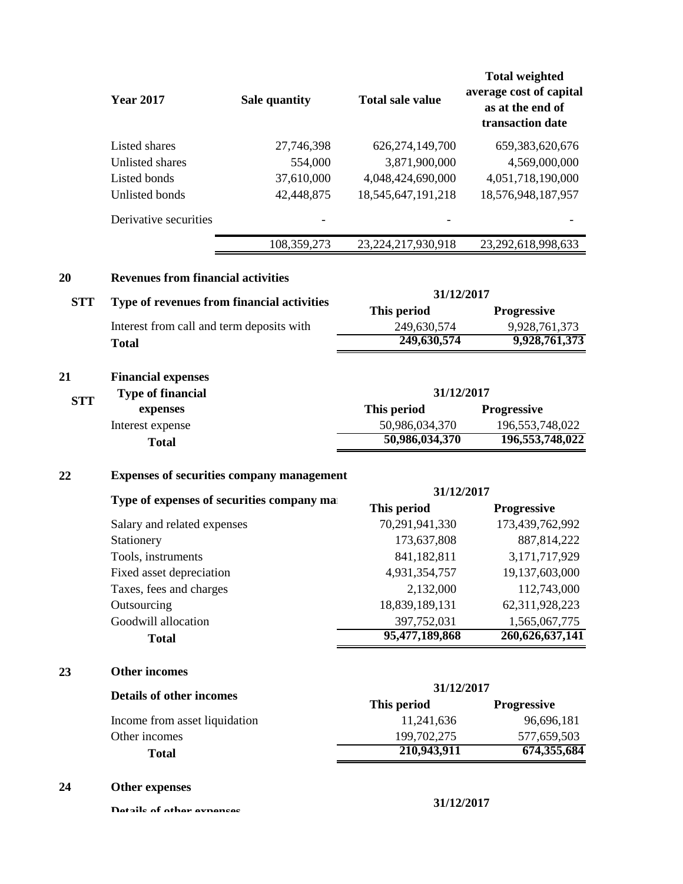| Year 2017 | Sale quantity | Total sale value | Total weighted average cost of capital as at the end of transaction date |
|---|---|---|---|
| Listed shares | 27,746,398 | 626,274,149,700 | 659,383,620,676 |
| Unlisted shares | 554,000 | 3,871,900,000 | 4,569,000,000 |
| Listed bonds | 37,610,000 | 4,048,424,690,000 | 4,051,718,190,000 |
| Unlisted bonds | 42,448,875 | 18,545,647,191,218 | 18,576,948,187,957 |
| Derivative securities | - | - | - |
| | 108,359,273 | 23,224,217,930,918 | 23,292,618,998,633 |

## 20 Revenues from financial activities

| STT | Type of revenues from financial activities | 31/12/2017 | |
|---|---|---|---|
| | | This period | Progressive |
| | Interest from call and term deposits with | 249,630,574 | 9,928,761,373 |
| | **Total** | **249,630,574** | **9,928,761,373** |

## 21 Financial expenses

| STT | Type of financial expenses | 31/12/2017 | |
|---|---|---|---|
| | | This period | Progressive |
| | Interest expense | 50,986,034,370 | 196,553,748,022 |
| | **Total** | **50,986,034,370** | **196,553,748,022** |

## 22 Expenses of securities company management

| Type of expenses of securities company ma | 31/12/2017 | |
|---|---|---|
| | This period | Progressive |
| Salary and related expenses | 70,291,941,330 | 173,439,762,992 |
| Stationery | 173,637,808 | 887,814,222 |
| Tools, instruments | 841,182,811 | 3,171,717,929 |
| Fixed asset depreciation | 4,931,354,757 | 19,137,603,000 |
| Taxes, fees and charges | 2,132,000 | 112,743,000 |
| Outsourcing | 18,839,189,131 | 62,311,928,223 |
| Goodwill allocation | 397,752,031 | 1,565,067,775 |
| **Total** | **95,477,189,868** | **260,626,637,141** |

## 23 Other incomes

| Details of other incomes | 31/12/2017 | |
|---|---|---|
| | This period | Progressive |
| Income from asset liquidation | 11,241,636 | 96,696,181 |
| Other incomes | 199,702,275 | 577,659,503 |
| **Total** | **210,943,911** | **674,355,684** |

## 24 Other expenses

| Details of other expenses | 31/12/2017 |
|---|---|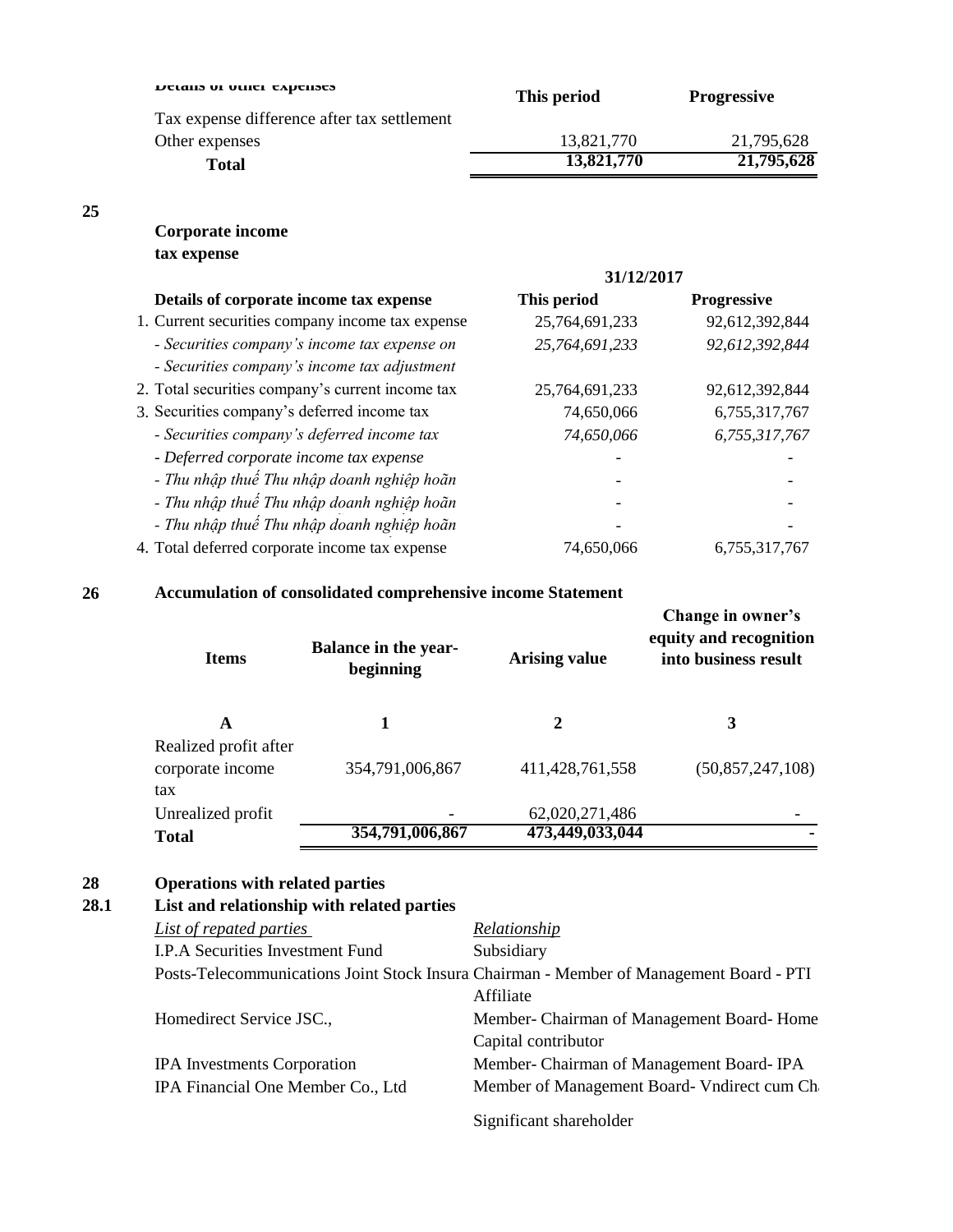| Details of other expenses | This period | Progressive |
|---|---|---|
| Tax expense difference after tax settlement | | |
| Other expenses | 13,821,770 | 21,795,628 |
| **Total** | **13,821,770** | **21,795,628** |

**25**

### Corporate income tax expense

| Details of corporate income tax expense | 31/12/2017 This period | Progressive |
|---|---|---|
| 1. Current securities company income tax expense | 25,764,691,233 | 92,612,392,844 |
| *- Securities company's income tax expense on* | *25,764,691,233* | *92,612,392,844* |
| *- Securities company's income tax adjustment* | | |
| 2. Total securities company's current income tax | 25,764,691,233 | 92,612,392,844 |
| 3. Securities company's deferred income tax | 74,650,066 | 6,755,317,767 |
| *- Securities company's deferred income tax* | *74,650,066* | *6,755,317,767* |
| *- Deferred corporate income tax expense* | - | - |
| *- Thu nhập thuế Thu nhập doanh nghiệp hoãn* | - | - |
| *- Thu nhập thuế Thu nhập doanh nghiệp hoãn* | - | - |
| *- Thu nhập thuế Thu nhập doanh nghiệp hoãn* | - | - |
| 4. Total deferred corporate income tax expense | 74,650,066 | 6,755,317,767 |

**26** **Accumulation of consolidated comprehensive income Statement**

| Items | Balance in the year-beginning | Arising value | Change in owner's equity and recognition into business result |
|---|---|---|---|
| A | 1 | 2 | 3 |
| Realized profit after corporate income tax | 354,791,006,867 | 411,428,761,558 | (50,857,247,108) |
| Unrealized profit | - | 62,020,271,486 | - |
| **Total** | **354,791,006,867** | **473,449,033,044** | **-** |

**28** **Operations with related parties**

**28.1** **List and relationship with related parties**

| *List of repated parties* | *Relationship* |
|---|---|
| I.P.A Securities Investment Fund | Subsidiary |
| Posts-Telecommunications Joint Stock Insura | Chairman - Member of Management Board - PTI |
| | Affiliate |
| Homedirect Service JSC., | Member- Chairman of Management Board- Home |
| | Capital contributor |
| IPA Investments Corporation | Member- Chairman of Management Board- IPA |
| IPA Financial One Member Co., Ltd | Member of Management Board- Vndirect cum Ch |
| | Significant shareholder |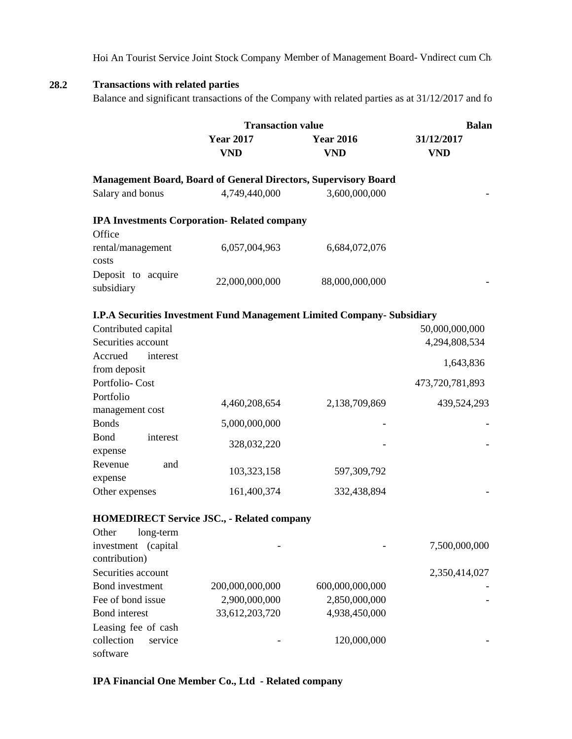Hoi An Tourist Service Joint Stock Company Member of Management Board- Vndirect cum Ch

## 28.2 Transactions with related parties

Balance and significant transactions of the Company with related parties as at 31/12/2017 and fo

| | Transaction value | | Balan |
|---|---|---|---|
| | Year 2017 | Year 2016 | 31/12/2017 |
| | VND | VND | VND |
| **Management Board, Board of General Directors, Supervisory Board** | | | |
| Salary and bonus | 4,749,440,000 | 3,600,000,000 | - |
| **IPA Investments Corporation- Related company** | | | |
| Office rental/management costs | 6,057,004,963 | 6,684,072,076 | |
| Deposit to acquire subsidiary | 22,000,000,000 | 88,000,000,000 | - |
| **I.P.A Securities Investment Fund Management Limited Company- Subsidiary** | | | |
| Contributed capital | | | 50,000,000,000 |
| Securities account | | | 4,294,808,534 |
| Accrued interest from deposit | | | 1,643,836 |
| Portfolio- Cost | | | 473,720,781,893 |
| Portfolio management cost | 4,460,208,654 | 2,138,709,869 | 439,524,293 |
| Bonds | 5,000,000,000 | - | - |
| Bond interest expense | 328,032,220 | - | - |
| Revenue and expense | 103,323,158 | 597,309,792 | |
| Other expenses | 161,400,374 | 332,438,894 | - |
| **HOMEDIRECT Service JSC., - Related company** | | | |
| Other long-term investment (capital contribution) | - | - | 7,500,000,000 |
| Securities account | | | 2,350,414,027 |
| Bond investment | 200,000,000,000 | 600,000,000,000 | - |
| Fee of bond issue | 2,900,000,000 | 2,850,000,000 | - |
| Bond interest | 33,612,203,720 | 4,938,450,000 | |
| Leasing fee of cash collection service software | - | 120,000,000 | - |
| **IPA Financial One Member Co., Ltd - Related company** | | | |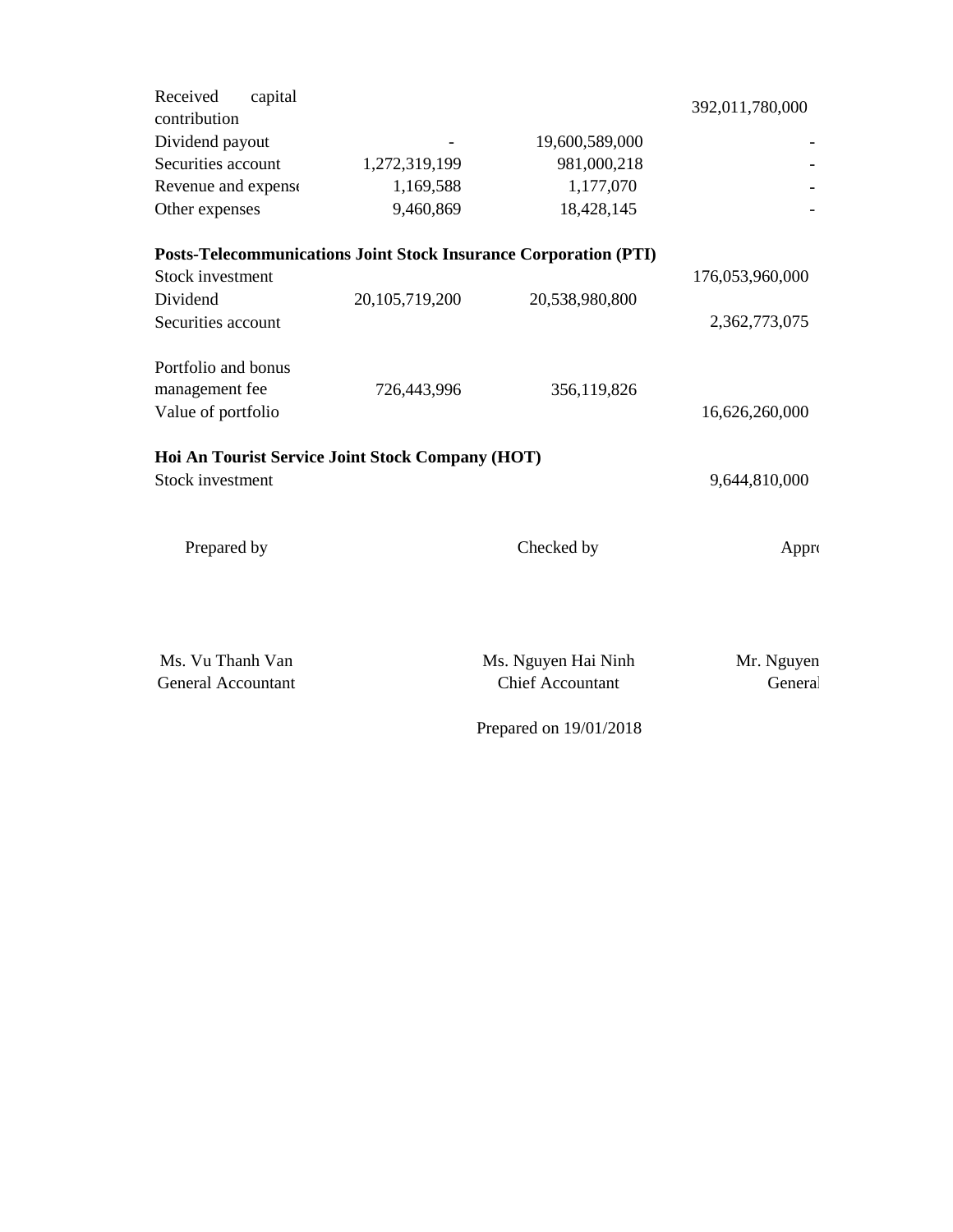| | | | |
|---|---|---|---|
| Received capital contribution | | | 392,011,780,000 |
| Dividend payout | - | 19,600,589,000 | - |
| Securities account | 1,272,319,199 | 981,000,218 | - |
| Revenue and expense | 1,169,588 | 1,177,070 | - |
| Other expenses | 9,460,869 | 18,428,145 | - |
| **Posts-Telecommunications Joint Stock Insurance Corporation (PTI)** | | | |
| Stock investment | | | 176,053,960,000 |
| Dividend | 20,105,719,200 | 20,538,980,800 | |
| Securities account | | | 2,362,773,075 |
| Portfolio and bonus management fee | 726,443,996 | 356,119,826 | |
| Value of portfolio | | | 16,626,260,000 |
| **Hoi An Tourist Service Joint Stock Company (HOT)** | | | |
| Stock investment | | | 9,644,810,000 |

| Prepared by | Checked by | Appro |
|---|---|---|
| Ms. Vu Thanh Van | Ms. Nguyen Hai Ninh | Mr. Nguyen |
| General Accountant | Chief Accountant | General |

Prepared on 19/01/2018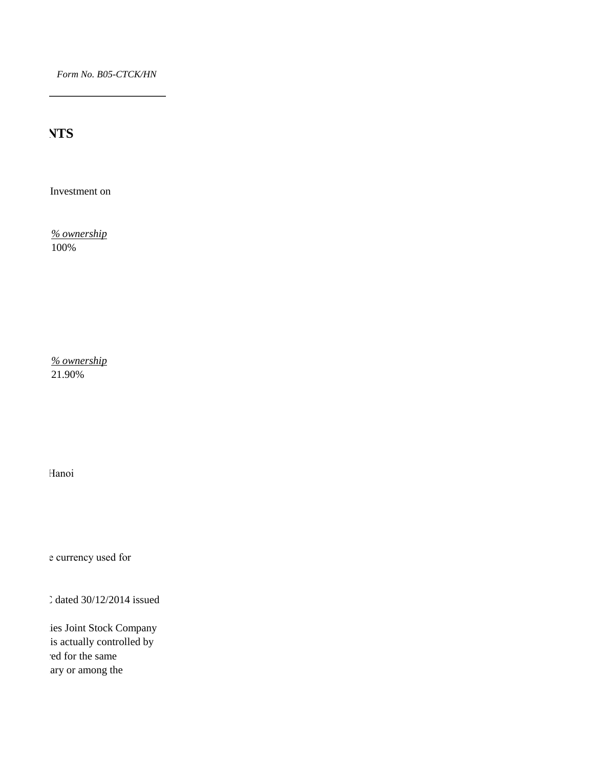*Form No. B05-CTCK/HN*

**NTS**

Investment on

*% ownership*
100%

*% ownership*
21.90%

Hanoi

e currency used for

C dated 30/12/2014 issued

ies Joint Stock Company
is actually controlled by
ed for the same
ary or among the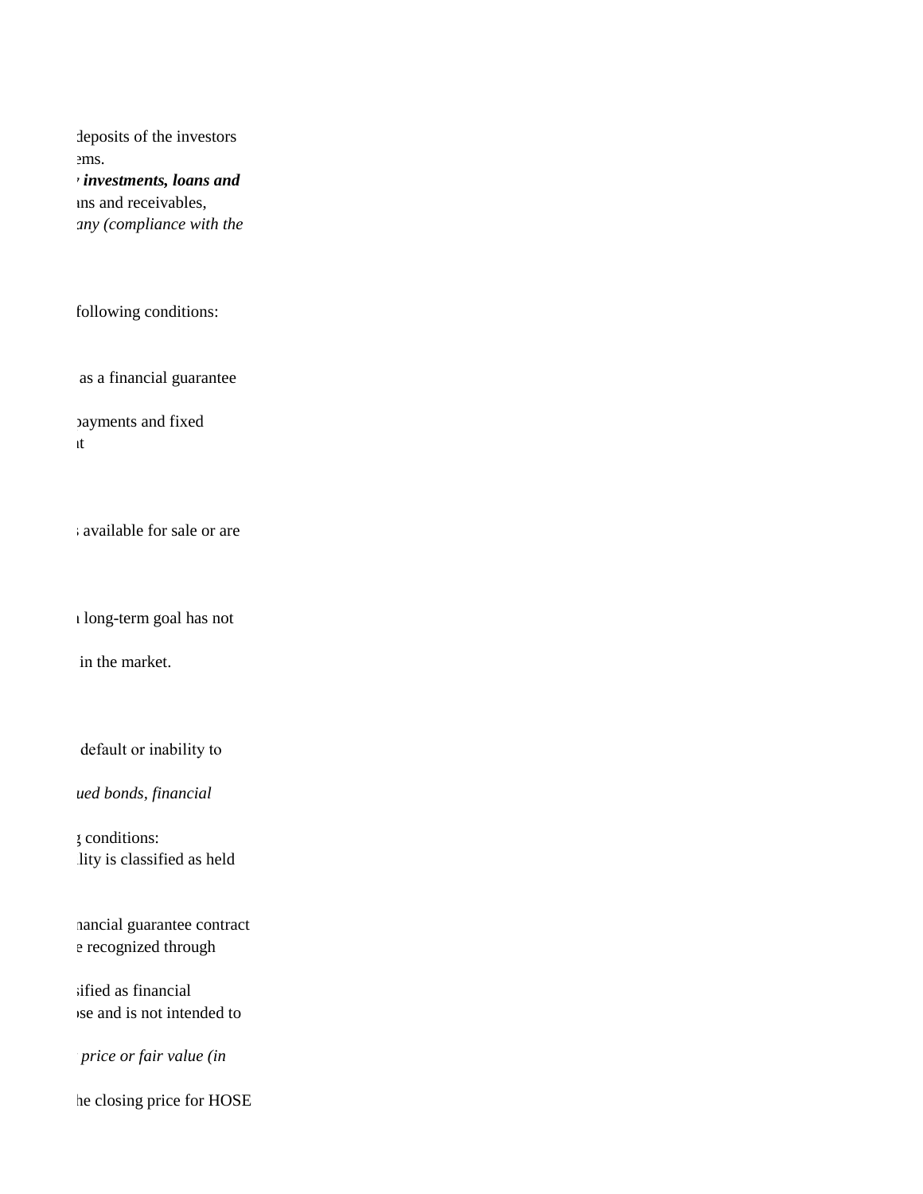deposits of the investors
ems.
*investments, loans and*
ns and receivables,
*any (compliance with the*

following conditions:

as a financial guarantee

payments and fixed
it

available for sale or are

long-term goal has not

in the market.

default or inability to

*ued bonds, financial*

conditions:
lity is classified as held

nancial guarantee contract
e recognized through

sified as financial
se and is not intended to

*price or fair value (in*

he closing price for HOSE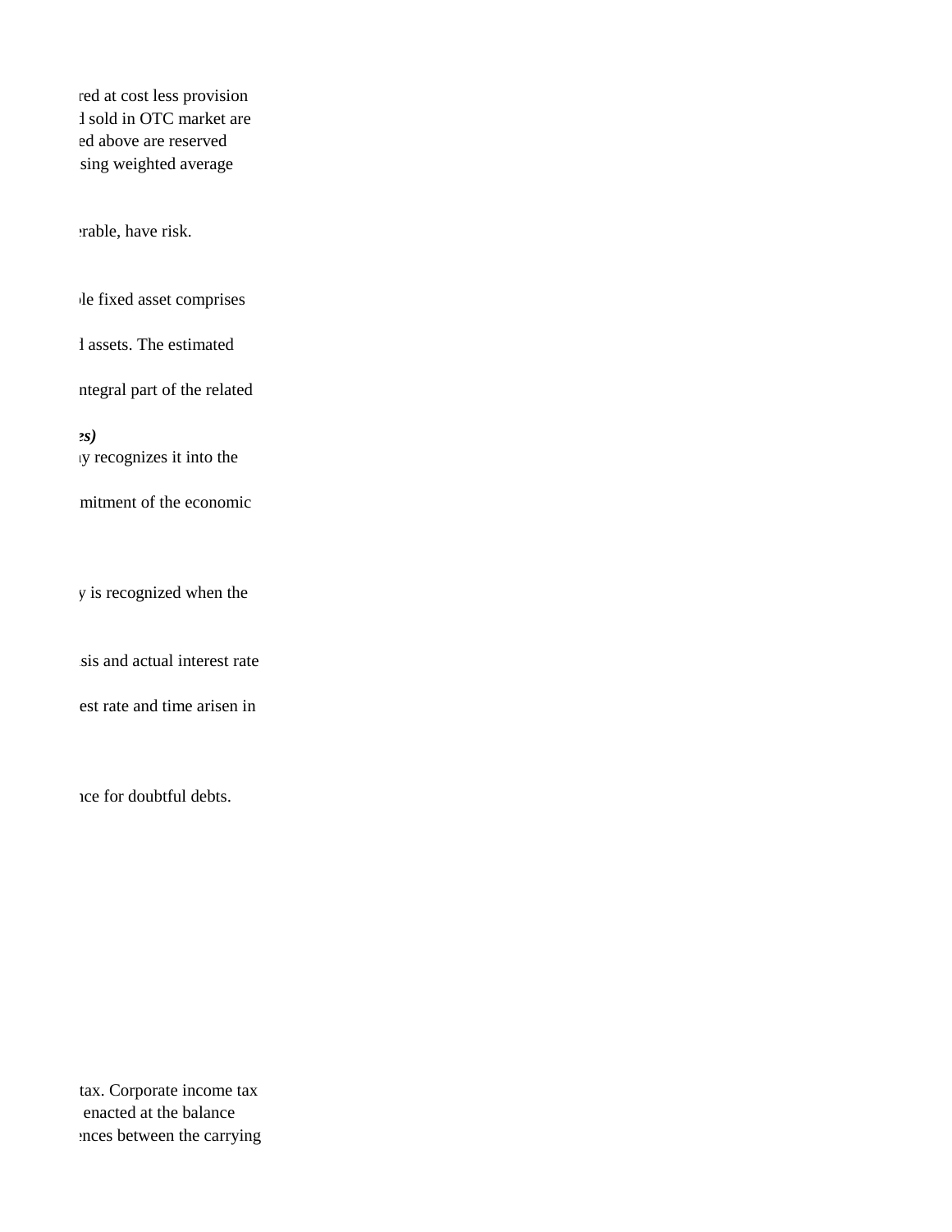red at cost less provision
d sold in OTC market are
ed above are reserved
sing weighted average

erable, have risk.

le fixed asset comprises

d assets. The estimated

ntegral part of the related

***es)***
y recognizes it into the

mitment of the economic

y is recognized when the

sis and actual interest rate

est rate and time arisen in

nce for doubtful debts.

tax. Corporate income tax
enacted at the balance
ences between the carrying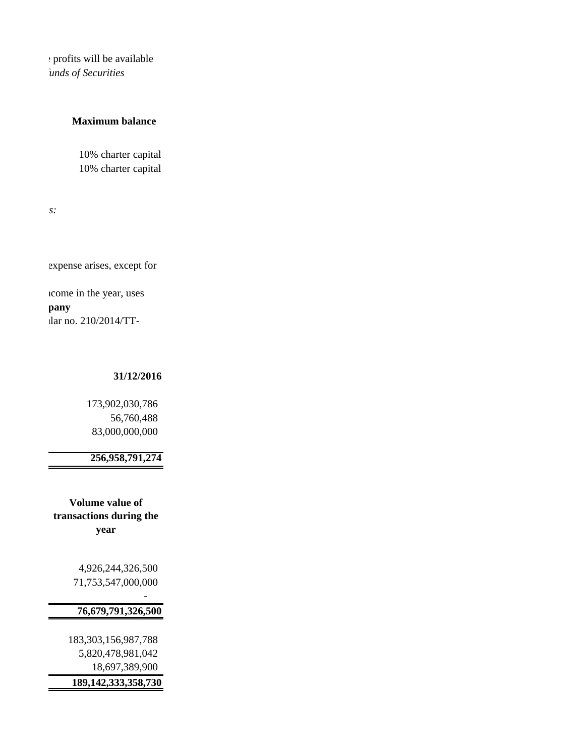e profits will be available
*unds of Securities*

| Maximum balance |
| --- |
| 10% charter capital |
| 10% charter capital |

*s:*

expense arises, except for

ncome in the year, uses
**pany**
ilar no. 210/2014/TT-

| 31/12/2016 |
| --- |
| 173,902,030,786 |
| 56,760,488 |
| 83,000,000,000 |
| **256,958,791,274** |

| Volume value of transactions during the year |
| --- |
| 4,926,244,326,500 |
| 71,753,547,000,000 |
| - |
| **76,679,791,326,500** |
| 183,303,156,987,788 |
| 5,820,478,981,042 |
| 18,697,389,900 |
| **189,142,333,358,730** |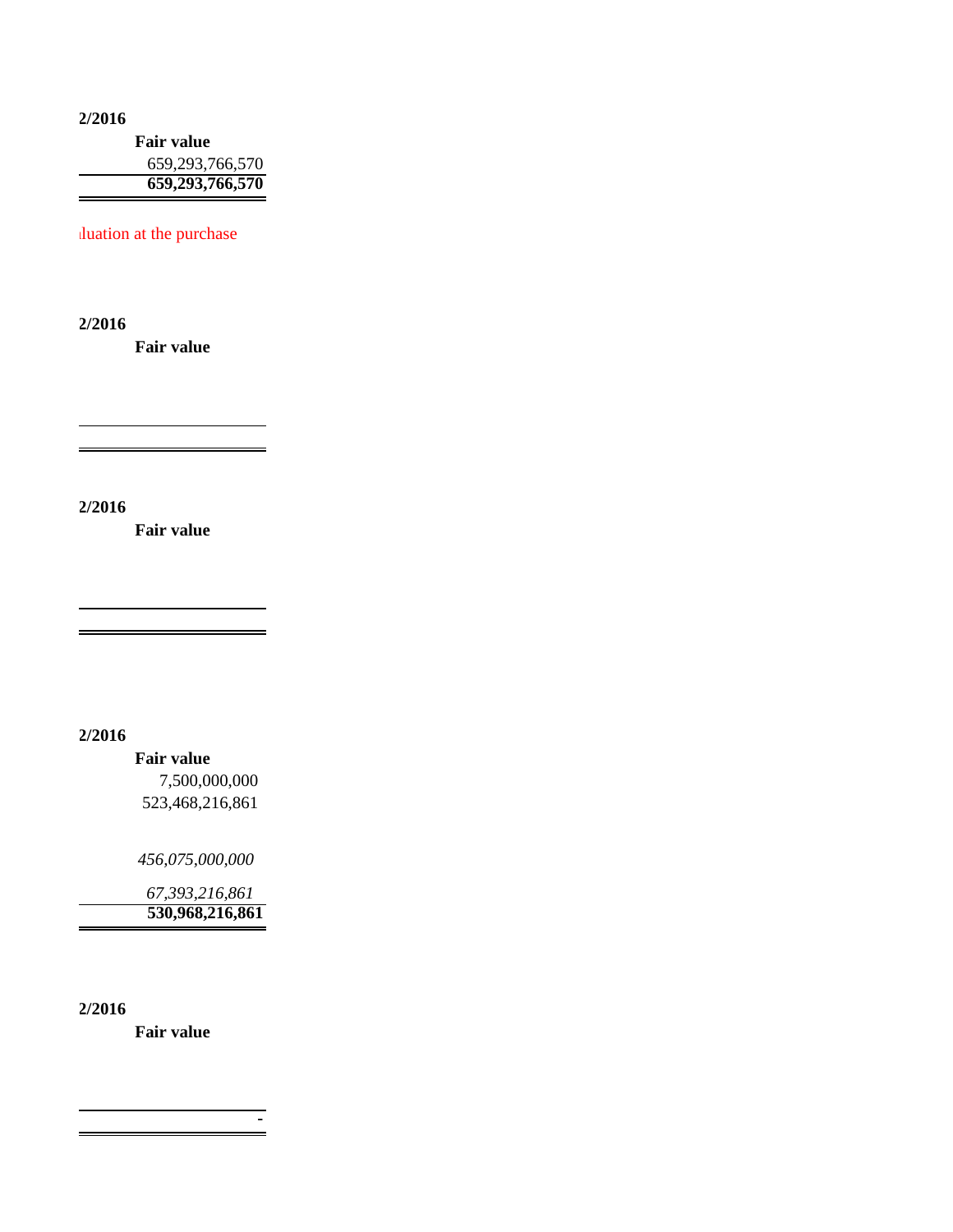| 2/2016 |
|---|
| **Fair value** |
| 659,293,766,570 |
| **659,293,766,570** |

luation at the purchase

| 2/2016 |
|---|
| **Fair value** |
| |
| |

| 2/2016 |
|---|
| **Fair value** |
| |
| |

| 2/2016 |
|---|
| **Fair value** |
| 7,500,000,000 |
| 523,468,216,861 |
| *456,075,000,000* |
| *67,393,216,861* |
| **530,968,216,861** |

| 2/2016 |
|---|
| **Fair value** |
| - |
| |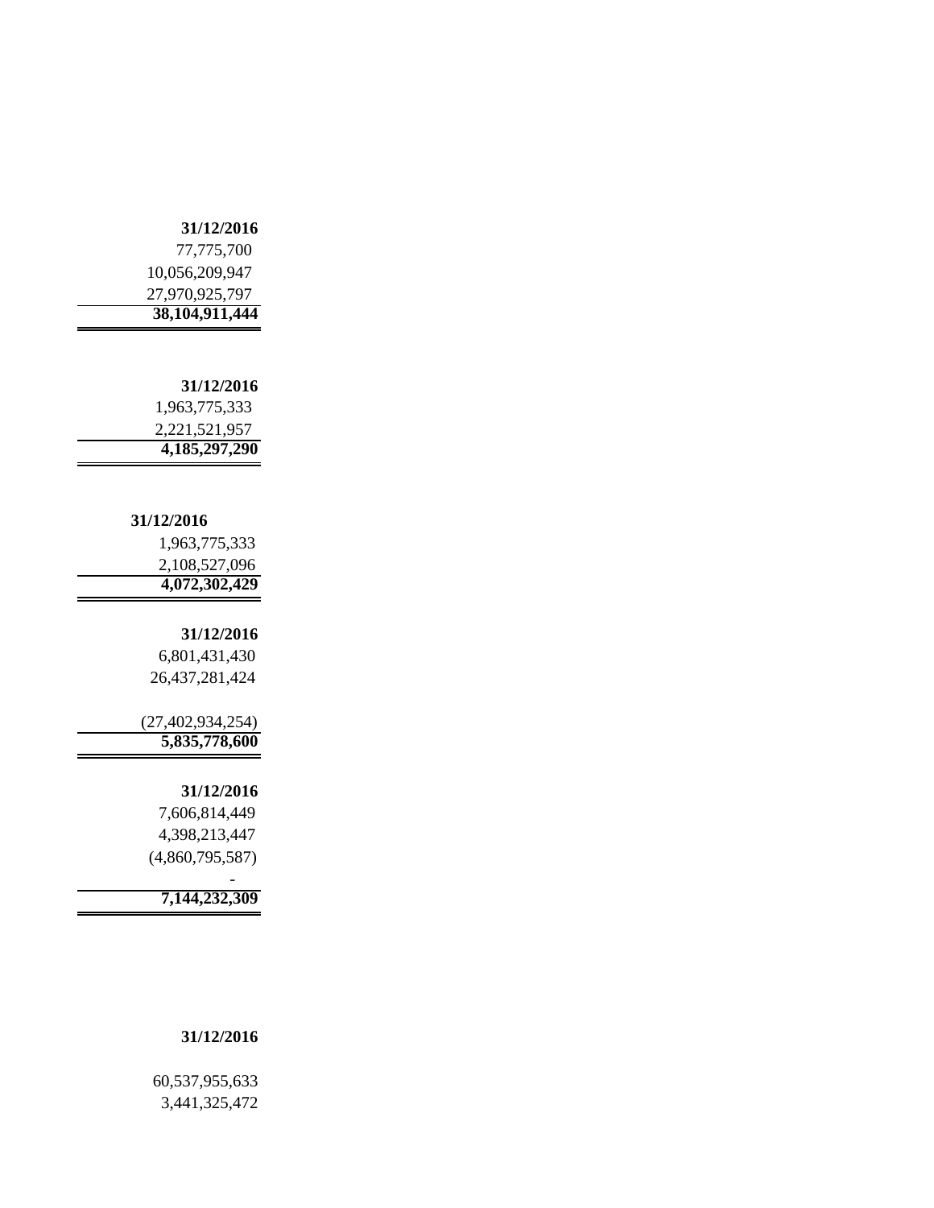| 31/12/2016 |
|---:|
| 77,775,700 |
| 10,056,209,947 |
| 27,970,925,797 |
| **38,104,911,444** |

| 31/12/2016 |
|---:|
| 1,963,775,333 |
| 2,221,521,957 |
| **4,185,297,290** |

| 31/12/2016 |
|---:|
| 1,963,775,333 |
| 2,108,527,096 |
| **4,072,302,429** |

| 31/12/2016 |
|---:|
| 6,801,431,430 |
| 26,437,281,424 |
| |
| (27,402,934,254) |
| **5,835,778,600** |

| 31/12/2016 |
|---:|
| 7,606,814,449 |
| 4,398,213,447 |
| (4,860,795,587) |
| - |
| **7,144,232,309** |

| 31/12/2016 |
|---:|
| |
| 60,537,955,633 |
| 3,441,325,472 |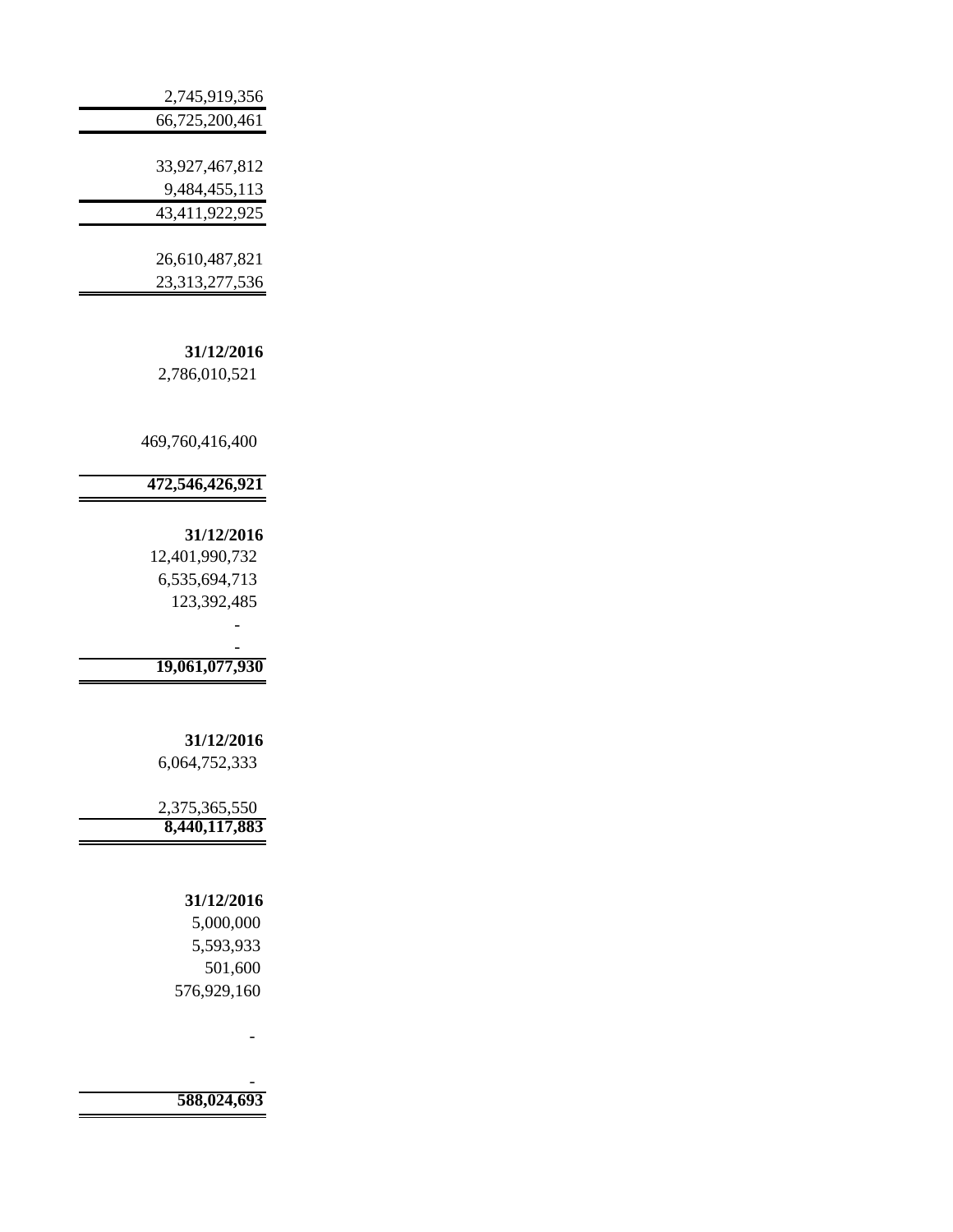| |
|---|
| 2,745,919,356 |
| 66,725,200,461 |
| |
| 33,927,467,812 |
| 9,484,455,113 |
| 43,411,922,925 |
| |
| 26,610,487,821 |
| 23,313,277,536 |

| **31/12/2016** |
|---|
| 2,786,010,521 |
| |
| 469,760,416,400 |
| **472,546,426,921** |

| **31/12/2016** |
|---|
| 12,401,990,732 |
| 6,535,694,713 |
| 123,392,485 |
| - |
| - |
| **19,061,077,930** |

| **31/12/2016** |
|---|
| 6,064,752,333 |
| |
| 2,375,365,550 |
| **8,440,117,883** |

| **31/12/2016** |
|---|
| 5,000,000 |
| 5,593,933 |
| 501,600 |
| 576,929,160 |
| |
| - |
| |
| - |
| **588,024,693** |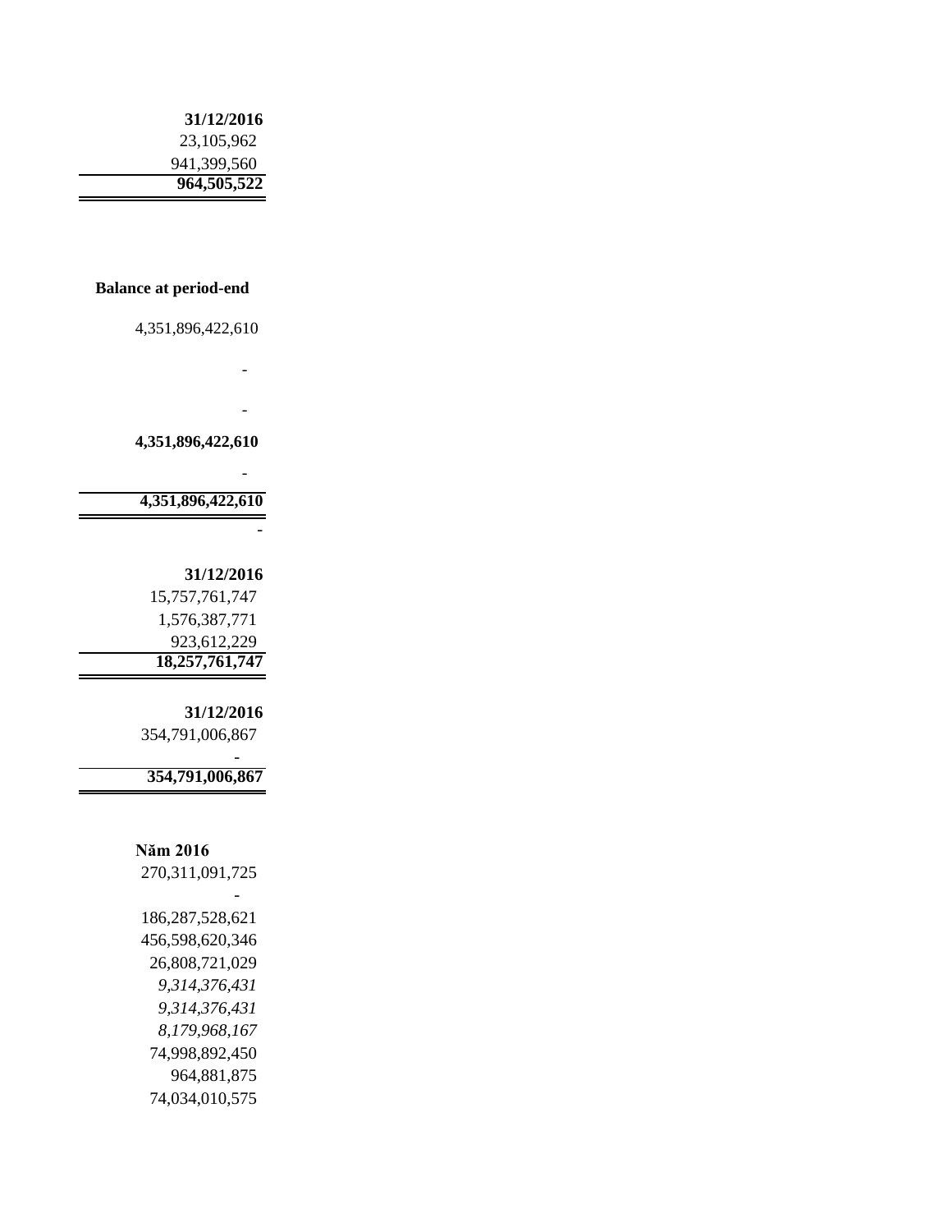| 31/12/2016 |
|---:|
| 23,105,962 |
| 941,399,560 |
| **964,505,522** |

| Balance at period-end |
|---:|
| 4,351,896,422,610 |
| - |
| - |
| **4,351,896,422,610** |
| - |
| **4,351,896,422,610** |
| - |

| 31/12/2016 |
|---:|
| 15,757,761,747 |
| 1,576,387,771 |
| 923,612,229 |
| **18,257,761,747** |

| 31/12/2016 |
|---:|
| 354,791,006,867 |
| - |
| **354,791,006,867** |

| Năm 2016 |
|---:|
| 270,311,091,725 |
| - |
| 186,287,528,621 |
| 456,598,620,346 |
| 26,808,721,029 |
| *9,314,376,431* |
| *9,314,376,431* |
| *8,179,968,167* |
| 74,998,892,450 |
| 964,881,875 |
| 74,034,010,575 |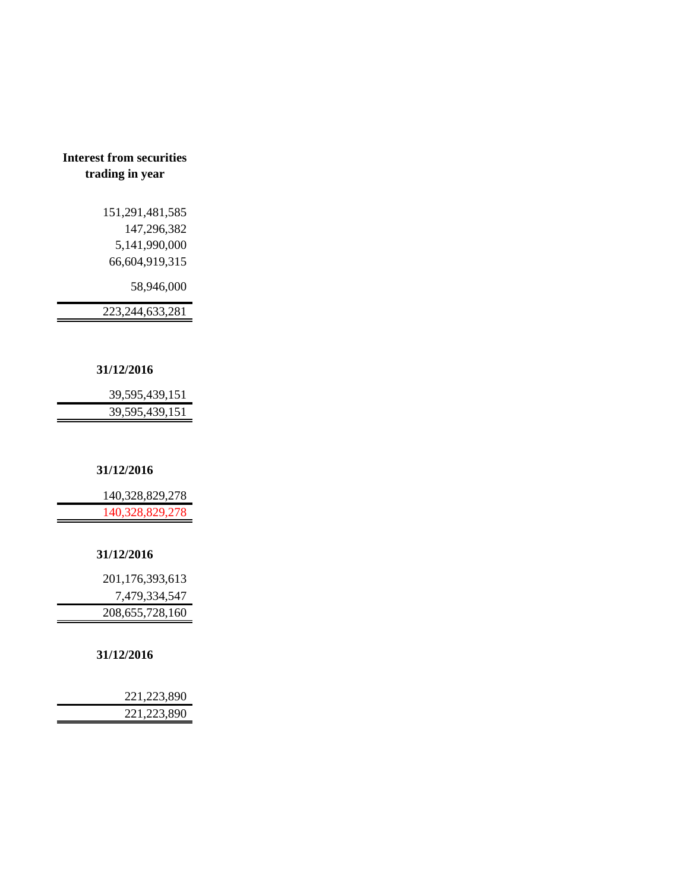| Interest from securities trading in year |
|---|
| 151,291,481,585 |
| 147,296,382 |
| 5,141,990,000 |
| 66,604,919,315 |
| 58,946,000 |
| 223,244,633,281 |

| 31/12/2016 |
|---|
| 39,595,439,151 |
| 39,595,439,151 |

| 31/12/2016 |
|---|
| 140,328,829,278 |
| 140,328,829,278 |

| 31/12/2016 |
|---|
| 201,176,393,613 |
| 7,479,334,547 |
| 208,655,728,160 |

| 31/12/2016 |
|---|
| 221,223,890 |
| 221,223,890 |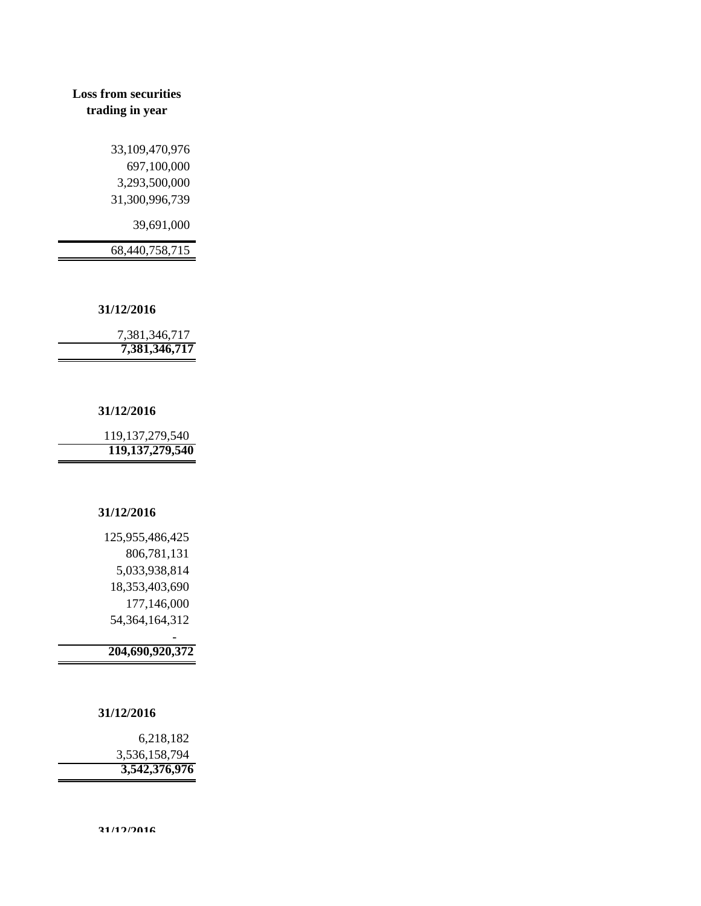| Loss from securities trading in year |
|---|
| 33,109,470,976 |
| 697,100,000 |
| 3,293,500,000 |
| 31,300,996,739 |
| 39,691,000 |
| 68,440,758,715 |

| 31/12/2016 |
|---|
| 7,381,346,717 |
| **7,381,346,717** |

| 31/12/2016 |
|---|
| 119,137,279,540 |
| **119,137,279,540** |

| 31/12/2016 |
|---|
| 125,955,486,425 |
| 806,781,131 |
| 5,033,938,814 |
| 18,353,403,690 |
| 177,146,000 |
| 54,364,164,312 |
| - |
| **204,690,920,372** |

| 31/12/2016 |
|---|
| 6,218,182 |
| 3,536,158,794 |
| **3,542,376,976** |

**31/12/2016**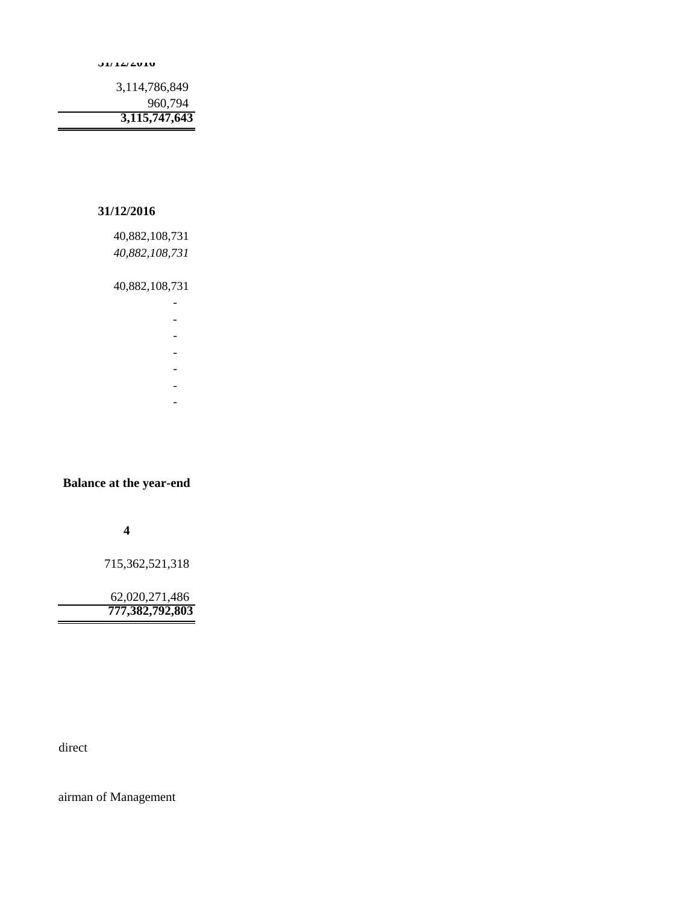| 31/12/2016 |
| ---: |
| 3,114,786,849 |
| 960,794 |
| **3,115,747,643** |

| 31/12/2016 |
| ---: |
| 40,882,108,731 |
| *40,882,108,731* |
| |
| 40,882,108,731 |
| - |
| - |
| - |
| - |
| - |
| - |
| - |

| **Balance at the year-end** |
| ---: |
| **4** |
| 715,362,521,318 |
| 62,020,271,486 |
| **777,382,792,803** |

direct

airman of Management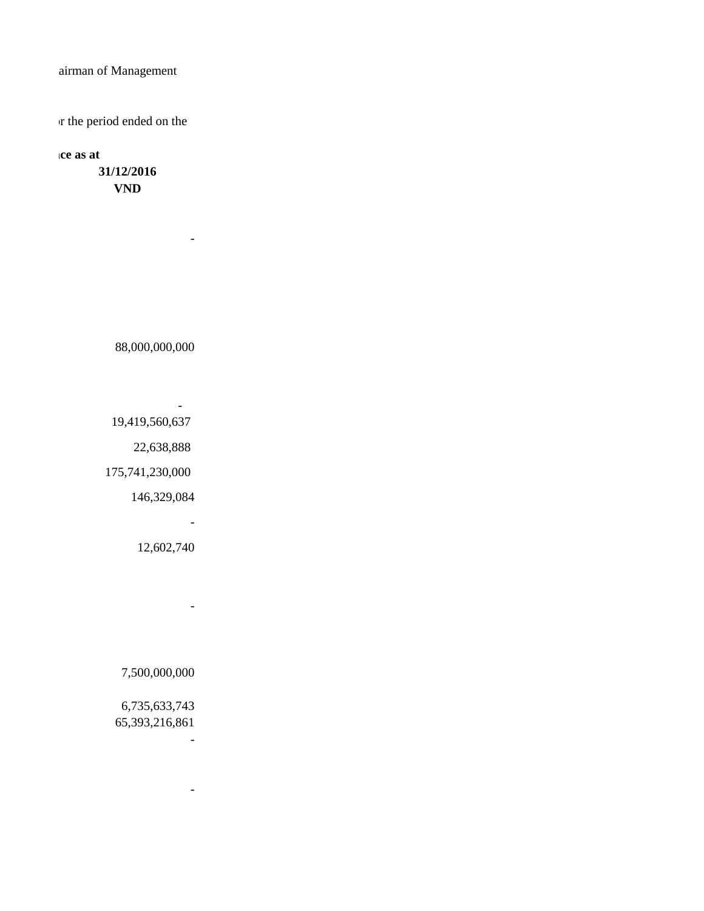airman of Management

r the period ended on the

**ce as at**

| **31/12/2016** |
|---:|
| **VND** |
| - |
| 88,000,000,000 |
| - |
| 19,419,560,637 |
| 22,638,888 |
| 175,741,230,000 |
| 146,329,084 |
| - |
| 12,602,740 |
| - |
| 7,500,000,000 |
| 6,735,633,743 |
| 65,393,216,861 |
| - |
| - |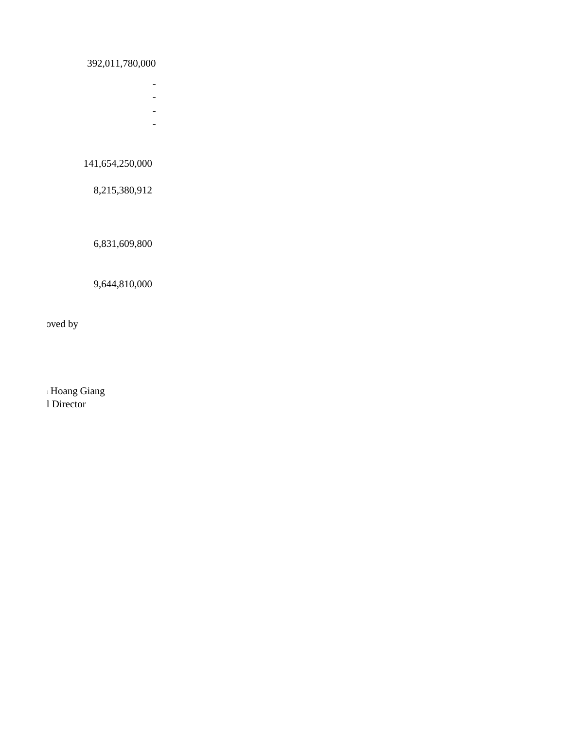392,011,780,000

-

-

-

-

141,654,250,000

8,215,380,912

6,831,609,800

9,644,810,000

oved by

Hoang Giang
l Director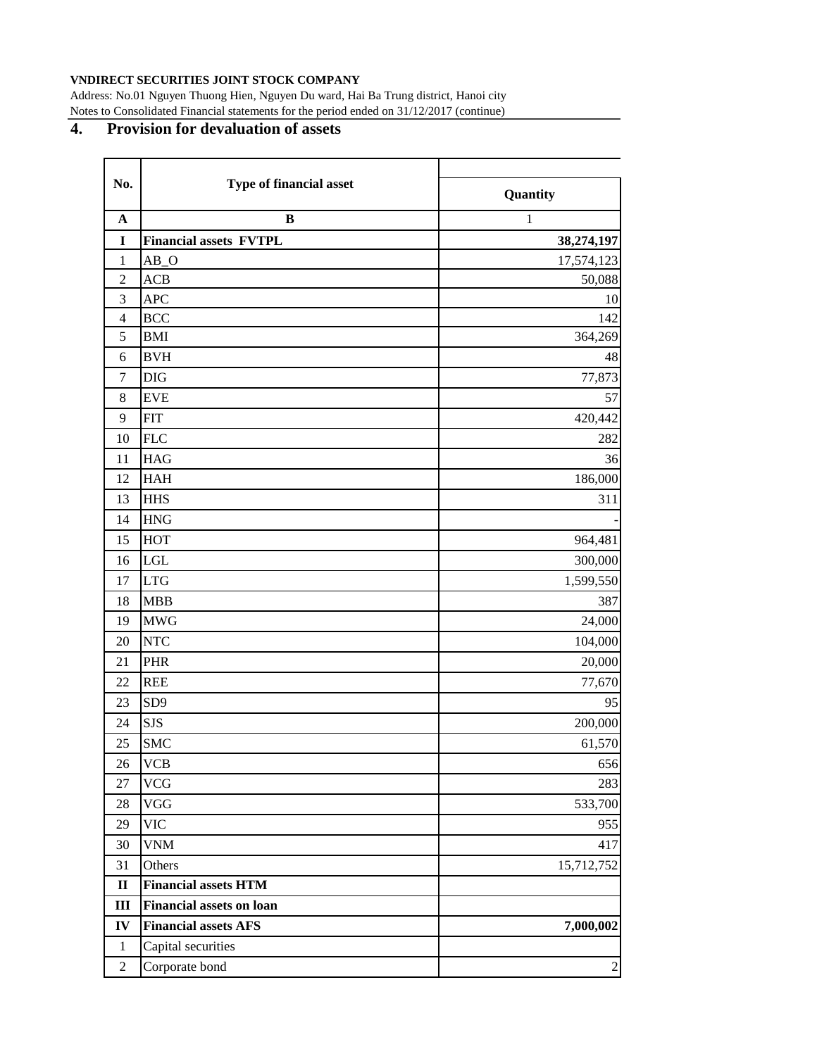**VNDIRECT SECURITIES JOINT STOCK COMPANY**

Address: No.01 Nguyen Thuong Hien, Nguyen Du ward, Hai Ba Trung district, Hanoi city

Notes to Consolidated Financial statements for the period ended on 31/12/2017 (continue)

## 4. Provision for devaluation of assets

| No. | Type of financial asset | Quantity |
|---|---|---|
| A | B | 1 |
| **I** | **Financial assets FVTPL** | **38,274,197** |
| 1 | AB_O | 17,574,123 |
| 2 | ACB | 50,088 |
| 3 | APC | 10 |
| 4 | BCC | 142 |
| 5 | BMI | 364,269 |
| 6 | BVH | 48 |
| 7 | DIG | 77,873 |
| 8 | EVE | 57 |
| 9 | FIT | 420,442 |
| 10 | FLC | 282 |
| 11 | HAG | 36 |
| 12 | HAH | 186,000 |
| 13 | HHS | 311 |
| 14 | HNG | - |
| 15 | HOT | 964,481 |
| 16 | LGL | 300,000 |
| 17 | LTG | 1,599,550 |
| 18 | MBB | 387 |
| 19 | MWG | 24,000 |
| 20 | NTC | 104,000 |
| 21 | PHR | 20,000 |
| 22 | REE | 77,670 |
| 23 | SD9 | 95 |
| 24 | SJS | 200,000 |
| 25 | SMC | 61,570 |
| 26 | VCB | 656 |
| 27 | VCG | 283 |
| 28 | VGG | 533,700 |
| 29 | VIC | 955 |
| 30 | VNM | 417 |
| 31 | Others | 15,712,752 |
| **II** | **Financial assets HTM** | |
| **III** | **Financial assets on loan** | |
| **IV** | **Financial assets AFS** | **7,000,002** |
| 1 | Capital securities | |
| 2 | Corporate bond | 2 |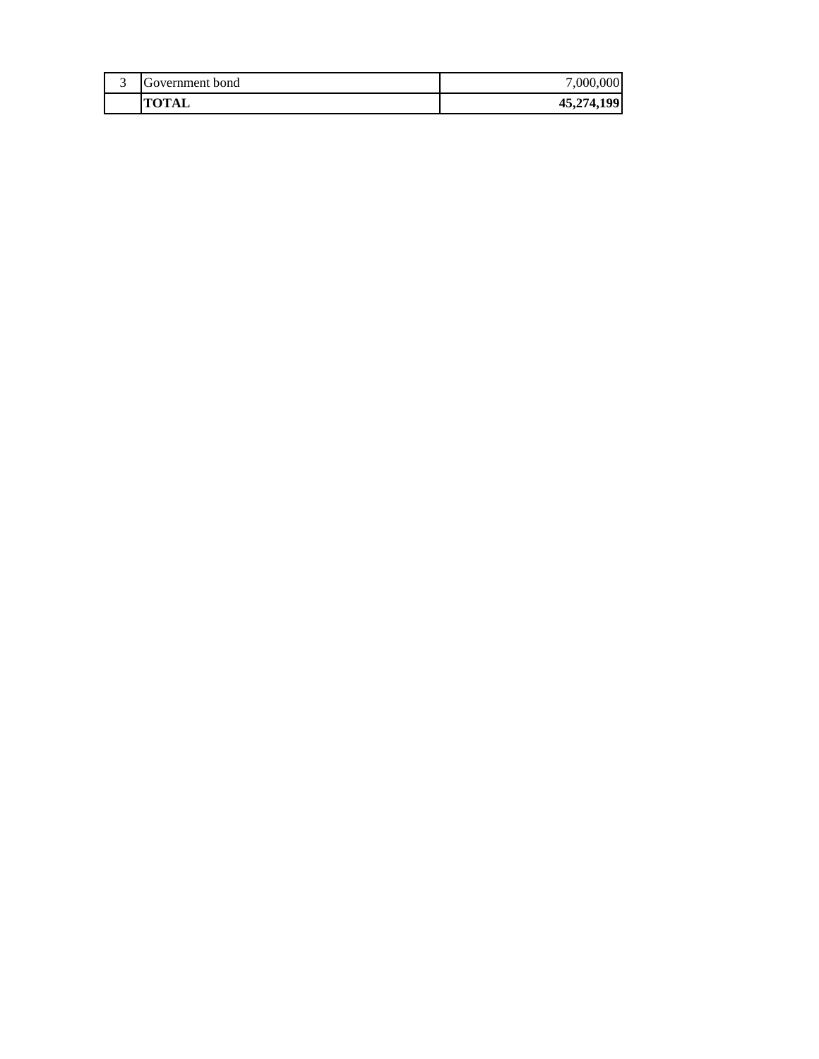| 3 | Government bond | 7,000,000 |
| --- | --- | --- |
|  | **TOTAL** | **45,274,199** |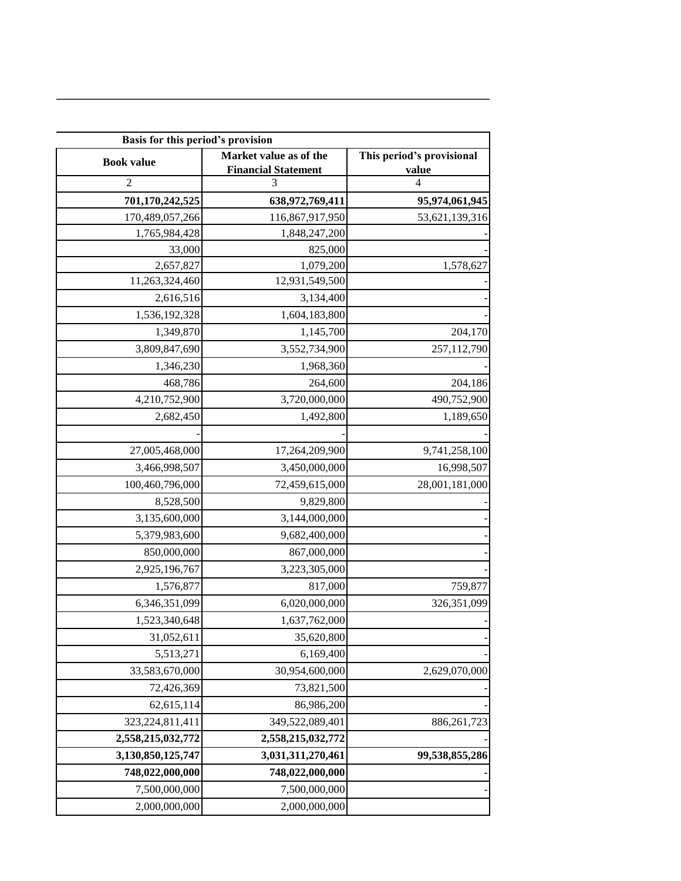| Basis for this period's provision | | |
|---|---|---|
| **Book value** | **Market value as of the Financial Statement** | **This period's provisional value** |
| 2 | 3 | 4 |
| **701,170,242,525** | **638,972,769,411** | **95,974,061,945** |
| 170,489,057,266 | 116,867,917,950 | 53,621,139,316 |
| 1,765,984,428 | 1,848,247,200 | - |
| 33,000 | 825,000 | - |
| 2,657,827 | 1,079,200 | 1,578,627 |
| 11,263,324,460 | 12,931,549,500 | - |
| 2,616,516 | 3,134,400 | - |
| 1,536,192,328 | 1,604,183,800 | - |
| 1,349,870 | 1,145,700 | 204,170 |
| 3,809,847,690 | 3,552,734,900 | 257,112,790 |
| 1,346,230 | 1,968,360 | - |
| 468,786 | 264,600 | 204,186 |
| 4,210,752,900 | 3,720,000,000 | 490,752,900 |
| 2,682,450 | 1,492,800 | 1,189,650 |
| - | - | - |
| 27,005,468,000 | 17,264,209,900 | 9,741,258,100 |
| 3,466,998,507 | 3,450,000,000 | 16,998,507 |
| 100,460,796,000 | 72,459,615,000 | 28,001,181,000 |
| 8,528,500 | 9,829,800 | - |
| 3,135,600,000 | 3,144,000,000 | - |
| 5,379,983,600 | 9,682,400,000 | - |
| 850,000,000 | 867,000,000 | - |
| 2,925,196,767 | 3,223,305,000 | - |
| 1,576,877 | 817,000 | 759,877 |
| 6,346,351,099 | 6,020,000,000 | 326,351,099 |
| 1,523,340,648 | 1,637,762,000 | - |
| 31,052,611 | 35,620,800 | - |
| 5,513,271 | 6,169,400 | - |
| 33,583,670,000 | 30,954,600,000 | 2,629,070,000 |
| 72,426,369 | 73,821,500 | - |
| 62,615,114 | 86,986,200 | - |
| 323,224,811,411 | 349,522,089,401 | 886,261,723 |
| **2,558,215,032,772** | **2,558,215,032,772** | - |
| **3,130,850,125,747** | **3,031,311,270,461** | **99,538,855,286** |
| **748,022,000,000** | **748,022,000,000** | **-** |
| 7,500,000,000 | 7,500,000,000 | - |
| 2,000,000,000 | 2,000,000,000 | |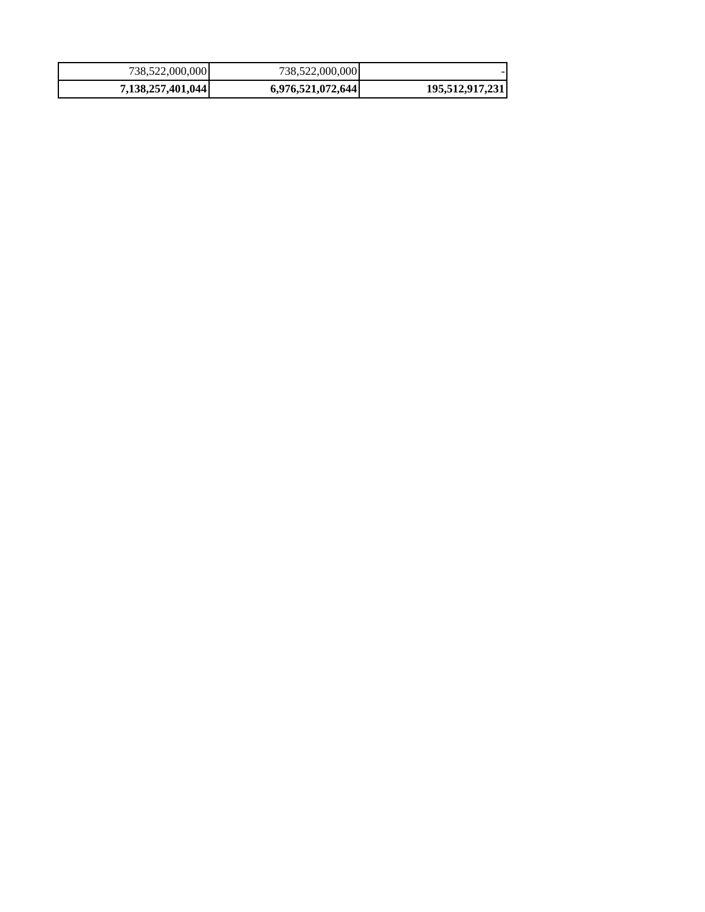| | | |
|---|---|---|
| 738,522,000,000 | 738,522,000,000 | - |
| **7,138,257,401,044** | **6,976,521,072,644** | **195,512,917,231** |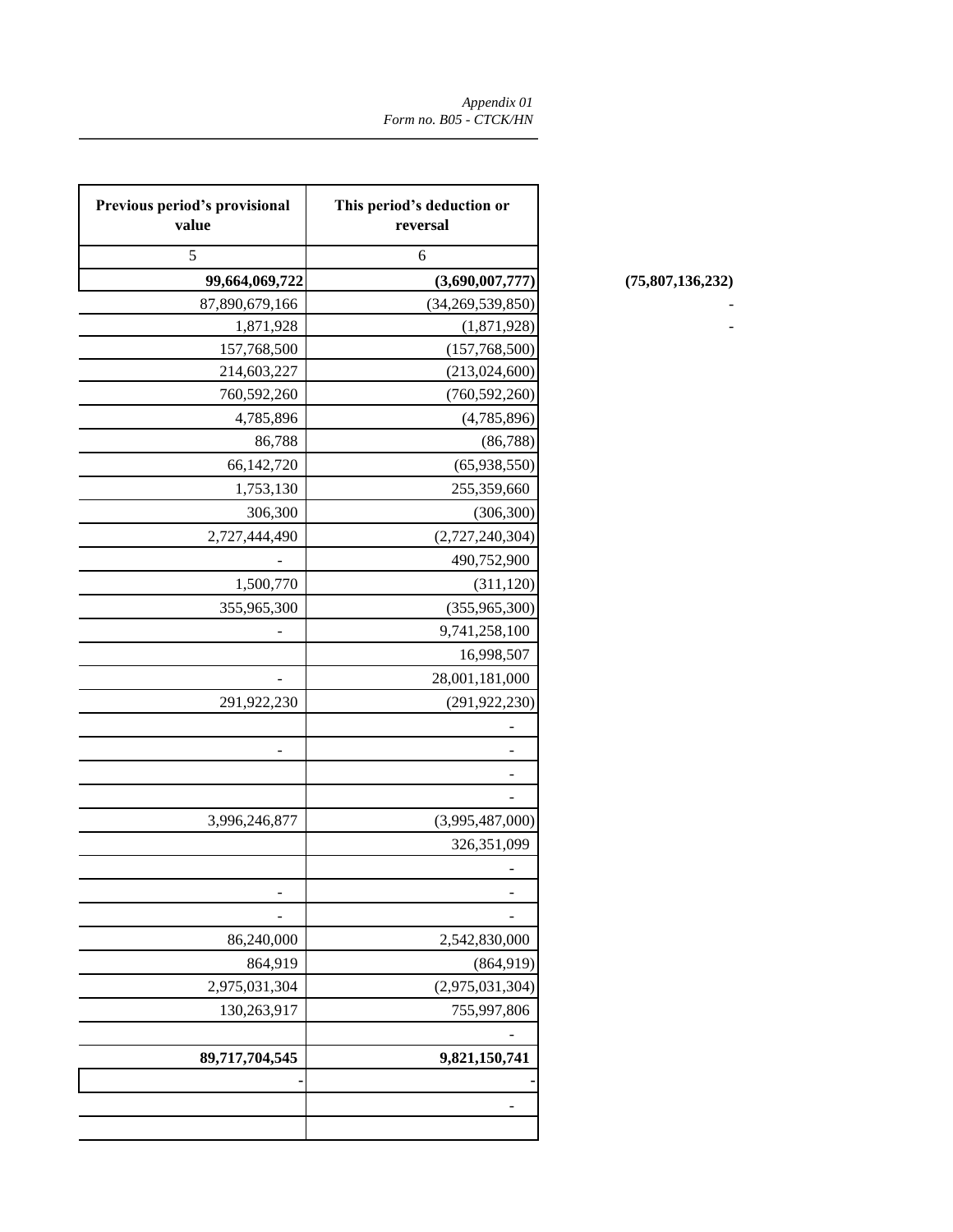*Appendix 01*
*Form no. B05 - CTCK/HN*

| Previous period's provisional value | This period's deduction or reversal | |
|---|---|---|
| 5 | 6 | |
| **99,664,069,722** | **(3,690,007,777)** | **(75,807,136,232)** |
| 87,890,679,166 | (34,269,539,850) | - |
| 1,871,928 | (1,871,928) | - |
| 157,768,500 | (157,768,500) | |
| 214,603,227 | (213,024,600) | |
| 760,592,260 | (760,592,260) | |
| 4,785,896 | (4,785,896) | |
| 86,788 | (86,788) | |
| 66,142,720 | (65,938,550) | |
| 1,753,130 | 255,359,660 | |
| 306,300 | (306,300) | |
| 2,727,444,490 | (2,727,240,304) | |
| - | 490,752,900 | |
| 1,500,770 | (311,120) | |
| 355,965,300 | (355,965,300) | |
| - | 9,741,258,100 | |
| | 16,998,507 | |
| - | 28,001,181,000 | |
| 291,922,230 | (291,922,230) | |
| | - | |
| - | - | |
| | - | |
| | - | |
| 3,996,246,877 | (3,995,487,000) | |
| | 326,351,099 | |
| | - | |
| - | - | |
| - | - | |
| 86,240,000 | 2,542,830,000 | |
| 864,919 | (864,919) | |
| 2,975,031,304 | (2,975,031,304) | |
| 130,263,917 | 755,997,806 | |
| | - | |
| **89,717,704,545** | **9,821,150,741** | |
| - | - | |
| | - | |
| | | |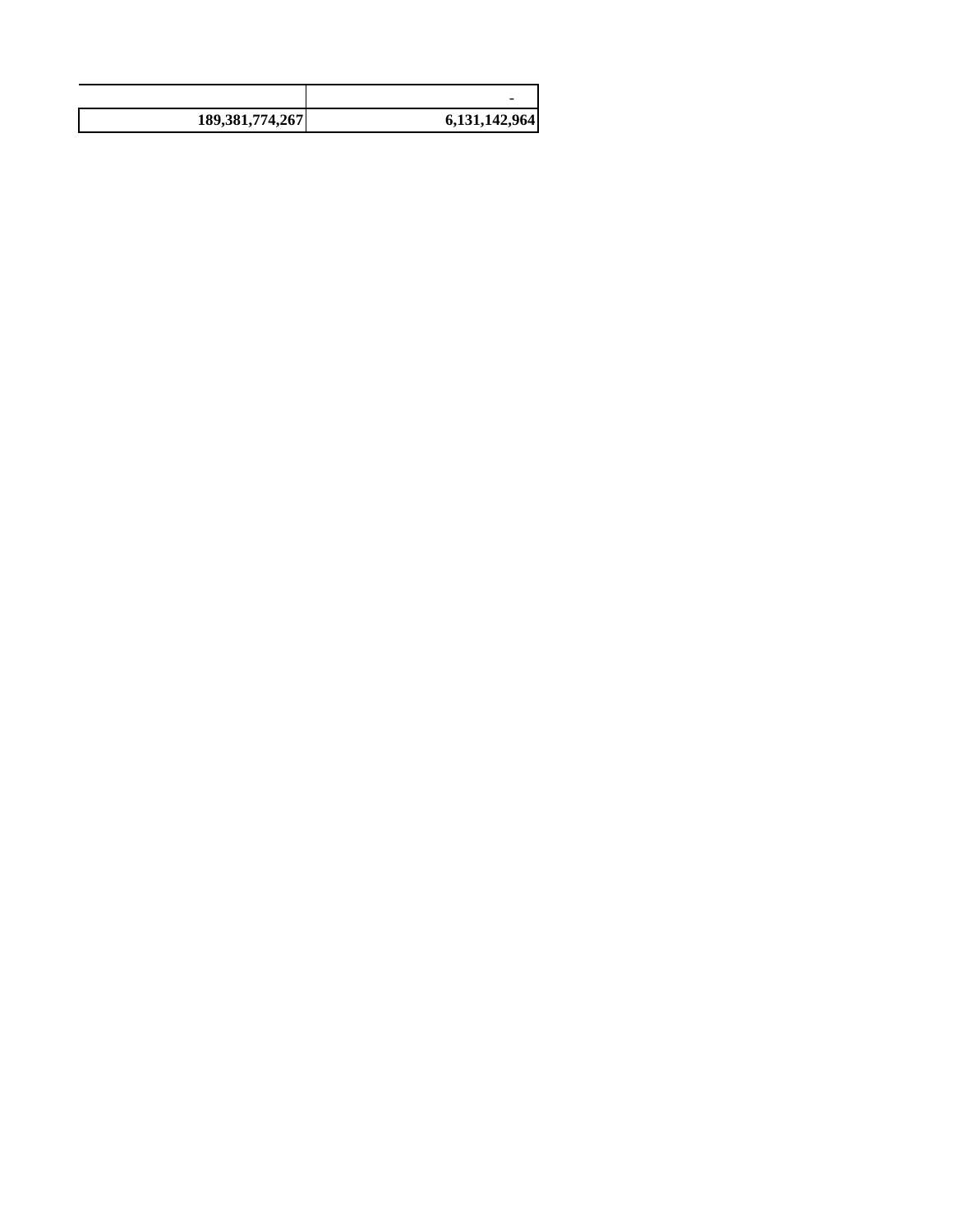| | |
|---|---|
| | - |
| **189,381,774,267** | **6,131,142,964** |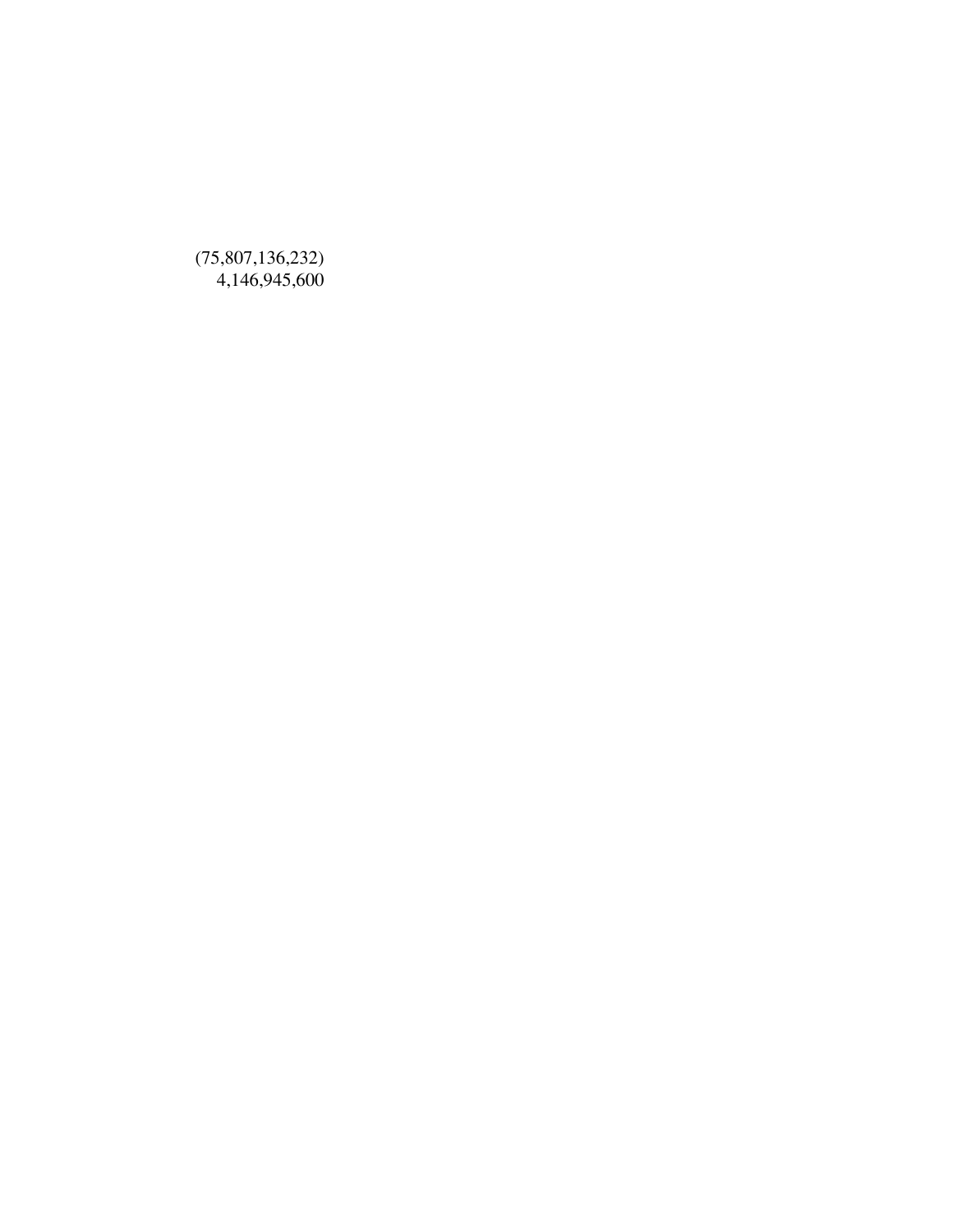(75,807,136,232)
4,146,945,600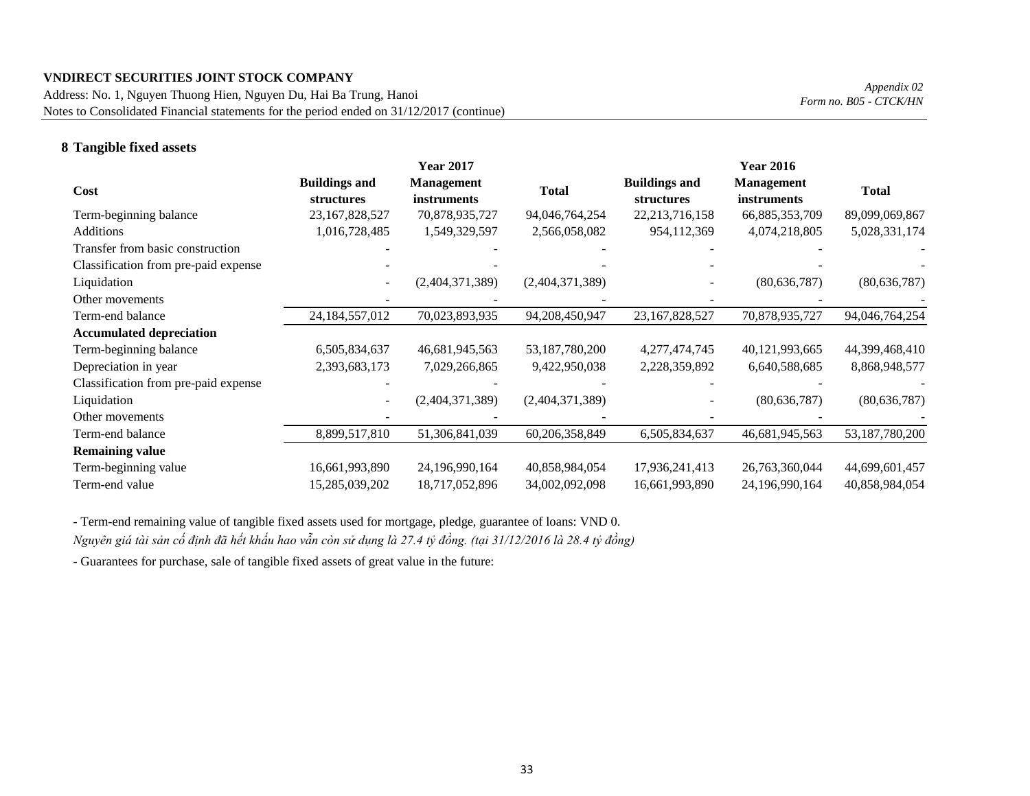**VNDIRECT SECURITIES JOINT STOCK COMPANY**

Address: No. 1, Nguyen Thuong Hien, Nguyen Du, Hai Ba Trung, Hanoi

Notes to Consolidated Financial statements for the period ended on 31/12/2017 (continue)

*Appendix 02*
*Form no. B05 - CTCK/HN*

## 8 Tangible fixed assets

| | Year 2017 | | | Year 2016 | | |
|---|---|---|---|---|---|---|
| **Cost** | **Buildings and structures** | **Management instruments** | **Total** | **Buildings and structures** | **Management instruments** | **Total** |
| Term-beginning balance | 23,167,828,527 | 70,878,935,727 | 94,046,764,254 | 22,213,716,158 | 66,885,353,709 | 89,099,069,867 |
| Additions | 1,016,728,485 | 1,549,329,597 | 2,566,058,082 | 954,112,369 | 4,074,218,805 | 5,028,331,174 |
| Transfer from basic construction | - | - | - | - | - | - |
| Classification from pre-paid expense | - | - | - | - | - | - |
| Liquidation | - | (2,404,371,389) | (2,404,371,389) | - | (80,636,787) | (80,636,787) |
| Other movements | - | - | - | - | - | - |
| Term-end balance | 24,184,557,012 | 70,023,893,935 | 94,208,450,947 | 23,167,828,527 | 70,878,935,727 | 94,046,764,254 |
| **Accumulated depreciation** | | | | | | |
| Term-beginning balance | 6,505,834,637 | 46,681,945,563 | 53,187,780,200 | 4,277,474,745 | 40,121,993,665 | 44,399,468,410 |
| Depreciation in year | 2,393,683,173 | 7,029,266,865 | 9,422,950,038 | 2,228,359,892 | 6,640,588,685 | 8,868,948,577 |
| Classification from pre-paid expense | - | - | - | - | - | - |
| Liquidation | - | (2,404,371,389) | (2,404,371,389) | - | (80,636,787) | (80,636,787) |
| Other movements | - | - | - | - | - | - |
| Term-end balance | 8,899,517,810 | 51,306,841,039 | 60,206,358,849 | 6,505,834,637 | 46,681,945,563 | 53,187,780,200 |
| **Remaining value** | | | | | | |
| Term-beginning value | 16,661,993,890 | 24,196,990,164 | 40,858,984,054 | 17,936,241,413 | 26,763,360,044 | 44,699,601,457 |
| Term-end value | 15,285,039,202 | 18,717,052,896 | 34,002,092,098 | 16,661,993,890 | 24,196,990,164 | 40,858,984,054 |

- Term-end remaining value of tangible fixed assets used for mortgage, pledge, guarantee of loans: VND 0.

*Nguyên giá tài sản cố định đã hết khấu hao vẫn còn sử dụng là 27.4 tỷ đồng. (tại 31/12/2016 là 28.4 tỷ đồng)*

- Guarantees for purchase, sale of tangible fixed assets of great value in the future: